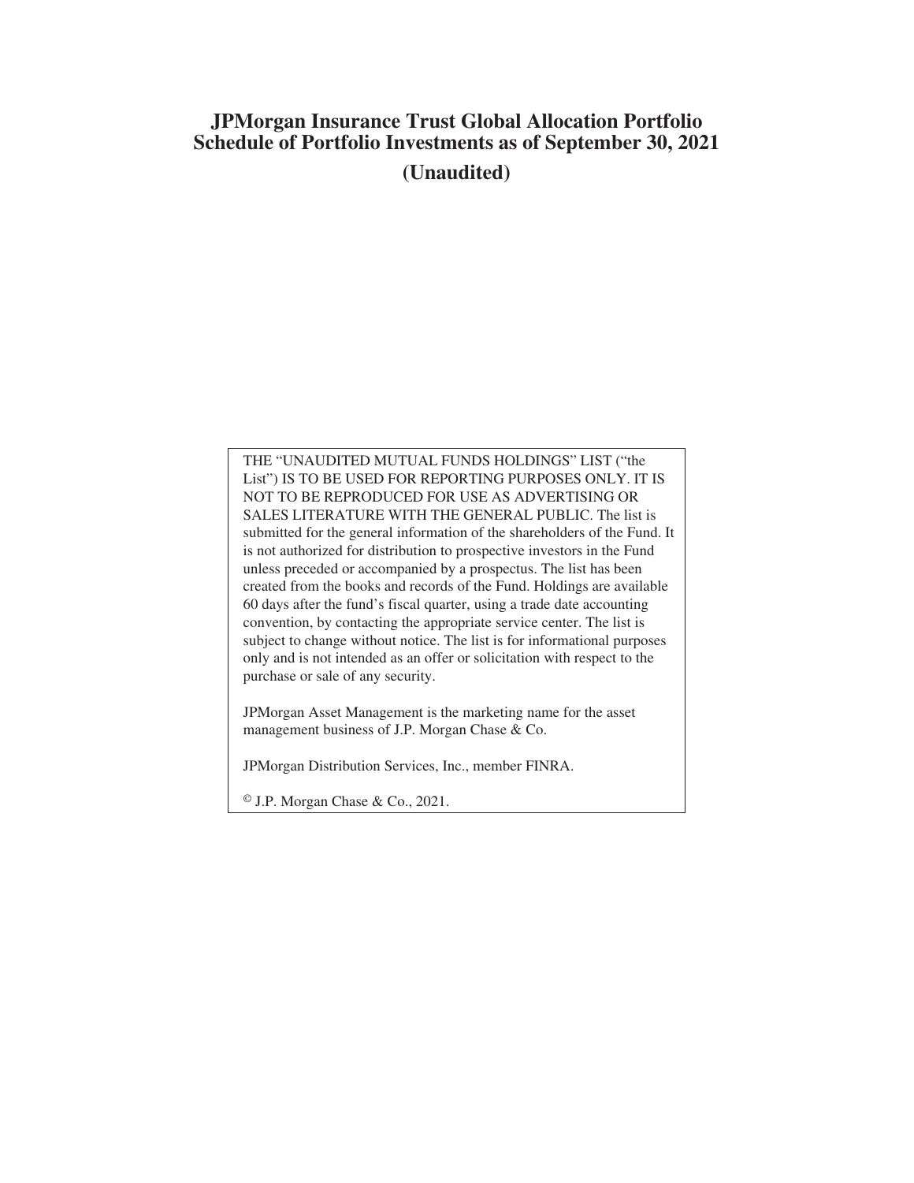# JPMorgan Insurance Trust Global Allocation Portfolio
# Schedule of Portfolio Investments as of September 30, 2021

**(Unaudited)**

THE "UNAUDITED MUTUAL FUNDS HOLDINGS" LIST ("the List") IS TO BE USED FOR REPORTING PURPOSES ONLY. IT IS NOT TO BE REPRODUCED FOR USE AS ADVERTISING OR SALES LITERATURE WITH THE GENERAL PUBLIC. The list is submitted for the general information of the shareholders of the Fund. It is not authorized for distribution to prospective investors in the Fund unless preceded or accompanied by a prospectus. The list has been created from the books and records of the Fund. Holdings are available 60 days after the fund's fiscal quarter, using a trade date accounting convention, by contacting the appropriate service center. The list is subject to change without notice. The list is for informational purposes only and is not intended as an offer or solicitation with respect to the purchase or sale of any security.

JPMorgan Asset Management is the marketing name for the asset management business of J.P. Morgan Chase & Co.

JPMorgan Distribution Services, Inc., member FINRA.

© J.P. Morgan Chase & Co., 2021.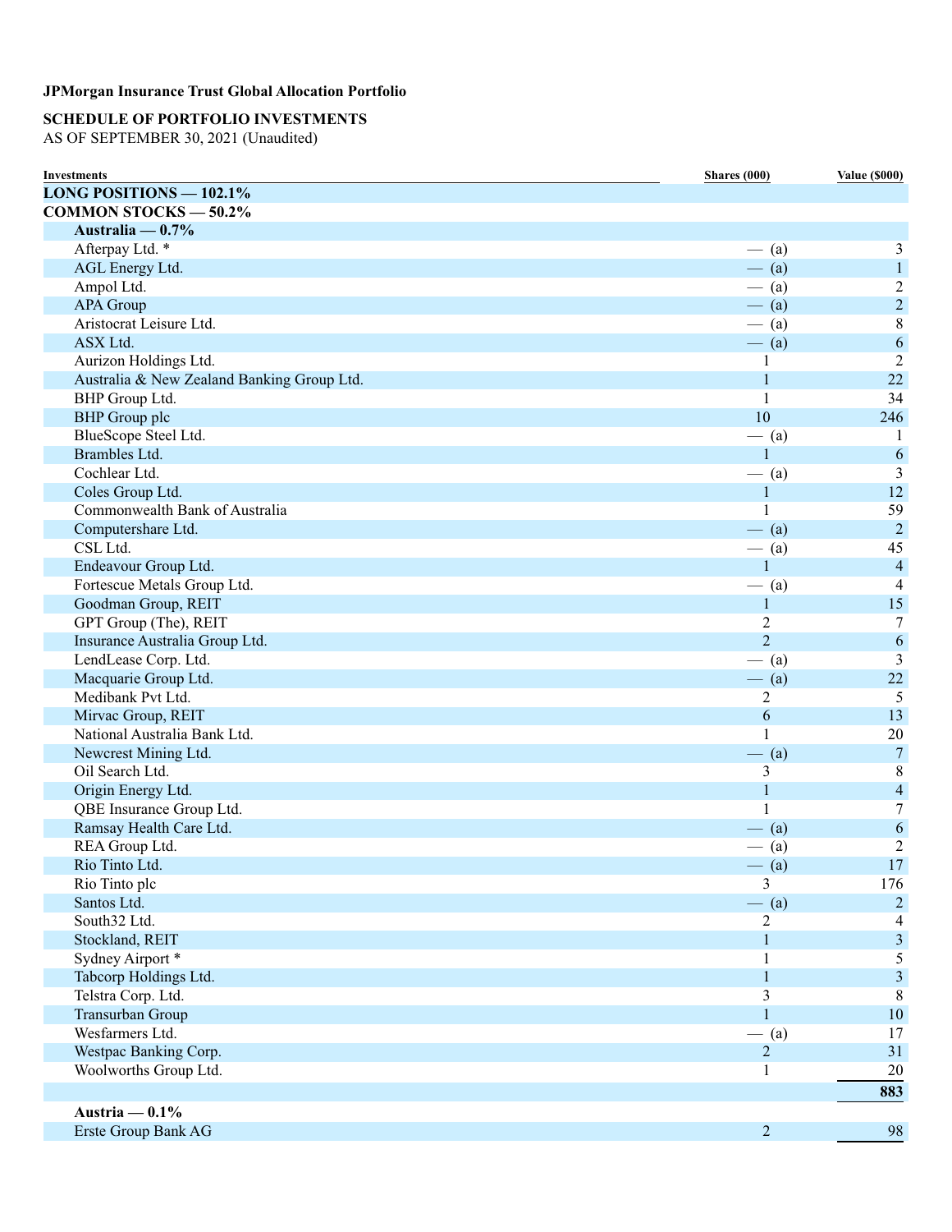**JPMorgan Insurance Trust Global Allocation Portfolio**

**SCHEDULE OF PORTFOLIO INVESTMENTS**
AS OF SEPTEMBER 30, 2021 (Unaudited)

| Investments | Shares (000) | Value ($000) |
|---|---|---|
| **LONG POSITIONS — 102.1%** | | |
| **COMMON STOCKS — 50.2%** | | |
| **Australia — 0.7%** | | |
| Afterpay Ltd. * | — (a) | 3 |
| AGL Energy Ltd. | — (a) | 1 |
| Ampol Ltd. | — (a) | 2 |
| APA Group | — (a) | 2 |
| Aristocrat Leisure Ltd. | — (a) | 8 |
| ASX Ltd. | — (a) | 6 |
| Aurizon Holdings Ltd. | 1 | 2 |
| Australia & New Zealand Banking Group Ltd. | 1 | 22 |
| BHP Group Ltd. | 1 | 34 |
| BHP Group plc | 10 | 246 |
| BlueScope Steel Ltd. | — (a) | 1 |
| Brambles Ltd. | 1 | 6 |
| Cochlear Ltd. | — (a) | 3 |
| Coles Group Ltd. | 1 | 12 |
| Commonwealth Bank of Australia | 1 | 59 |
| Computershare Ltd. | — (a) | 2 |
| CSL Ltd. | — (a) | 45 |
| Endeavour Group Ltd. | 1 | 4 |
| Fortescue Metals Group Ltd. | — (a) | 4 |
| Goodman Group, REIT | 1 | 15 |
| GPT Group (The), REIT | 2 | 7 |
| Insurance Australia Group Ltd. | 2 | 6 |
| LendLease Corp. Ltd. | — (a) | 3 |
| Macquarie Group Ltd. | — (a) | 22 |
| Medibank Pvt Ltd. | 2 | 5 |
| Mirvac Group, REIT | 6 | 13 |
| National Australia Bank Ltd. | 1 | 20 |
| Newcrest Mining Ltd. | — (a) | 7 |
| Oil Search Ltd. | 3 | 8 |
| Origin Energy Ltd. | 1 | 4 |
| QBE Insurance Group Ltd. | 1 | 7 |
| Ramsay Health Care Ltd. | — (a) | 6 |
| REA Group Ltd. | — (a) | 2 |
| Rio Tinto Ltd. | — (a) | 17 |
| Rio Tinto plc | 3 | 176 |
| Santos Ltd. | — (a) | 2 |
| South32 Ltd. | 2 | 4 |
| Stockland, REIT | 1 | 3 |
| Sydney Airport * | 1 | 5 |
| Tabcorp Holdings Ltd. | 1 | 3 |
| Telstra Corp. Ltd. | 3 | 8 |
| Transurban Group | 1 | 10 |
| Wesfarmers Ltd. | — (a) | 17 |
| Westpac Banking Corp. | 2 | 31 |
| Woolworths Group Ltd. | 1 | 20 |
| | | **883** |
| **Austria — 0.1%** | | |
| Erste Group Bank AG | 2 | 98 |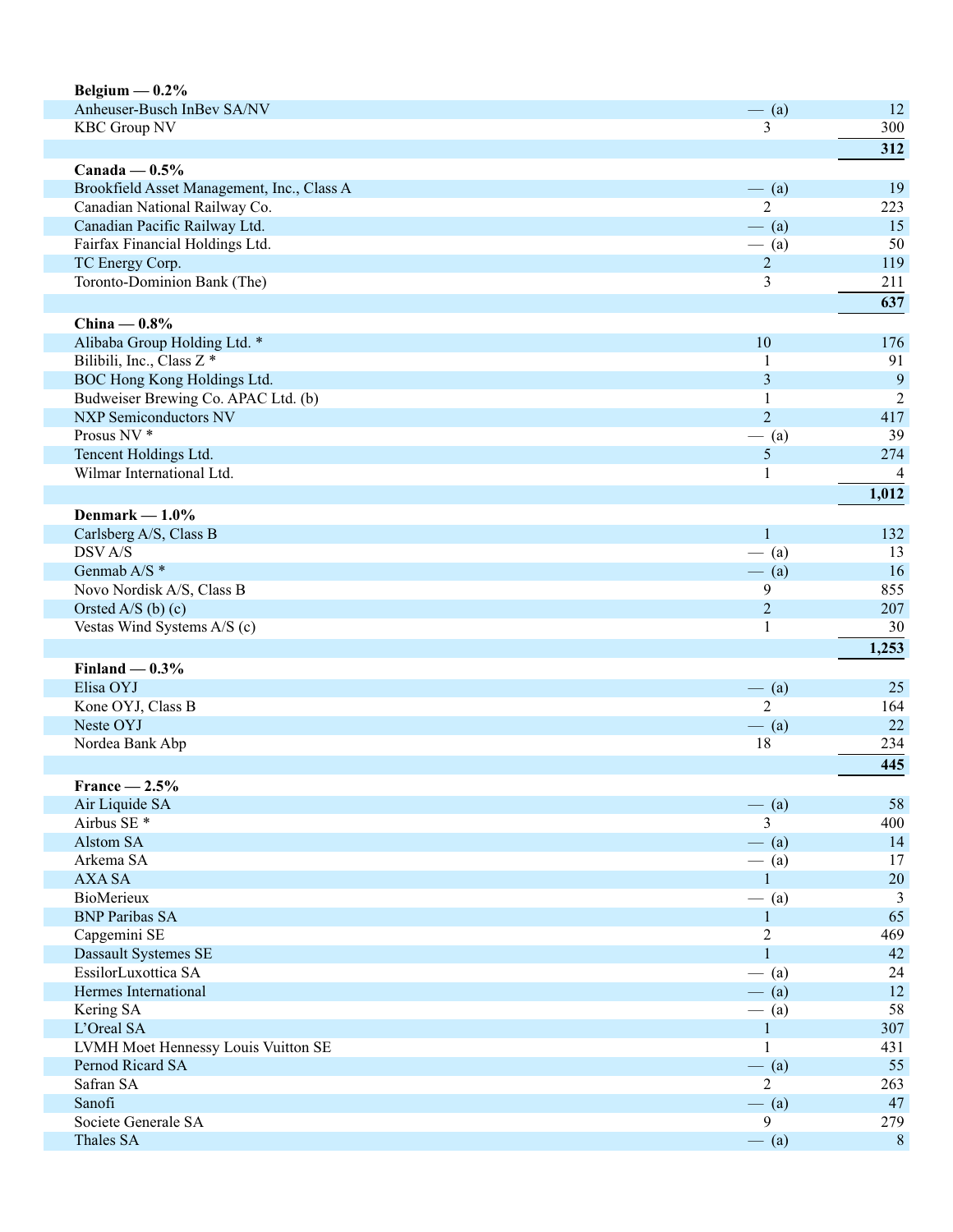| | | |
|---|---|---|
| **Belgium — 0.2%** | | |
| Anheuser-Busch InBev SA/NV | — (a) | 12 |
| KBC Group NV | 3 | 300 |
| | | **312** |
| **Canada — 0.5%** | | |
| Brookfield Asset Management, Inc., Class A | — (a) | 19 |
| Canadian National Railway Co. | 2 | 223 |
| Canadian Pacific Railway Ltd. | — (a) | 15 |
| Fairfax Financial Holdings Ltd. | — (a) | 50 |
| TC Energy Corp. | 2 | 119 |
| Toronto-Dominion Bank (The) | 3 | 211 |
| | | **637** |
| **China — 0.8%** | | |
| Alibaba Group Holding Ltd. * | 10 | 176 |
| Bilibili, Inc., Class Z * | 1 | 91 |
| BOC Hong Kong Holdings Ltd. | 3 | 9 |
| Budweiser Brewing Co. APAC Ltd. (b) | 1 | 2 |
| NXP Semiconductors NV | 2 | 417 |
| Prosus NV * | — (a) | 39 |
| Tencent Holdings Ltd. | 5 | 274 |
| Wilmar International Ltd. | 1 | 4 |
| | | **1,012** |
| **Denmark — 1.0%** | | |
| Carlsberg A/S, Class B | 1 | 132 |
| DSV A/S | — (a) | 13 |
| Genmab A/S * | — (a) | 16 |
| Novo Nordisk A/S, Class B | 9 | 855 |
| Orsted A/S (b) (c) | 2 | 207 |
| Vestas Wind Systems A/S (c) | 1 | 30 |
| | | **1,253** |
| **Finland — 0.3%** | | |
| Elisa OYJ | — (a) | 25 |
| Kone OYJ, Class B | 2 | 164 |
| Neste OYJ | — (a) | 22 |
| Nordea Bank Abp | 18 | 234 |
| | | **445** |
| **France — 2.5%** | | |
| Air Liquide SA | — (a) | 58 |
| Airbus SE * | 3 | 400 |
| Alstom SA | — (a) | 14 |
| Arkema SA | — (a) | 17 |
| AXA SA | 1 | 20 |
| BioMerieux | — (a) | 3 |
| BNP Paribas SA | 1 | 65 |
| Capgemini SE | 2 | 469 |
| Dassault Systemes SE | 1 | 42 |
| EssilorLuxottica SA | — (a) | 24 |
| Hermes International | — (a) | 12 |
| Kering SA | — (a) | 58 |
| L'Oreal SA | 1 | 307 |
| LVMH Moet Hennessy Louis Vuitton SE | 1 | 431 |
| Pernod Ricard SA | — (a) | 55 |
| Safran SA | 2 | 263 |
| Sanofi | — (a) | 47 |
| Societe Generale SA | 9 | 279 |
| Thales SA | — (a) | 8 |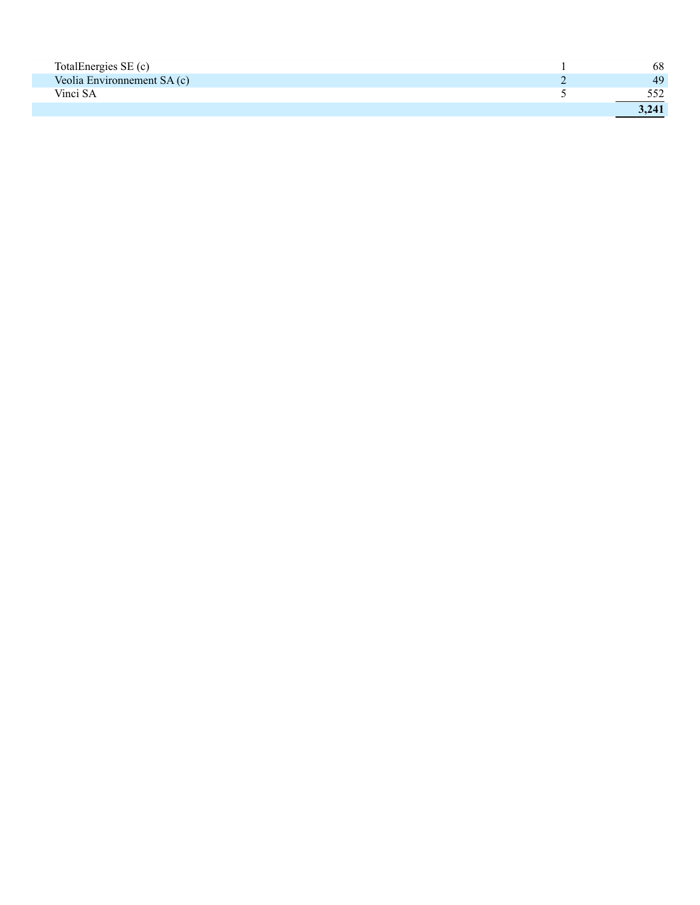| | | |
|---|---|---|
| TotalEnergies SE (c) | 1 | 68 |
| Veolia Environnement SA (c) | 2 | 49 |
| Vinci SA | 5 | 552 |
| | | **3,241** |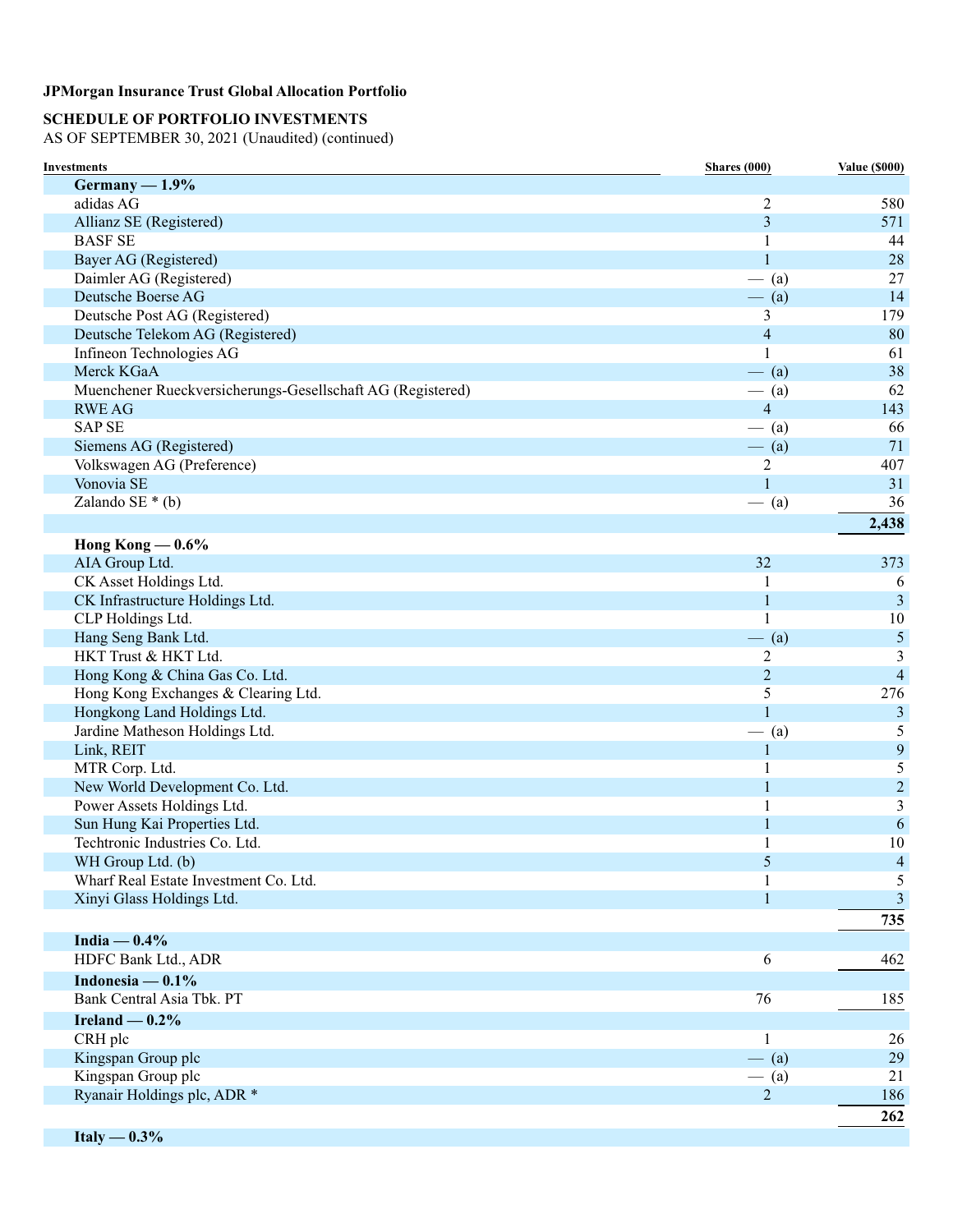**JPMorgan Insurance Trust Global Allocation Portfolio**

**SCHEDULE OF PORTFOLIO INVESTMENTS**
AS OF SEPTEMBER 30, 2021 (Unaudited) (continued)

| Investments | Shares (000) | Value ($000) |
|---|---|---|
| **Germany — 1.9%** | | |
| adidas AG | 2 | 580 |
| Allianz SE (Registered) | 3 | 571 |
| BASF SE | 1 | 44 |
| Bayer AG (Registered) | 1 | 28 |
| Daimler AG (Registered) | — (a) | 27 |
| Deutsche Boerse AG | — (a) | 14 |
| Deutsche Post AG (Registered) | 3 | 179 |
| Deutsche Telekom AG (Registered) | 4 | 80 |
| Infineon Technologies AG | 1 | 61 |
| Merck KGaA | — (a) | 38 |
| Muenchener Rueckversicherungs-Gesellschaft AG (Registered) | — (a) | 62 |
| RWE AG | 4 | 143 |
| SAP SE | — (a) | 66 |
| Siemens AG (Registered) | — (a) | 71 |
| Volkswagen AG (Preference) | 2 | 407 |
| Vonovia SE | 1 | 31 |
| Zalando SE * (b) | — (a) | 36 |
| | | **2,438** |
| **Hong Kong — 0.6%** | | |
| AIA Group Ltd. | 32 | 373 |
| CK Asset Holdings Ltd. | 1 | 6 |
| CK Infrastructure Holdings Ltd. | 1 | 3 |
| CLP Holdings Ltd. | 1 | 10 |
| Hang Seng Bank Ltd. | — (a) | 5 |
| HKT Trust & HKT Ltd. | 2 | 3 |
| Hong Kong & China Gas Co. Ltd. | 2 | 4 |
| Hong Kong Exchanges & Clearing Ltd. | 5 | 276 |
| Hongkong Land Holdings Ltd. | 1 | 3 |
| Jardine Matheson Holdings Ltd. | — (a) | 5 |
| Link, REIT | 1 | 9 |
| MTR Corp. Ltd. | 1 | 5 |
| New World Development Co. Ltd. | 1 | 2 |
| Power Assets Holdings Ltd. | 1 | 3 |
| Sun Hung Kai Properties Ltd. | 1 | 6 |
| Techtronic Industries Co. Ltd. | 1 | 10 |
| WH Group Ltd. (b) | 5 | 4 |
| Wharf Real Estate Investment Co. Ltd. | 1 | 5 |
| Xinyi Glass Holdings Ltd. | 1 | 3 |
| | | **735** |
| **India — 0.4%** | | |
| HDFC Bank Ltd., ADR | 6 | 462 |
| **Indonesia — 0.1%** | | |
| Bank Central Asia Tbk. PT | 76 | 185 |
| **Ireland — 0.2%** | | |
| CRH plc | 1 | 26 |
| Kingspan Group plc | — (a) | 29 |
| Kingspan Group plc | — (a) | 21 |
| Ryanair Holdings plc, ADR * | 2 | 186 |
| | | **262** |
| **Italy — 0.3%** | | |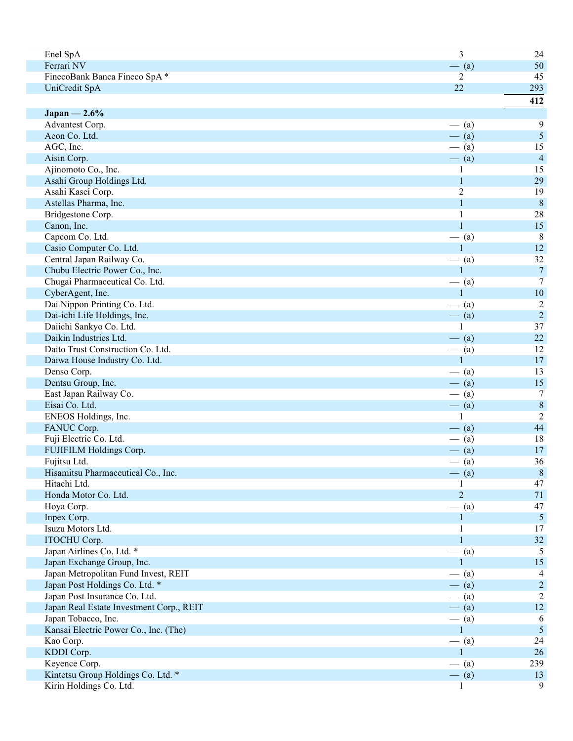| | | |
|---|---|---|
| Enel SpA | 3 | 24 |
| Ferrari NV | — (a) | 50 |
| FinecoBank Banca Fineco SpA * | 2 | 45 |
| UniCredit SpA | 22 | 293 |
| | | **412** |
| **Japan — 2.6%** | | |
| Advantest Corp. | — (a) | 9 |
| Aeon Co. Ltd. | — (a) | 5 |
| AGC, Inc. | — (a) | 15 |
| Aisin Corp. | — (a) | 4 |
| Ajinomoto Co., Inc. | 1 | 15 |
| Asahi Group Holdings Ltd. | 1 | 29 |
| Asahi Kasei Corp. | 2 | 19 |
| Astellas Pharma, Inc. | 1 | 8 |
| Bridgestone Corp. | 1 | 28 |
| Canon, Inc. | 1 | 15 |
| Capcom Co. Ltd. | — (a) | 8 |
| Casio Computer Co. Ltd. | 1 | 12 |
| Central Japan Railway Co. | — (a) | 32 |
| Chubu Electric Power Co., Inc. | 1 | 7 |
| Chugai Pharmaceutical Co. Ltd. | — (a) | 7 |
| CyberAgent, Inc. | 1 | 10 |
| Dai Nippon Printing Co. Ltd. | — (a) | 2 |
| Dai-ichi Life Holdings, Inc. | — (a) | 2 |
| Daiichi Sankyo Co. Ltd. | 1 | 37 |
| Daikin Industries Ltd. | — (a) | 22 |
| Daito Trust Construction Co. Ltd. | — (a) | 12 |
| Daiwa House Industry Co. Ltd. | 1 | 17 |
| Denso Corp. | — (a) | 13 |
| Dentsu Group, Inc. | — (a) | 15 |
| East Japan Railway Co. | — (a) | 7 |
| Eisai Co. Ltd. | — (a) | 8 |
| ENEOS Holdings, Inc. | 1 | 2 |
| FANUC Corp. | — (a) | 44 |
| Fuji Electric Co. Ltd. | — (a) | 18 |
| FUJIFILM Holdings Corp. | — (a) | 17 |
| Fujitsu Ltd. | — (a) | 36 |
| Hisamitsu Pharmaceutical Co., Inc. | — (a) | 8 |
| Hitachi Ltd. | 1 | 47 |
| Honda Motor Co. Ltd. | 2 | 71 |
| Hoya Corp. | — (a) | 47 |
| Inpex Corp. | 1 | 5 |
| Isuzu Motors Ltd. | 1 | 17 |
| ITOCHU Corp. | 1 | 32 |
| Japan Airlines Co. Ltd. * | — (a) | 5 |
| Japan Exchange Group, Inc. | 1 | 15 |
| Japan Metropolitan Fund Invest, REIT | — (a) | 4 |
| Japan Post Holdings Co. Ltd. * | — (a) | 2 |
| Japan Post Insurance Co. Ltd. | — (a) | 2 |
| Japan Real Estate Investment Corp., REIT | — (a) | 12 |
| Japan Tobacco, Inc. | — (a) | 6 |
| Kansai Electric Power Co., Inc. (The) | 1 | 5 |
| Kao Corp. | — (a) | 24 |
| KDDI Corp. | 1 | 26 |
| Keyence Corp. | — (a) | 239 |
| Kintetsu Group Holdings Co. Ltd. * | — (a) | 13 |
| Kirin Holdings Co. Ltd. | 1 | 9 |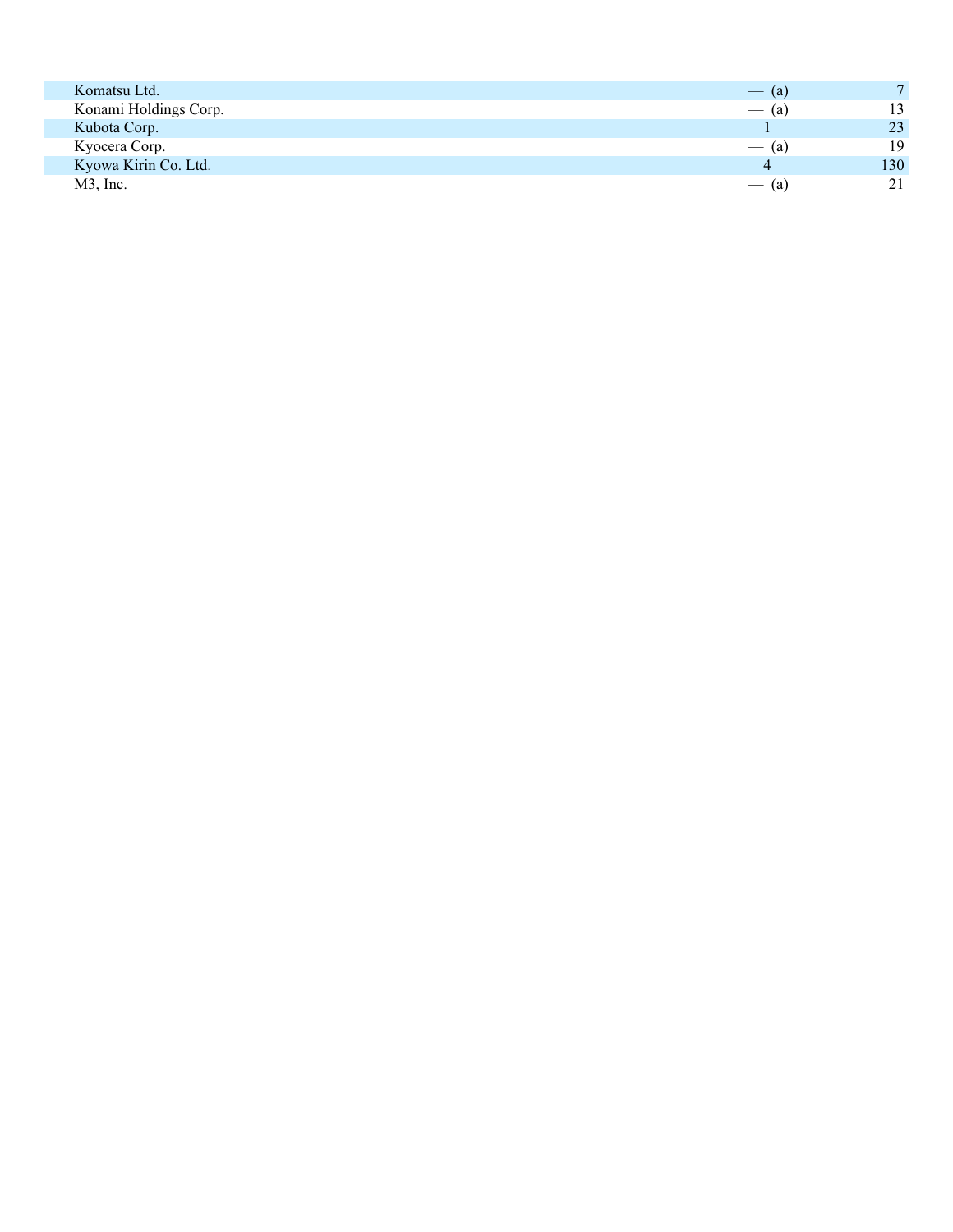| | | |
|---|---|---|
| Komatsu Ltd. | — (a) | 7 |
| Konami Holdings Corp. | — (a) | 13 |
| Kubota Corp. | 1 | 23 |
| Kyocera Corp. | — (a) | 19 |
| Kyowa Kirin Co. Ltd. | 4 | 130 |
| M3, Inc. | — (a) | 21 |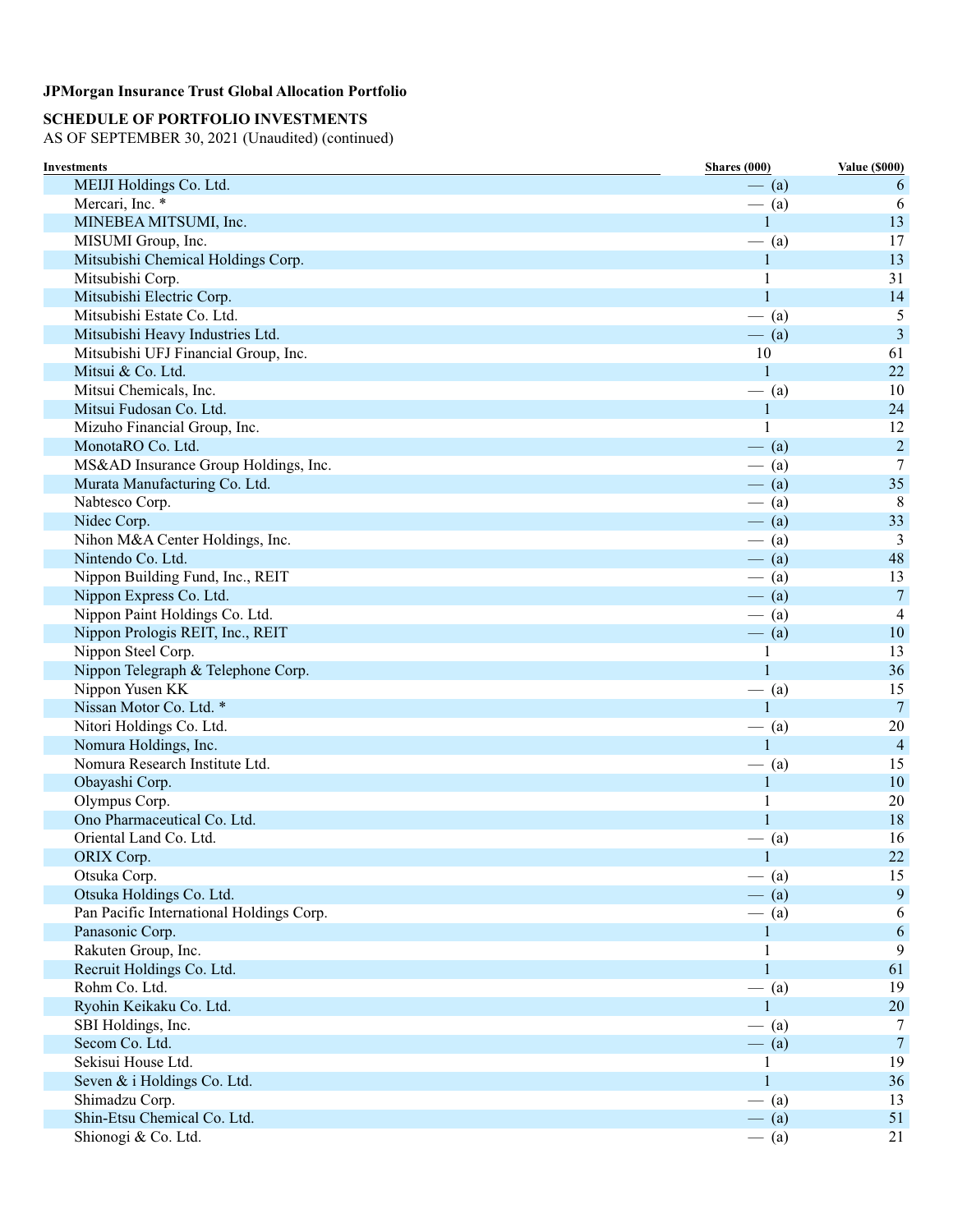**JPMorgan Insurance Trust Global Allocation Portfolio**

**SCHEDULE OF PORTFOLIO INVESTMENTS**
AS OF SEPTEMBER 30, 2021 (Unaudited) (continued)

| Investments | Shares (000) | Value ($000) |
|---|---|---|
| MEIJI Holdings Co. Ltd. | — (a) | 6 |
| Mercari, Inc. * | — (a) | 6 |
| MINEBEA MITSUMI, Inc. | 1 | 13 |
| MISUMI Group, Inc. | — (a) | 17 |
| Mitsubishi Chemical Holdings Corp. | 1 | 13 |
| Mitsubishi Corp. | 1 | 31 |
| Mitsubishi Electric Corp. | 1 | 14 |
| Mitsubishi Estate Co. Ltd. | — (a) | 5 |
| Mitsubishi Heavy Industries Ltd. | — (a) | 3 |
| Mitsubishi UFJ Financial Group, Inc. | 10 | 61 |
| Mitsui & Co. Ltd. | 1 | 22 |
| Mitsui Chemicals, Inc. | — (a) | 10 |
| Mitsui Fudosan Co. Ltd. | 1 | 24 |
| Mizuho Financial Group, Inc. | 1 | 12 |
| MonotaRO Co. Ltd. | — (a) | 2 |
| MS&AD Insurance Group Holdings, Inc. | — (a) | 7 |
| Murata Manufacturing Co. Ltd. | — (a) | 35 |
| Nabtesco Corp. | — (a) | 8 |
| Nidec Corp. | — (a) | 33 |
| Nihon M&A Center Holdings, Inc. | — (a) | 3 |
| Nintendo Co. Ltd. | — (a) | 48 |
| Nippon Building Fund, Inc., REIT | — (a) | 13 |
| Nippon Express Co. Ltd. | — (a) | 7 |
| Nippon Paint Holdings Co. Ltd. | — (a) | 4 |
| Nippon Prologis REIT, Inc., REIT | — (a) | 10 |
| Nippon Steel Corp. | 1 | 13 |
| Nippon Telegraph & Telephone Corp. | 1 | 36 |
| Nippon Yusen KK | — (a) | 15 |
| Nissan Motor Co. Ltd. * | 1 | 7 |
| Nitori Holdings Co. Ltd. | — (a) | 20 |
| Nomura Holdings, Inc. | 1 | 4 |
| Nomura Research Institute Ltd. | — (a) | 15 |
| Obayashi Corp. | 1 | 10 |
| Olympus Corp. | 1 | 20 |
| Ono Pharmaceutical Co. Ltd. | 1 | 18 |
| Oriental Land Co. Ltd. | — (a) | 16 |
| ORIX Corp. | 1 | 22 |
| Otsuka Corp. | — (a) | 15 |
| Otsuka Holdings Co. Ltd. | — (a) | 9 |
| Pan Pacific International Holdings Corp. | — (a) | 6 |
| Panasonic Corp. | 1 | 6 |
| Rakuten Group, Inc. | 1 | 9 |
| Recruit Holdings Co. Ltd. | 1 | 61 |
| Rohm Co. Ltd. | — (a) | 19 |
| Ryohin Keikaku Co. Ltd. | 1 | 20 |
| SBI Holdings, Inc. | — (a) | 7 |
| Secom Co. Ltd. | — (a) | 7 |
| Sekisui House Ltd. | 1 | 19 |
| Seven & i Holdings Co. Ltd. | 1 | 36 |
| Shimadzu Corp. | — (a) | 13 |
| Shin-Etsu Chemical Co. Ltd. | — (a) | 51 |
| Shionogi & Co. Ltd. | — (a) | 21 |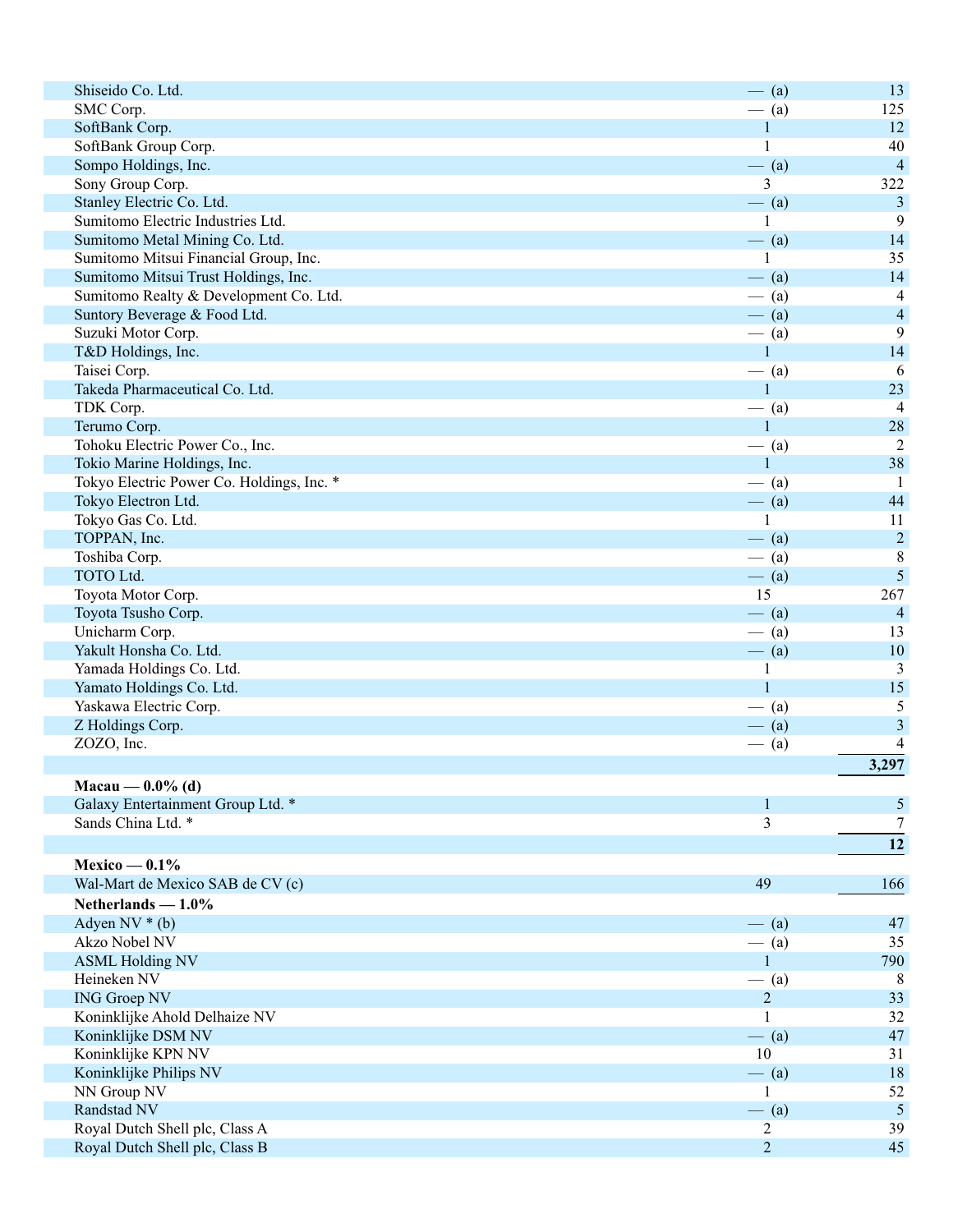| | | |
|---|---|---|
| Shiseido Co. Ltd. | — (a) | 13 |
| SMC Corp. | — (a) | 125 |
| SoftBank Corp. | 1 | 12 |
| SoftBank Group Corp. | 1 | 40 |
| Sompo Holdings, Inc. | — (a) | 4 |
| Sony Group Corp. | 3 | 322 |
| Stanley Electric Co. Ltd. | — (a) | 3 |
| Sumitomo Electric Industries Ltd. | 1 | 9 |
| Sumitomo Metal Mining Co. Ltd. | — (a) | 14 |
| Sumitomo Mitsui Financial Group, Inc. | 1 | 35 |
| Sumitomo Mitsui Trust Holdings, Inc. | — (a) | 14 |
| Sumitomo Realty & Development Co. Ltd. | — (a) | 4 |
| Suntory Beverage & Food Ltd. | — (a) | 4 |
| Suzuki Motor Corp. | — (a) | 9 |
| T&D Holdings, Inc. | 1 | 14 |
| Taisei Corp. | — (a) | 6 |
| Takeda Pharmaceutical Co. Ltd. | 1 | 23 |
| TDK Corp. | — (a) | 4 |
| Terumo Corp. | 1 | 28 |
| Tohoku Electric Power Co., Inc. | — (a) | 2 |
| Tokio Marine Holdings, Inc. | 1 | 38 |
| Tokyo Electric Power Co. Holdings, Inc. * | — (a) | 1 |
| Tokyo Electron Ltd. | — (a) | 44 |
| Tokyo Gas Co. Ltd. | 1 | 11 |
| TOPPAN, Inc. | — (a) | 2 |
| Toshiba Corp. | — (a) | 8 |
| TOTO Ltd. | — (a) | 5 |
| Toyota Motor Corp. | 15 | 267 |
| Toyota Tsusho Corp. | — (a) | 4 |
| Unicharm Corp. | — (a) | 13 |
| Yakult Honsha Co. Ltd. | — (a) | 10 |
| Yamada Holdings Co. Ltd. | 1 | 3 |
| Yamato Holdings Co. Ltd. | 1 | 15 |
| Yaskawa Electric Corp. | — (a) | 5 |
| Z Holdings Corp. | — (a) | 3 |
| ZOZO, Inc. | — (a) | 4 |
| | | **3,297** |
| **Macau — 0.0% (d)** | | |
| Galaxy Entertainment Group Ltd. * | 1 | 5 |
| Sands China Ltd. * | 3 | 7 |
| | | **12** |
| **Mexico — 0.1%** | | |
| Wal-Mart de Mexico SAB de CV (c) | 49 | 166 |
| **Netherlands — 1.0%** | | |
| Adyen NV * (b) | — (a) | 47 |
| Akzo Nobel NV | — (a) | 35 |
| ASML Holding NV | 1 | 790 |
| Heineken NV | — (a) | 8 |
| ING Groep NV | 2 | 33 |
| Koninklijke Ahold Delhaize NV | 1 | 32 |
| Koninklijke DSM NV | — (a) | 47 |
| Koninklijke KPN NV | 10 | 31 |
| Koninklijke Philips NV | — (a) | 18 |
| NN Group NV | 1 | 52 |
| Randstad NV | — (a) | 5 |
| Royal Dutch Shell plc, Class A | 2 | 39 |
| Royal Dutch Shell plc, Class B | 2 | 45 |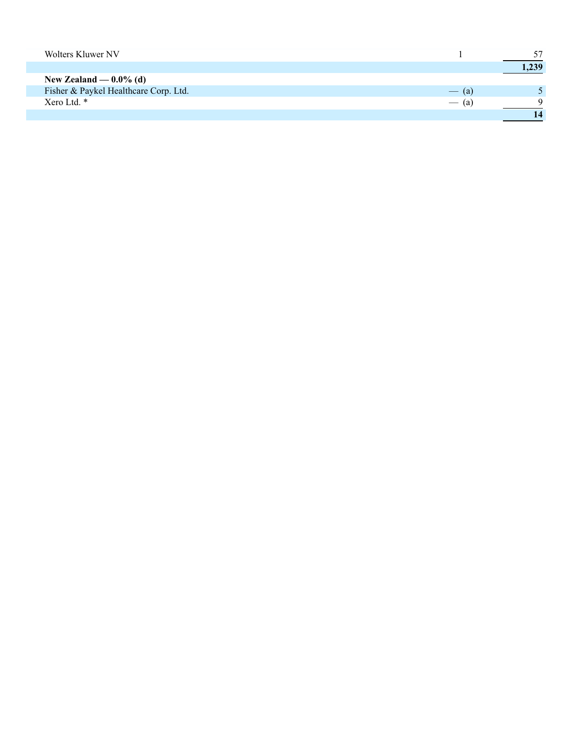| | | |
|---|---|---|
| Wolters Kluwer NV | 1 | 57 |
| | | **1,239** |
| **New Zealand — 0.0% (d)** | | |
| Fisher & Paykel Healthcare Corp. Ltd. | — (a) | 5 |
| Xero Ltd. * | — (a) | 9 |
| | | **14** |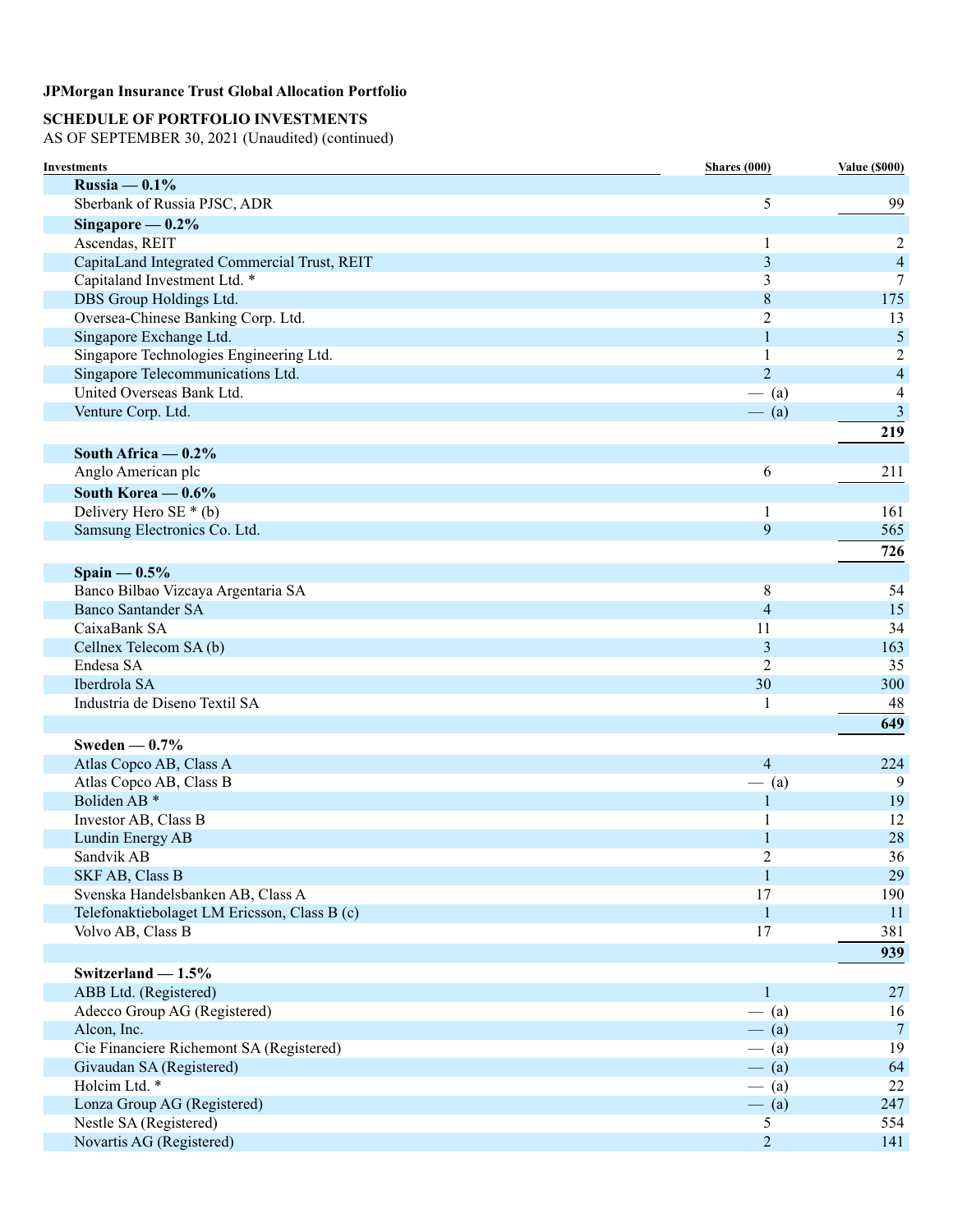**JPMorgan Insurance Trust Global Allocation Portfolio**

**SCHEDULE OF PORTFOLIO INVESTMENTS**
AS OF SEPTEMBER 30, 2021 (Unaudited) (continued)

| Investments | Shares (000) | Value ($000) |
|---|---|---|
| **Russia — 0.1%** | | |
| Sberbank of Russia PJSC, ADR | 5 | 99 |
| **Singapore — 0.2%** | | |
| Ascendas, REIT | 1 | 2 |
| CapitaLand Integrated Commercial Trust, REIT | 3 | 4 |
| Capitaland Investment Ltd. * | 3 | 7 |
| DBS Group Holdings Ltd. | 8 | 175 |
| Oversea-Chinese Banking Corp. Ltd. | 2 | 13 |
| Singapore Exchange Ltd. | 1 | 5 |
| Singapore Technologies Engineering Ltd. | 1 | 2 |
| Singapore Telecommunications Ltd. | 2 | 4 |
| United Overseas Bank Ltd. | — (a) | 4 |
| Venture Corp. Ltd. | — (a) | 3 |
| | | **219** |
| **South Africa — 0.2%** | | |
| Anglo American plc | 6 | 211 |
| **South Korea — 0.6%** | | |
| Delivery Hero SE * (b) | 1 | 161 |
| Samsung Electronics Co. Ltd. | 9 | 565 |
| | | **726** |
| **Spain — 0.5%** | | |
| Banco Bilbao Vizcaya Argentaria SA | 8 | 54 |
| Banco Santander SA | 4 | 15 |
| CaixaBank SA | 11 | 34 |
| Cellnex Telecom SA (b) | 3 | 163 |
| Endesa SA | 2 | 35 |
| Iberdrola SA | 30 | 300 |
| Industria de Diseno Textil SA | 1 | 48 |
| | | **649** |
| **Sweden — 0.7%** | | |
| Atlas Copco AB, Class A | 4 | 224 |
| Atlas Copco AB, Class B | — (a) | 9 |
| Boliden AB * | 1 | 19 |
| Investor AB, Class B | 1 | 12 |
| Lundin Energy AB | 1 | 28 |
| Sandvik AB | 2 | 36 |
| SKF AB, Class B | 1 | 29 |
| Svenska Handelsbanken AB, Class A | 17 | 190 |
| Telefonaktiebolaget LM Ericsson, Class B (c) | 1 | 11 |
| Volvo AB, Class B | 17 | 381 |
| | | **939** |
| **Switzerland — 1.5%** | | |
| ABB Ltd. (Registered) | 1 | 27 |
| Adecco Group AG (Registered) | — (a) | 16 |
| Alcon, Inc. | — (a) | 7 |
| Cie Financiere Richemont SA (Registered) | — (a) | 19 |
| Givaudan SA (Registered) | — (a) | 64 |
| Holcim Ltd. * | — (a) | 22 |
| Lonza Group AG (Registered) | — (a) | 247 |
| Nestle SA (Registered) | 5 | 554 |
| Novartis AG (Registered) | 2 | 141 |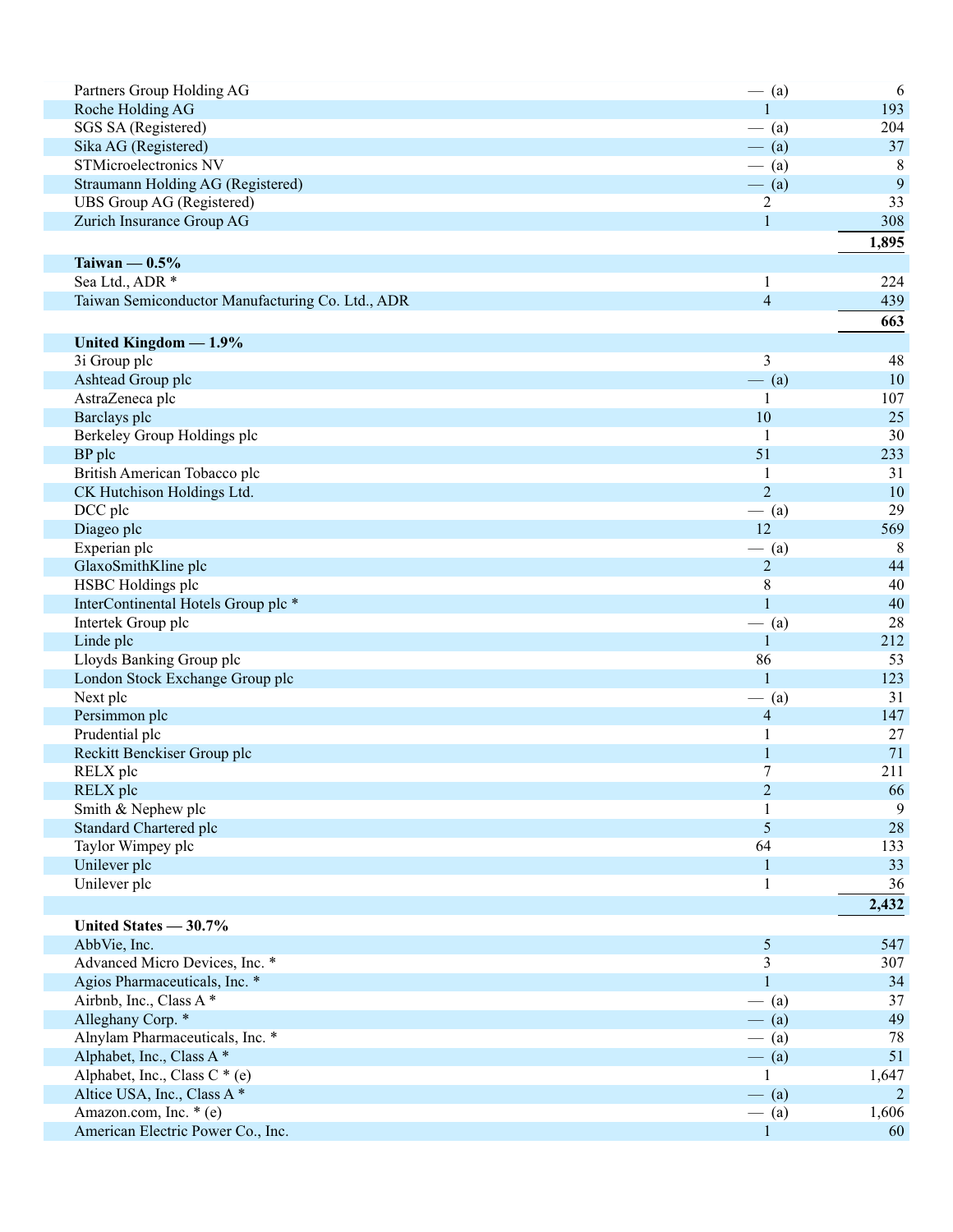| | | |
|---|---|---|
| Partners Group Holding AG | — (a) | 6 |
| Roche Holding AG | 1 | 193 |
| SGS SA (Registered) | — (a) | 204 |
| Sika AG (Registered) | — (a) | 37 |
| STMicroelectronics NV | — (a) | 8 |
| Straumann Holding AG (Registered) | — (a) | 9 |
| UBS Group AG (Registered) | 2 | 33 |
| Zurich Insurance Group AG | 1 | 308 |
| | | **1,895** |
| **Taiwan — 0.5%** | | |
| Sea Ltd., ADR * | 1 | 224 |
| Taiwan Semiconductor Manufacturing Co. Ltd., ADR | 4 | 439 |
| | | **663** |
| **United Kingdom — 1.9%** | | |
| 3i Group plc | 3 | 48 |
| Ashtead Group plc | — (a) | 10 |
| AstraZeneca plc | 1 | 107 |
| Barclays plc | 10 | 25 |
| Berkeley Group Holdings plc | 1 | 30 |
| BP plc | 51 | 233 |
| British American Tobacco plc | 1 | 31 |
| CK Hutchison Holdings Ltd. | 2 | 10 |
| DCC plc | — (a) | 29 |
| Diageo plc | 12 | 569 |
| Experian plc | — (a) | 8 |
| GlaxoSmithKline plc | 2 | 44 |
| HSBC Holdings plc | 8 | 40 |
| InterContinental Hotels Group plc * | 1 | 40 |
| Intertek Group plc | — (a) | 28 |
| Linde plc | 1 | 212 |
| Lloyds Banking Group plc | 86 | 53 |
| London Stock Exchange Group plc | 1 | 123 |
| Next plc | — (a) | 31 |
| Persimmon plc | 4 | 147 |
| Prudential plc | 1 | 27 |
| Reckitt Benckiser Group plc | 1 | 71 |
| RELX plc | 7 | 211 |
| RELX plc | 2 | 66 |
| Smith & Nephew plc | 1 | 9 |
| Standard Chartered plc | 5 | 28 |
| Taylor Wimpey plc | 64 | 133 |
| Unilever plc | 1 | 33 |
| Unilever plc | 1 | 36 |
| | | **2,432** |
| **United States — 30.7%** | | |
| AbbVie, Inc. | 5 | 547 |
| Advanced Micro Devices, Inc. * | 3 | 307 |
| Agios Pharmaceuticals, Inc. * | 1 | 34 |
| Airbnb, Inc., Class A * | — (a) | 37 |
| Alleghany Corp. * | — (a) | 49 |
| Alnylam Pharmaceuticals, Inc. * | — (a) | 78 |
| Alphabet, Inc., Class A * | — (a) | 51 |
| Alphabet, Inc., Class C * (e) | 1 | 1,647 |
| Altice USA, Inc., Class A * | — (a) | 2 |
| Amazon.com, Inc. * (e) | — (a) | 1,606 |
| American Electric Power Co., Inc. | 1 | 60 |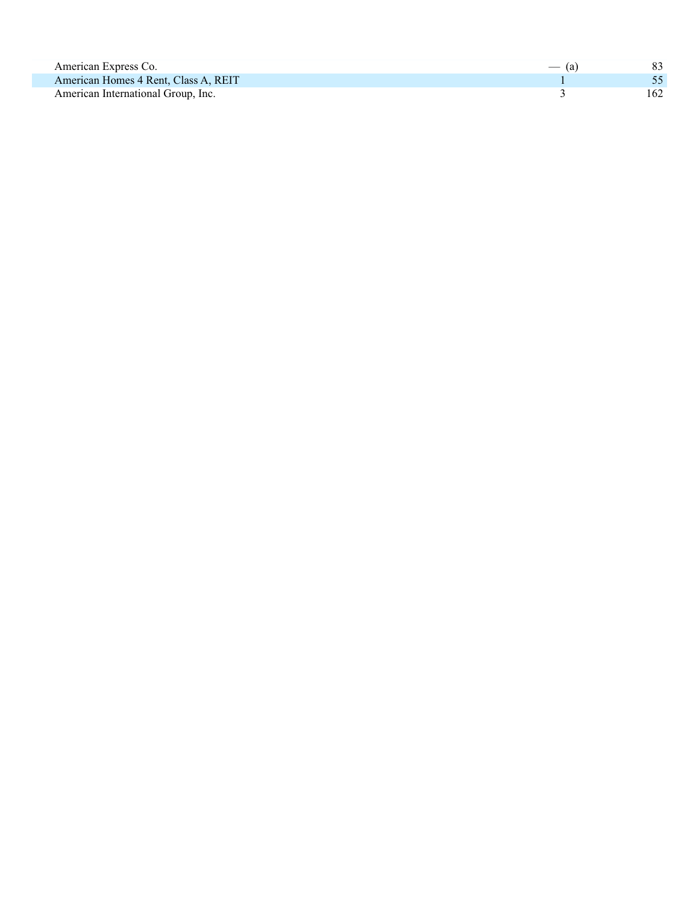| | | |
|---|---|---|
| American Express Co. | — (a) | 83 |
| American Homes 4 Rent, Class A, REIT | 1 | 55 |
| American International Group, Inc. | 3 | 162 |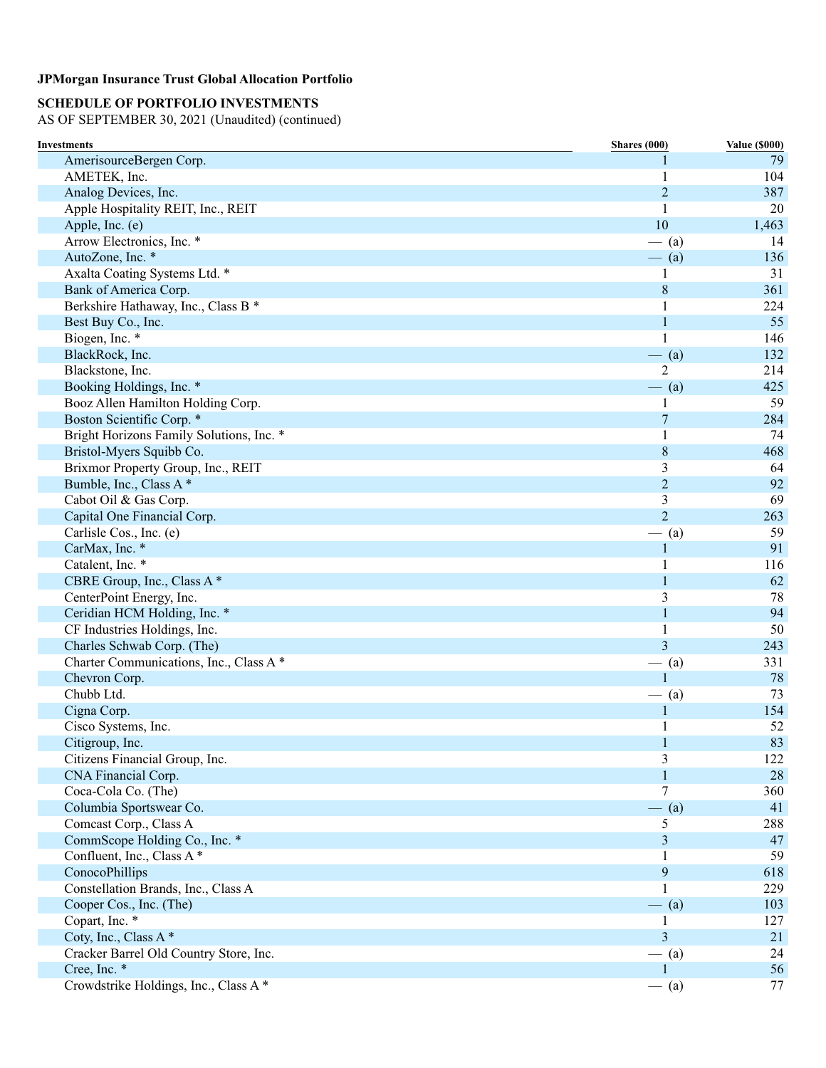**JPMorgan Insurance Trust Global Allocation Portfolio**

**SCHEDULE OF PORTFOLIO INVESTMENTS**
AS OF SEPTEMBER 30, 2021 (Unaudited) (continued)

| Investments | Shares (000) | Value ($000) |
|---|---|---|
| AmerisourceBergen Corp. | 1 | 79 |
| AMETEK, Inc. | 1 | 104 |
| Analog Devices, Inc. | 2 | 387 |
| Apple Hospitality REIT, Inc., REIT | 1 | 20 |
| Apple, Inc. (e) | 10 | 1,463 |
| Arrow Electronics, Inc. * | — (a) | 14 |
| AutoZone, Inc. * | — (a) | 136 |
| Axalta Coating Systems Ltd. * | 1 | 31 |
| Bank of America Corp. | 8 | 361 |
| Berkshire Hathaway, Inc., Class B * | 1 | 224 |
| Best Buy Co., Inc. | 1 | 55 |
| Biogen, Inc. * | 1 | 146 |
| BlackRock, Inc. | — (a) | 132 |
| Blackstone, Inc. | 2 | 214 |
| Booking Holdings, Inc. * | — (a) | 425 |
| Booz Allen Hamilton Holding Corp. | 1 | 59 |
| Boston Scientific Corp. * | 7 | 284 |
| Bright Horizons Family Solutions, Inc. * | 1 | 74 |
| Bristol-Myers Squibb Co. | 8 | 468 |
| Brixmor Property Group, Inc., REIT | 3 | 64 |
| Bumble, Inc., Class A * | 2 | 92 |
| Cabot Oil & Gas Corp. | 3 | 69 |
| Capital One Financial Corp. | 2 | 263 |
| Carlisle Cos., Inc. (e) | — (a) | 59 |
| CarMax, Inc. * | 1 | 91 |
| Catalent, Inc. * | 1 | 116 |
| CBRE Group, Inc., Class A * | 1 | 62 |
| CenterPoint Energy, Inc. | 3 | 78 |
| Ceridian HCM Holding, Inc. * | 1 | 94 |
| CF Industries Holdings, Inc. | 1 | 50 |
| Charles Schwab Corp. (The) | 3 | 243 |
| Charter Communications, Inc., Class A * | — (a) | 331 |
| Chevron Corp. | 1 | 78 |
| Chubb Ltd. | — (a) | 73 |
| Cigna Corp. | 1 | 154 |
| Cisco Systems, Inc. | 1 | 52 |
| Citigroup, Inc. | 1 | 83 |
| Citizens Financial Group, Inc. | 3 | 122 |
| CNA Financial Corp. | 1 | 28 |
| Coca-Cola Co. (The) | 7 | 360 |
| Columbia Sportswear Co. | — (a) | 41 |
| Comcast Corp., Class A | 5 | 288 |
| CommScope Holding Co., Inc. * | 3 | 47 |
| Confluent, Inc., Class A * | 1 | 59 |
| ConocoPhillips | 9 | 618 |
| Constellation Brands, Inc., Class A | 1 | 229 |
| Cooper Cos., Inc. (The) | — (a) | 103 |
| Copart, Inc. * | 1 | 127 |
| Coty, Inc., Class A * | 3 | 21 |
| Cracker Barrel Old Country Store, Inc. | — (a) | 24 |
| Cree, Inc. * | 1 | 56 |
| Crowdstrike Holdings, Inc., Class A * | — (a) | 77 |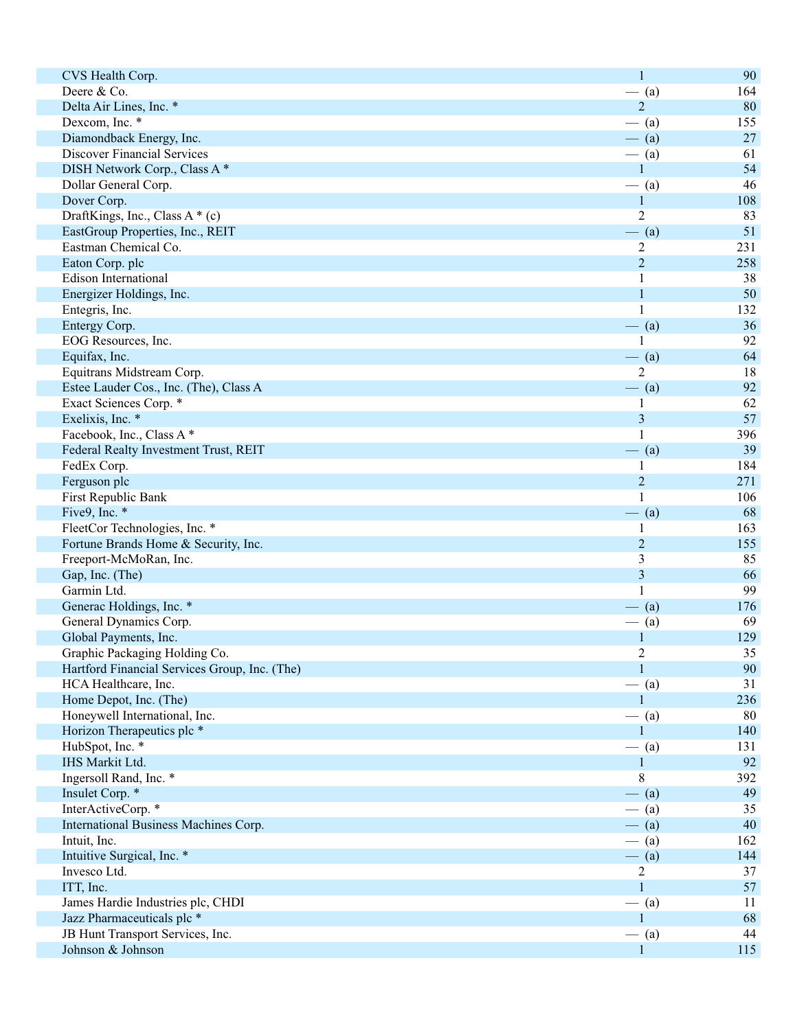| | | |
|---|---|---|
| CVS Health Corp. | 1 | 90 |
| Deere & Co. | — (a) | 164 |
| Delta Air Lines, Inc. * | 2 | 80 |
| Dexcom, Inc. * | — (a) | 155 |
| Diamondback Energy, Inc. | — (a) | 27 |
| Discover Financial Services | — (a) | 61 |
| DISH Network Corp., Class A * | 1 | 54 |
| Dollar General Corp. | — (a) | 46 |
| Dover Corp. | 1 | 108 |
| DraftKings, Inc., Class A * (c) | 2 | 83 |
| EastGroup Properties, Inc., REIT | — (a) | 51 |
| Eastman Chemical Co. | 2 | 231 |
| Eaton Corp. plc | 2 | 258 |
| Edison International | 1 | 38 |
| Energizer Holdings, Inc. | 1 | 50 |
| Entegris, Inc. | 1 | 132 |
| Entergy Corp. | — (a) | 36 |
| EOG Resources, Inc. | 1 | 92 |
| Equifax, Inc. | — (a) | 64 |
| Equitrans Midstream Corp. | 2 | 18 |
| Estee Lauder Cos., Inc. (The), Class A | — (a) | 92 |
| Exact Sciences Corp. * | 1 | 62 |
| Exelixis, Inc. * | 3 | 57 |
| Facebook, Inc., Class A * | 1 | 396 |
| Federal Realty Investment Trust, REIT | — (a) | 39 |
| FedEx Corp. | 1 | 184 |
| Ferguson plc | 2 | 271 |
| First Republic Bank | 1 | 106 |
| Five9, Inc. * | — (a) | 68 |
| FleetCor Technologies, Inc. * | 1 | 163 |
| Fortune Brands Home & Security, Inc. | 2 | 155 |
| Freeport-McMoRan, Inc. | 3 | 85 |
| Gap, Inc. (The) | 3 | 66 |
| Garmin Ltd. | 1 | 99 |
| Generac Holdings, Inc. * | — (a) | 176 |
| General Dynamics Corp. | — (a) | 69 |
| Global Payments, Inc. | 1 | 129 |
| Graphic Packaging Holding Co. | 2 | 35 |
| Hartford Financial Services Group, Inc. (The) | 1 | 90 |
| HCA Healthcare, Inc. | — (a) | 31 |
| Home Depot, Inc. (The) | 1 | 236 |
| Honeywell International, Inc. | — (a) | 80 |
| Horizon Therapeutics plc * | 1 | 140 |
| HubSpot, Inc. * | — (a) | 131 |
| IHS Markit Ltd. | 1 | 92 |
| Ingersoll Rand, Inc. * | 8 | 392 |
| Insulet Corp. * | — (a) | 49 |
| InterActiveCorp. * | — (a) | 35 |
| International Business Machines Corp. | — (a) | 40 |
| Intuit, Inc. | — (a) | 162 |
| Intuitive Surgical, Inc. * | — (a) | 144 |
| Invesco Ltd. | 2 | 37 |
| ITT, Inc. | 1 | 57 |
| James Hardie Industries plc, CHDI | — (a) | 11 |
| Jazz Pharmaceuticals plc * | 1 | 68 |
| JB Hunt Transport Services, Inc. | — (a) | 44 |
| Johnson & Johnson | 1 | 115 |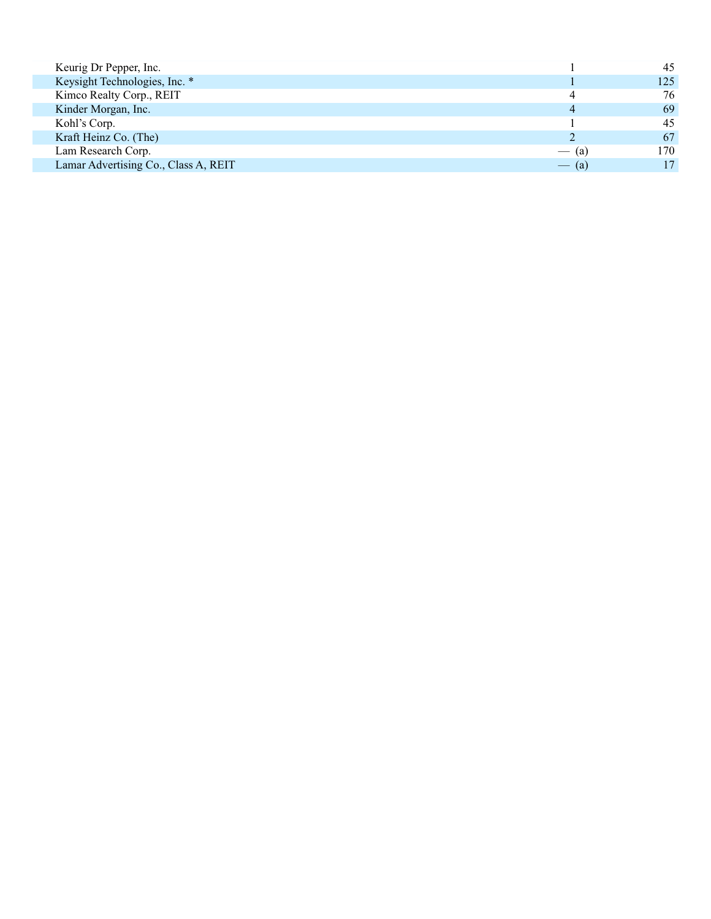| | | |
|---|---|---|
| Keurig Dr Pepper, Inc. | 1 | 45 |
| Keysight Technologies, Inc. * | 1 | 125 |
| Kimco Realty Corp., REIT | 4 | 76 |
| Kinder Morgan, Inc. | 4 | 69 |
| Kohl's Corp. | 1 | 45 |
| Kraft Heinz Co. (The) | 2 | 67 |
| Lam Research Corp. | — (a) | 170 |
| Lamar Advertising Co., Class A, REIT | — (a) | 17 |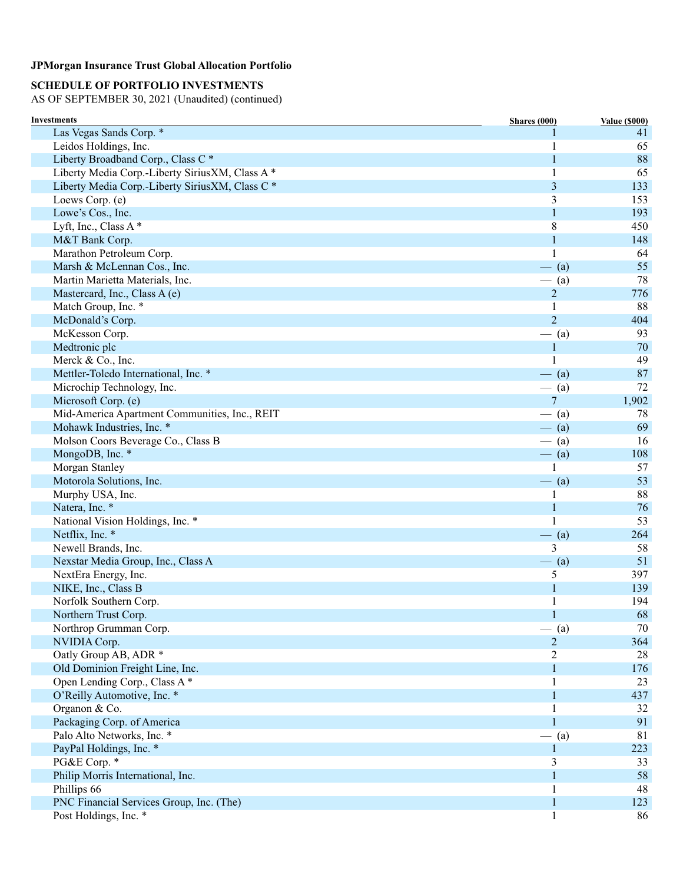**JPMorgan Insurance Trust Global Allocation Portfolio**

**SCHEDULE OF PORTFOLIO INVESTMENTS**
AS OF SEPTEMBER 30, 2021 (Unaudited) (continued)

| Investments | Shares (000) | Value ($000) |
|---|---|---|
| Las Vegas Sands Corp. * | 1 | 41 |
| Leidos Holdings, Inc. | 1 | 65 |
| Liberty Broadband Corp., Class C * | 1 | 88 |
| Liberty Media Corp.-Liberty SiriusXM, Class A * | 1 | 65 |
| Liberty Media Corp.-Liberty SiriusXM, Class C * | 3 | 133 |
| Loews Corp. (e) | 3 | 153 |
| Lowe’s Cos., Inc. | 1 | 193 |
| Lyft, Inc., Class A * | 8 | 450 |
| M&T Bank Corp. | 1 | 148 |
| Marathon Petroleum Corp. | 1 | 64 |
| Marsh & McLennan Cos., Inc. | — (a) | 55 |
| Martin Marietta Materials, Inc. | — (a) | 78 |
| Mastercard, Inc., Class A (e) | 2 | 776 |
| Match Group, Inc. * | 1 | 88 |
| McDonald’s Corp. | 2 | 404 |
| McKesson Corp. | — (a) | 93 |
| Medtronic plc | 1 | 70 |
| Merck & Co., Inc. | 1 | 49 |
| Mettler-Toledo International, Inc. * | — (a) | 87 |
| Microchip Technology, Inc. | — (a) | 72 |
| Microsoft Corp. (e) | 7 | 1,902 |
| Mid-America Apartment Communities, Inc., REIT | — (a) | 78 |
| Mohawk Industries, Inc. * | — (a) | 69 |
| Molson Coors Beverage Co., Class B | — (a) | 16 |
| MongoDB, Inc. * | — (a) | 108 |
| Morgan Stanley | 1 | 57 |
| Motorola Solutions, Inc. | — (a) | 53 |
| Murphy USA, Inc. | 1 | 88 |
| Natera, Inc. * | 1 | 76 |
| National Vision Holdings, Inc. * | 1 | 53 |
| Netflix, Inc. * | — (a) | 264 |
| Newell Brands, Inc. | 3 | 58 |
| Nexstar Media Group, Inc., Class A | — (a) | 51 |
| NextEra Energy, Inc. | 5 | 397 |
| NIKE, Inc., Class B | 1 | 139 |
| Norfolk Southern Corp. | 1 | 194 |
| Northern Trust Corp. | 1 | 68 |
| Northrop Grumman Corp. | — (a) | 70 |
| NVIDIA Corp. | 2 | 364 |
| Oatly Group AB, ADR * | 2 | 28 |
| Old Dominion Freight Line, Inc. | 1 | 176 |
| Open Lending Corp., Class A * | 1 | 23 |
| O’Reilly Automotive, Inc. * | 1 | 437 |
| Organon & Co. | 1 | 32 |
| Packaging Corp. of America | 1 | 91 |
| Palo Alto Networks, Inc. * | — (a) | 81 |
| PayPal Holdings, Inc. * | 1 | 223 |
| PG&E Corp. * | 3 | 33 |
| Philip Morris International, Inc. | 1 | 58 |
| Phillips 66 | 1 | 48 |
| PNC Financial Services Group, Inc. (The) | 1 | 123 |
| Post Holdings, Inc. * | 1 | 86 |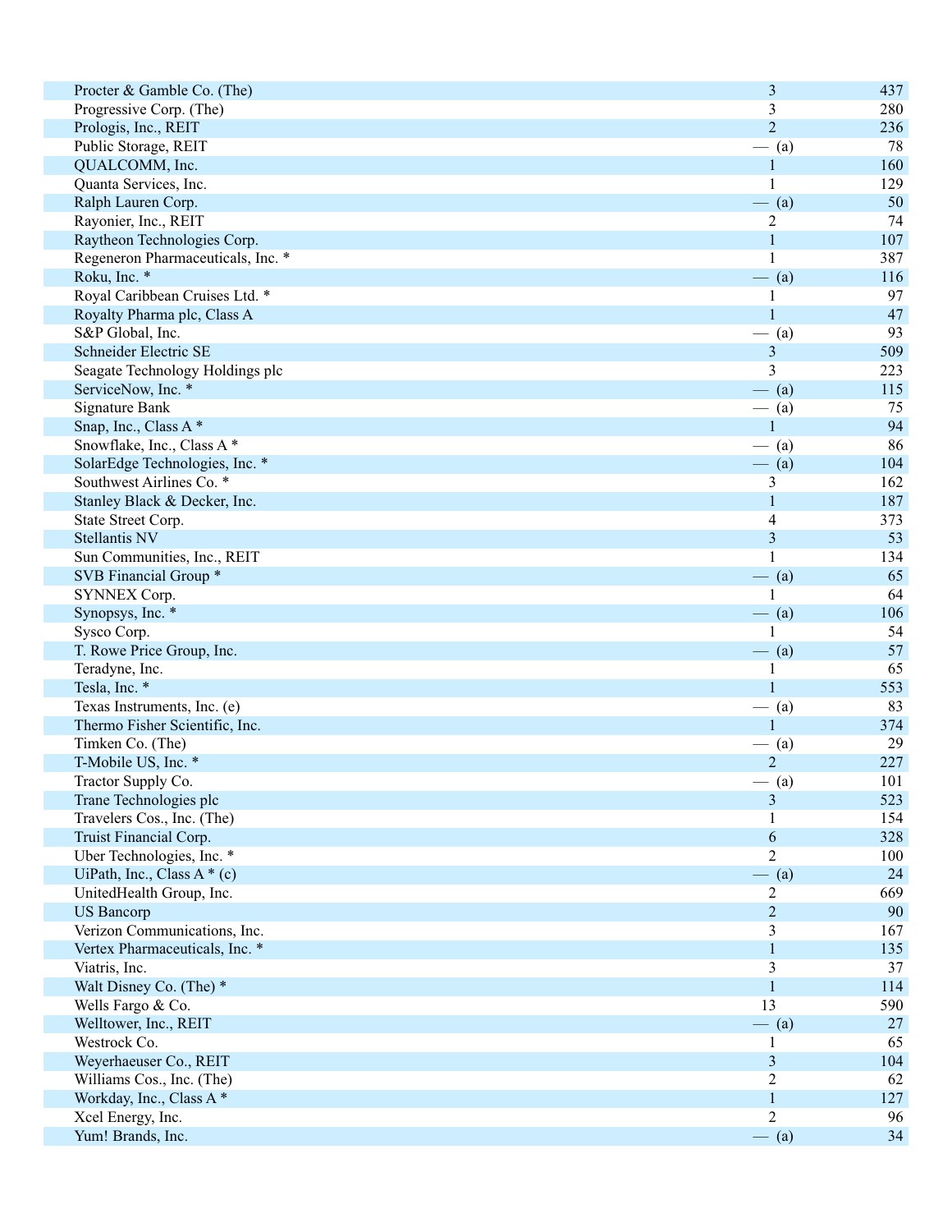| | | |
|---|---|---|
| Procter & Gamble Co. (The) | 3 | 437 |
| Progressive Corp. (The) | 3 | 280 |
| Prologis, Inc., REIT | 2 | 236 |
| Public Storage, REIT | — (a) | 78 |
| QUALCOMM, Inc. | 1 | 160 |
| Quanta Services, Inc. | 1 | 129 |
| Ralph Lauren Corp. | — (a) | 50 |
| Rayonier, Inc., REIT | 2 | 74 |
| Raytheon Technologies Corp. | 1 | 107 |
| Regeneron Pharmaceuticals, Inc. * | 1 | 387 |
| Roku, Inc. * | — (a) | 116 |
| Royal Caribbean Cruises Ltd. * | 1 | 97 |
| Royalty Pharma plc, Class A | 1 | 47 |
| S&P Global, Inc. | — (a) | 93 |
| Schneider Electric SE | 3 | 509 |
| Seagate Technology Holdings plc | 3 | 223 |
| ServiceNow, Inc. * | — (a) | 115 |
| Signature Bank | — (a) | 75 |
| Snap, Inc., Class A * | 1 | 94 |
| Snowflake, Inc., Class A * | — (a) | 86 |
| SolarEdge Technologies, Inc. * | — (a) | 104 |
| Southwest Airlines Co. * | 3 | 162 |
| Stanley Black & Decker, Inc. | 1 | 187 |
| State Street Corp. | 4 | 373 |
| Stellantis NV | 3 | 53 |
| Sun Communities, Inc., REIT | 1 | 134 |
| SVB Financial Group * | — (a) | 65 |
| SYNNEX Corp. | 1 | 64 |
| Synopsys, Inc. * | — (a) | 106 |
| Sysco Corp. | 1 | 54 |
| T. Rowe Price Group, Inc. | — (a) | 57 |
| Teradyne, Inc. | 1 | 65 |
| Tesla, Inc. * | 1 | 553 |
| Texas Instruments, Inc. (e) | — (a) | 83 |
| Thermo Fisher Scientific, Inc. | 1 | 374 |
| Timken Co. (The) | — (a) | 29 |
| T-Mobile US, Inc. * | 2 | 227 |
| Tractor Supply Co. | — (a) | 101 |
| Trane Technologies plc | 3 | 523 |
| Travelers Cos., Inc. (The) | 1 | 154 |
| Truist Financial Corp. | 6 | 328 |
| Uber Technologies, Inc. * | 2 | 100 |
| UiPath, Inc., Class A * (c) | — (a) | 24 |
| UnitedHealth Group, Inc. | 2 | 669 |
| US Bancorp | 2 | 90 |
| Verizon Communications, Inc. | 3 | 167 |
| Vertex Pharmaceuticals, Inc. * | 1 | 135 |
| Viatris, Inc. | 3 | 37 |
| Walt Disney Co. (The) * | 1 | 114 |
| Wells Fargo & Co. | 13 | 590 |
| Welltower, Inc., REIT | — (a) | 27 |
| Westrock Co. | 1 | 65 |
| Weyerhaeuser Co., REIT | 3 | 104 |
| Williams Cos., Inc. (The) | 2 | 62 |
| Workday, Inc., Class A * | 1 | 127 |
| Xcel Energy, Inc. | 2 | 96 |
| Yum! Brands, Inc. | — (a) | 34 |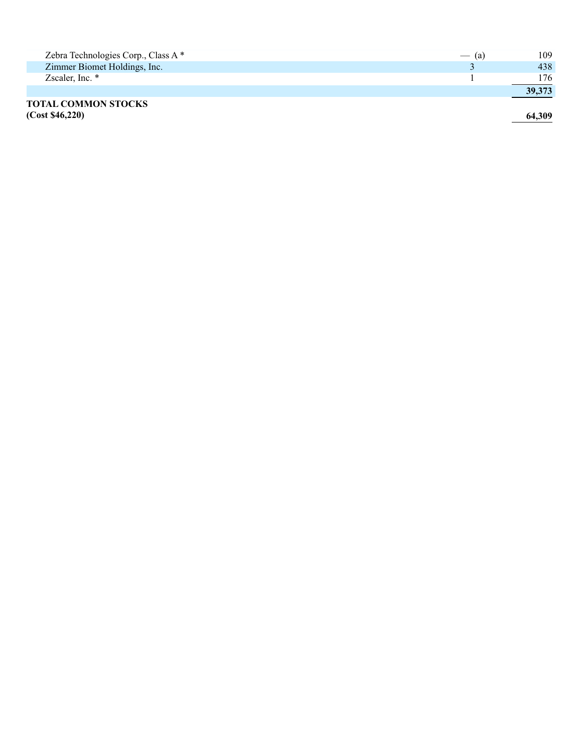| | | |
|---|---|---|
| Zebra Technologies Corp., Class A * | — (a) | 109 |
| Zimmer Biomet Holdings, Inc. | 3 | 438 |
| Zscaler, Inc. * | 1 | 176 |
| | | **39,373** |
| **TOTAL COMMON STOCKS (Cost $46,220)** | | **64,309** |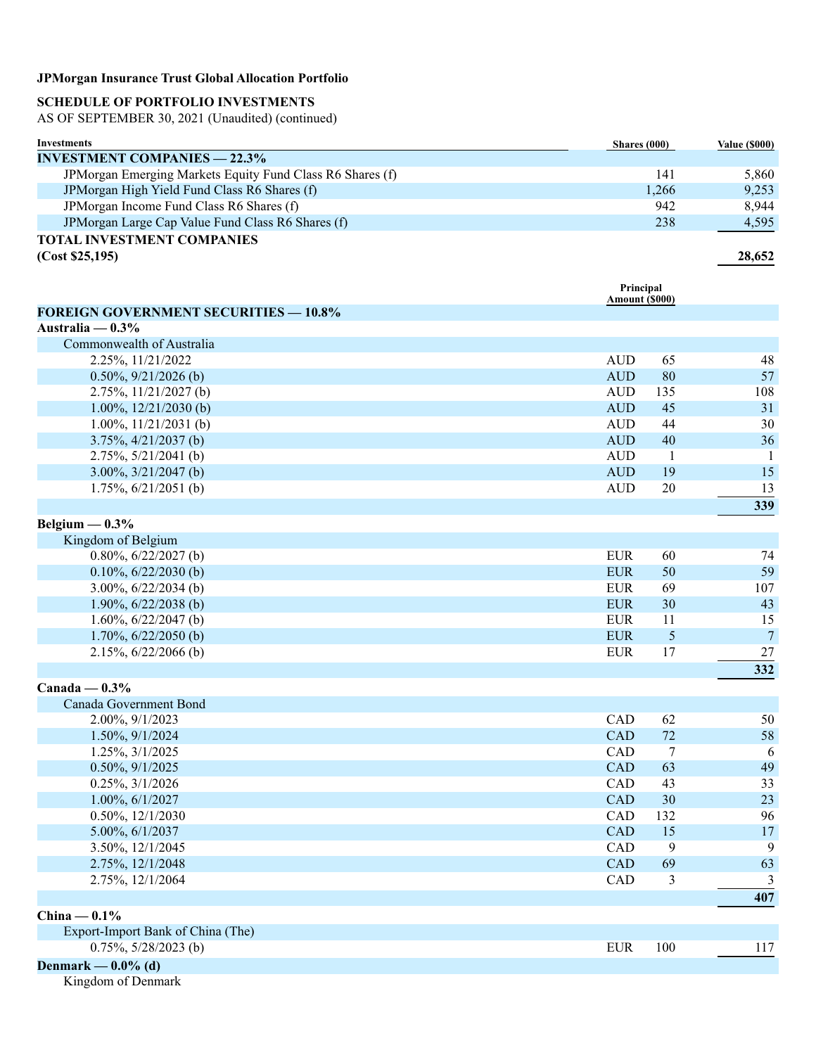**JPMorgan Insurance Trust Global Allocation Portfolio**

**SCHEDULE OF PORTFOLIO INVESTMENTS**
AS OF SEPTEMBER 30, 2021 (Unaudited) (continued)

| Investments | | Shares (000) | Value ($000) |
|---|---|---|---|
| **INVESTMENT COMPANIES — 22.3%** | | | |
| JPMorgan Emerging Markets Equity Fund Class R6 Shares (f) | | 141 | 5,860 |
| JPMorgan High Yield Fund Class R6 Shares (f) | | 1,266 | 9,253 |
| JPMorgan Income Fund Class R6 Shares (f) | | 942 | 8,944 |
| JPMorgan Large Cap Value Fund Class R6 Shares (f) | | 238 | 4,595 |
| **TOTAL INVESTMENT COMPANIES (Cost $25,195)** | | | **28,652** |
| | | **Principal Amount ($000)** | |
| **FOREIGN GOVERNMENT SECURITIES — 10.8%** | | | |
| **Australia — 0.3%** | | | |
| Commonwealth of Australia | | | |
| 2.25%, 11/21/2022 | AUD | 65 | 48 |
| 0.50%, 9/21/2026 (b) | AUD | 80 | 57 |
| 2.75%, 11/21/2027 (b) | AUD | 135 | 108 |
| 1.00%, 12/21/2030 (b) | AUD | 45 | 31 |
| 1.00%, 11/21/2031 (b) | AUD | 44 | 30 |
| 3.75%, 4/21/2037 (b) | AUD | 40 | 36 |
| 2.75%, 5/21/2041 (b) | AUD | 1 | 1 |
| 3.00%, 3/21/2047 (b) | AUD | 19 | 15 |
| 1.75%, 6/21/2051 (b) | AUD | 20 | 13 |
| | | | **339** |
| **Belgium — 0.3%** | | | |
| Kingdom of Belgium | | | |
| 0.80%, 6/22/2027 (b) | EUR | 60 | 74 |
| 0.10%, 6/22/2030 (b) | EUR | 50 | 59 |
| 3.00%, 6/22/2034 (b) | EUR | 69 | 107 |
| 1.90%, 6/22/2038 (b) | EUR | 30 | 43 |
| 1.60%, 6/22/2047 (b) | EUR | 11 | 15 |
| 1.70%, 6/22/2050 (b) | EUR | 5 | 7 |
| 2.15%, 6/22/2066 (b) | EUR | 17 | 27 |
| | | | **332** |
| **Canada — 0.3%** | | | |
| Canada Government Bond | | | |
| 2.00%, 9/1/2023 | CAD | 62 | 50 |
| 1.50%, 9/1/2024 | CAD | 72 | 58 |
| 1.25%, 3/1/2025 | CAD | 7 | 6 |
| 0.50%, 9/1/2025 | CAD | 63 | 49 |
| 0.25%, 3/1/2026 | CAD | 43 | 33 |
| 1.00%, 6/1/2027 | CAD | 30 | 23 |
| 0.50%, 12/1/2030 | CAD | 132 | 96 |
| 5.00%, 6/1/2037 | CAD | 15 | 17 |
| 3.50%, 12/1/2045 | CAD | 9 | 9 |
| 2.75%, 12/1/2048 | CAD | 69 | 63 |
| 2.75%, 12/1/2064 | CAD | 3 | 3 |
| | | | **407** |
| **China — 0.1%** | | | |
| Export-Import Bank of China (The) | | | |
| 0.75%, 5/28/2023 (b) | EUR | 100 | 117 |
| **Denmark — 0.0% (d)** | | | |
| Kingdom of Denmark | | | |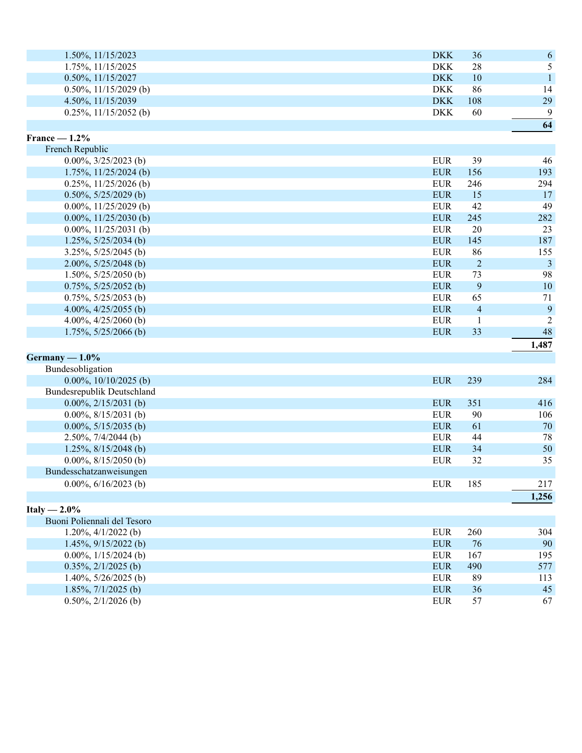| | | | |
|---|---|---|---|
| 1.50%, 11/15/2023 | DKK | 36 | 6 |
| 1.75%, 11/15/2025 | DKK | 28 | 5 |
| 0.50%, 11/15/2027 | DKK | 10 | 1 |
| 0.50%, 11/15/2029 (b) | DKK | 86 | 14 |
| 4.50%, 11/15/2039 | DKK | 108 | 29 |
| 0.25%, 11/15/2052 (b) | DKK | 60 | 9 |
| | | | **64** |
| **France — 1.2%** | | | |
| French Republic | | | |
| 0.00%, 3/25/2023 (b) | EUR | 39 | 46 |
| 1.75%, 11/25/2024 (b) | EUR | 156 | 193 |
| 0.25%, 11/25/2026 (b) | EUR | 246 | 294 |
| 0.50%, 5/25/2029 (b) | EUR | 15 | 17 |
| 0.00%, 11/25/2029 (b) | EUR | 42 | 49 |
| 0.00%, 11/25/2030 (b) | EUR | 245 | 282 |
| 0.00%, 11/25/2031 (b) | EUR | 20 | 23 |
| 1.25%, 5/25/2034 (b) | EUR | 145 | 187 |
| 3.25%, 5/25/2045 (b) | EUR | 86 | 155 |
| 2.00%, 5/25/2048 (b) | EUR | 2 | 3 |
| 1.50%, 5/25/2050 (b) | EUR | 73 | 98 |
| 0.75%, 5/25/2052 (b) | EUR | 9 | 10 |
| 0.75%, 5/25/2053 (b) | EUR | 65 | 71 |
| 4.00%, 4/25/2055 (b) | EUR | 4 | 9 |
| 4.00%, 4/25/2060 (b) | EUR | 1 | 2 |
| 1.75%, 5/25/2066 (b) | EUR | 33 | 48 |
| | | | **1,487** |
| **Germany — 1.0%** | | | |
| Bundesobligation | | | |
| 0.00%, 10/10/2025 (b) | EUR | 239 | 284 |
| Bundesrepublik Deutschland | | | |
| 0.00%, 2/15/2031 (b) | EUR | 351 | 416 |
| 0.00%, 8/15/2031 (b) | EUR | 90 | 106 |
| 0.00%, 5/15/2035 (b) | EUR | 61 | 70 |
| 2.50%, 7/4/2044 (b) | EUR | 44 | 78 |
| 1.25%, 8/15/2048 (b) | EUR | 34 | 50 |
| 0.00%, 8/15/2050 (b) | EUR | 32 | 35 |
| Bundesschatzanweisungen | | | |
| 0.00%, 6/16/2023 (b) | EUR | 185 | 217 |
| | | | **1,256** |
| **Italy — 2.0%** | | | |
| Buoni Poliennali del Tesoro | | | |
| 1.20%, 4/1/2022 (b) | EUR | 260 | 304 |
| 1.45%, 9/15/2022 (b) | EUR | 76 | 90 |
| 0.00%, 1/15/2024 (b) | EUR | 167 | 195 |
| 0.35%, 2/1/2025 (b) | EUR | 490 | 577 |
| 1.40%, 5/26/2025 (b) | EUR | 89 | 113 |
| 1.85%, 7/1/2025 (b) | EUR | 36 | 45 |
| 0.50%, 2/1/2026 (b) | EUR | 57 | 67 |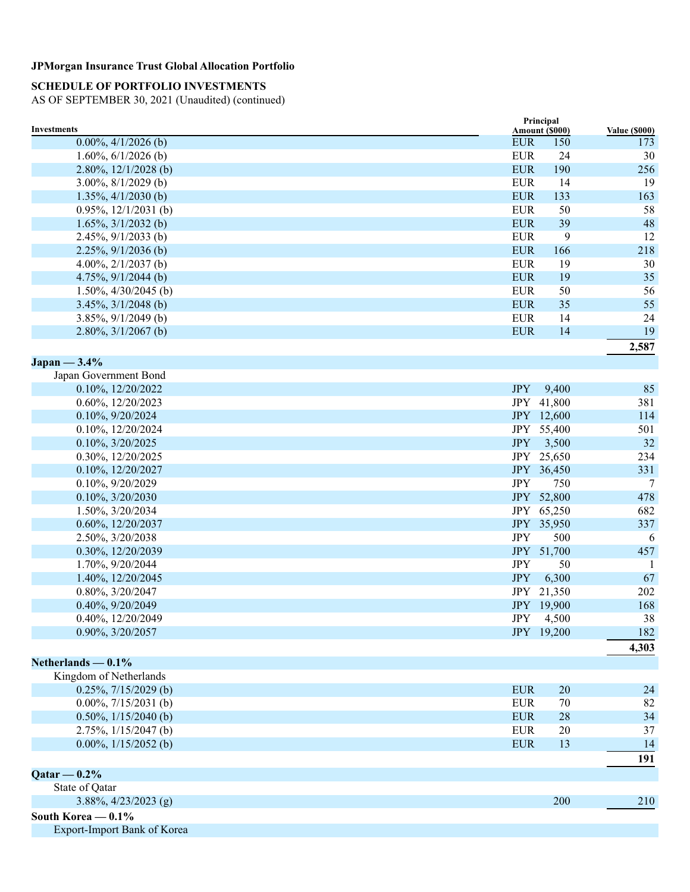**JPMorgan Insurance Trust Global Allocation Portfolio**

**SCHEDULE OF PORTFOLIO INVESTMENTS**
AS OF SEPTEMBER 30, 2021 (Unaudited) (continued)

| Investments | Principal Amount ($000) | | Value ($000) |
|---|---|---|---|
| 0.00%, 4/1/2026 (b) | EUR | 150 | 173 |
| 1.60%, 6/1/2026 (b) | EUR | 24 | 30 |
| 2.80%, 12/1/2028 (b) | EUR | 190 | 256 |
| 3.00%, 8/1/2029 (b) | EUR | 14 | 19 |
| 1.35%, 4/1/2030 (b) | EUR | 133 | 163 |
| 0.95%, 12/1/2031 (b) | EUR | 50 | 58 |
| 1.65%, 3/1/2032 (b) | EUR | 39 | 48 |
| 2.45%, 9/1/2033 (b) | EUR | 9 | 12 |
| 2.25%, 9/1/2036 (b) | EUR | 166 | 218 |
| 4.00%, 2/1/2037 (b) | EUR | 19 | 30 |
| 4.75%, 9/1/2044 (b) | EUR | 19 | 35 |
| 1.50%, 4/30/2045 (b) | EUR | 50 | 56 |
| 3.45%, 3/1/2048 (b) | EUR | 35 | 55 |
| 3.85%, 9/1/2049 (b) | EUR | 14 | 24 |
| 2.80%, 3/1/2067 (b) | EUR | 14 | 19 |
| | | | **2,587** |
| **Japan — 3.4%** | | | |
| Japan Government Bond | | | |
| 0.10%, 12/20/2022 | JPY | 9,400 | 85 |
| 0.60%, 12/20/2023 | JPY | 41,800 | 381 |
| 0.10%, 9/20/2024 | JPY | 12,600 | 114 |
| 0.10%, 12/20/2024 | JPY | 55,400 | 501 |
| 0.10%, 3/20/2025 | JPY | 3,500 | 32 |
| 0.30%, 12/20/2025 | JPY | 25,650 | 234 |
| 0.10%, 12/20/2027 | JPY | 36,450 | 331 |
| 0.10%, 9/20/2029 | JPY | 750 | 7 |
| 0.10%, 3/20/2030 | JPY | 52,800 | 478 |
| 1.50%, 3/20/2034 | JPY | 65,250 | 682 |
| 0.60%, 12/20/2037 | JPY | 35,950 | 337 |
| 2.50%, 3/20/2038 | JPY | 500 | 6 |
| 0.30%, 12/20/2039 | JPY | 51,700 | 457 |
| 1.70%, 9/20/2044 | JPY | 50 | 1 |
| 1.40%, 12/20/2045 | JPY | 6,300 | 67 |
| 0.80%, 3/20/2047 | JPY | 21,350 | 202 |
| 0.40%, 9/20/2049 | JPY | 19,900 | 168 |
| 0.40%, 12/20/2049 | JPY | 4,500 | 38 |
| 0.90%, 3/20/2057 | JPY | 19,200 | 182 |
| | | | **4,303** |
| **Netherlands — 0.1%** | | | |
| Kingdom of Netherlands | | | |
| 0.25%, 7/15/2029 (b) | EUR | 20 | 24 |
| 0.00%, 7/15/2031 (b) | EUR | 70 | 82 |
| 0.50%, 1/15/2040 (b) | EUR | 28 | 34 |
| 2.75%, 1/15/2047 (b) | EUR | 20 | 37 |
| 0.00%, 1/15/2052 (b) | EUR | 13 | 14 |
| | | | **191** |
| **Qatar — 0.2%** | | | |
| State of Qatar | | | |
| 3.88%, 4/23/2023 (g) | | 200 | 210 |
| **South Korea — 0.1%** | | | |
| Export-Import Bank of Korea | | | |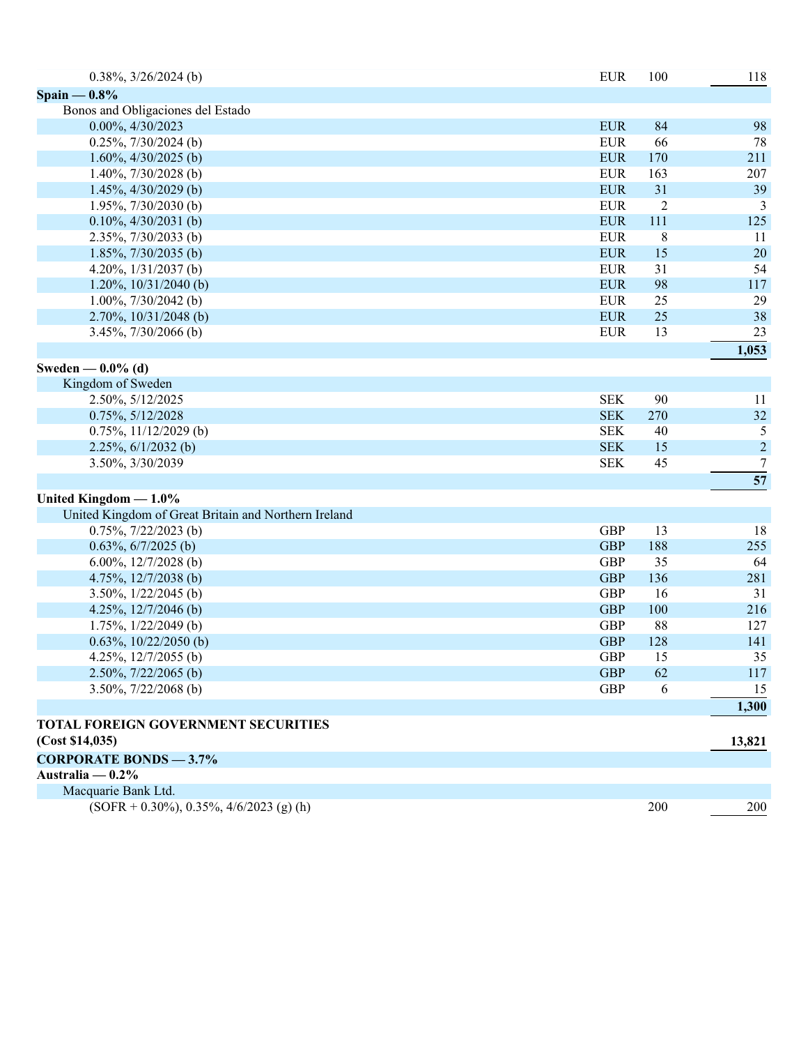| | | | |
|---|---|---|---|
| 0.38%, 3/26/2024 (b) | EUR | 100 | 118 |
| **Spain — 0.8%** | | | |
| Bonos and Obligaciones del Estado | | | |
| 0.00%, 4/30/2023 | EUR | 84 | 98 |
| 0.25%, 7/30/2024 (b) | EUR | 66 | 78 |
| 1.60%, 4/30/2025 (b) | EUR | 170 | 211 |
| 1.40%, 7/30/2028 (b) | EUR | 163 | 207 |
| 1.45%, 4/30/2029 (b) | EUR | 31 | 39 |
| 1.95%, 7/30/2030 (b) | EUR | 2 | 3 |
| 0.10%, 4/30/2031 (b) | EUR | 111 | 125 |
| 2.35%, 7/30/2033 (b) | EUR | 8 | 11 |
| 1.85%, 7/30/2035 (b) | EUR | 15 | 20 |
| 4.20%, 1/31/2037 (b) | EUR | 31 | 54 |
| 1.20%, 10/31/2040 (b) | EUR | 98 | 117 |
| 1.00%, 7/30/2042 (b) | EUR | 25 | 29 |
| 2.70%, 10/31/2048 (b) | EUR | 25 | 38 |
| 3.45%, 7/30/2066 (b) | EUR | 13 | 23 |
| | | | **1,053** |
| **Sweden — 0.0% (d)** | | | |
| Kingdom of Sweden | | | |
| 2.50%, 5/12/2025 | SEK | 90 | 11 |
| 0.75%, 5/12/2028 | SEK | 270 | 32 |
| 0.75%, 11/12/2029 (b) | SEK | 40 | 5 |
| 2.25%, 6/1/2032 (b) | SEK | 15 | 2 |
| 3.50%, 3/30/2039 | SEK | 45 | 7 |
| | | | **57** |
| **United Kingdom — 1.0%** | | | |
| United Kingdom of Great Britain and Northern Ireland | | | |
| 0.75%, 7/22/2023 (b) | GBP | 13 | 18 |
| 0.63%, 6/7/2025 (b) | GBP | 188 | 255 |
| 6.00%, 12/7/2028 (b) | GBP | 35 | 64 |
| 4.75%, 12/7/2038 (b) | GBP | 136 | 281 |
| 3.50%, 1/22/2045 (b) | GBP | 16 | 31 |
| 4.25%, 12/7/2046 (b) | GBP | 100 | 216 |
| 1.75%, 1/22/2049 (b) | GBP | 88 | 127 |
| 0.63%, 10/22/2050 (b) | GBP | 128 | 141 |
| 4.25%, 12/7/2055 (b) | GBP | 15 | 35 |
| 2.50%, 7/22/2065 (b) | GBP | 62 | 117 |
| 3.50%, 7/22/2068 (b) | GBP | 6 | 15 |
| | | | **1,300** |
| **TOTAL FOREIGN GOVERNMENT SECURITIES (Cost $14,035)** | | | **13,821** |
| **CORPORATE BONDS — 3.7%** | | | |
| **Australia — 0.2%** | | | |
| Macquarie Bank Ltd. | | | |
| (SOFR + 0.30%), 0.35%, 4/6/2023 (g) (h) | | 200 | 200 |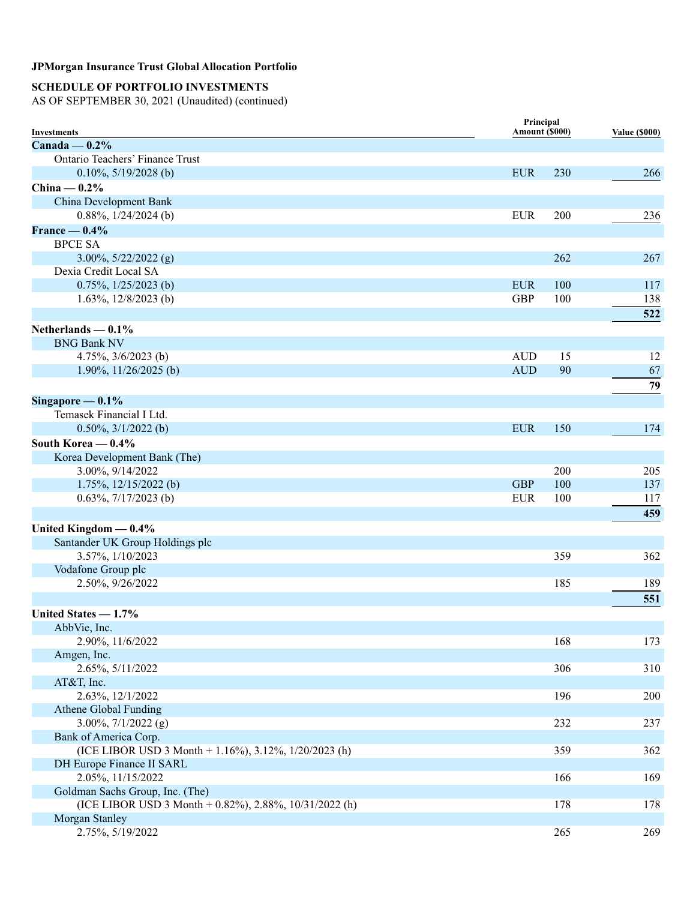**JPMorgan Insurance Trust Global Allocation Portfolio**

**SCHEDULE OF PORTFOLIO INVESTMENTS**
AS OF SEPTEMBER 30, 2021 (Unaudited) (continued)

| Investments | | Principal Amount ($000) | Value ($000) |
|---|---|---|---|
| **Canada — 0.2%** | | | |
| Ontario Teachers' Finance Trust | | | |
| 0.10%, 5/19/2028 (b) | EUR | 230 | 266 |
| **China — 0.2%** | | | |
| China Development Bank | | | |
| 0.88%, 1/24/2024 (b) | EUR | 200 | 236 |
| **France — 0.4%** | | | |
| BPCE SA | | | |
| 3.00%, 5/22/2022 (g) | | 262 | 267 |
| Dexia Credit Local SA | | | |
| 0.75%, 1/25/2023 (b) | EUR | 100 | 117 |
| 1.63%, 12/8/2023 (b) | GBP | 100 | 138 |
| | | | **522** |
| **Netherlands — 0.1%** | | | |
| BNG Bank NV | | | |
| 4.75%, 3/6/2023 (b) | AUD | 15 | 12 |
| 1.90%, 11/26/2025 (b) | AUD | 90 | 67 |
| | | | **79** |
| **Singapore — 0.1%** | | | |
| Temasek Financial I Ltd. | | | |
| 0.50%, 3/1/2022 (b) | EUR | 150 | 174 |
| **South Korea — 0.4%** | | | |
| Korea Development Bank (The) | | | |
| 3.00%, 9/14/2022 | | 200 | 205 |
| 1.75%, 12/15/2022 (b) | GBP | 100 | 137 |
| 0.63%, 7/17/2023 (b) | EUR | 100 | 117 |
| | | | **459** |
| **United Kingdom — 0.4%** | | | |
| Santander UK Group Holdings plc | | | |
| 3.57%, 1/10/2023 | | 359 | 362 |
| Vodafone Group plc | | | |
| 2.50%, 9/26/2022 | | 185 | 189 |
| | | | **551** |
| **United States — 1.7%** | | | |
| AbbVie, Inc. | | | |
| 2.90%, 11/6/2022 | | 168 | 173 |
| Amgen, Inc. | | | |
| 2.65%, 5/11/2022 | | 306 | 310 |
| AT&T, Inc. | | | |
| 2.63%, 12/1/2022 | | 196 | 200 |
| Athene Global Funding | | | |
| 3.00%, 7/1/2022 (g) | | 232 | 237 |
| Bank of America Corp. | | | |
| (ICE LIBOR USD 3 Month + 1.16%), 3.12%, 1/20/2023 (h) | | 359 | 362 |
| DH Europe Finance II SARL | | | |
| 2.05%, 11/15/2022 | | 166 | 169 |
| Goldman Sachs Group, Inc. (The) | | | |
| (ICE LIBOR USD 3 Month + 0.82%), 2.88%, 10/31/2022 (h) | | 178 | 178 |
| Morgan Stanley | | | |
| 2.75%, 5/19/2022 | | 265 | 269 |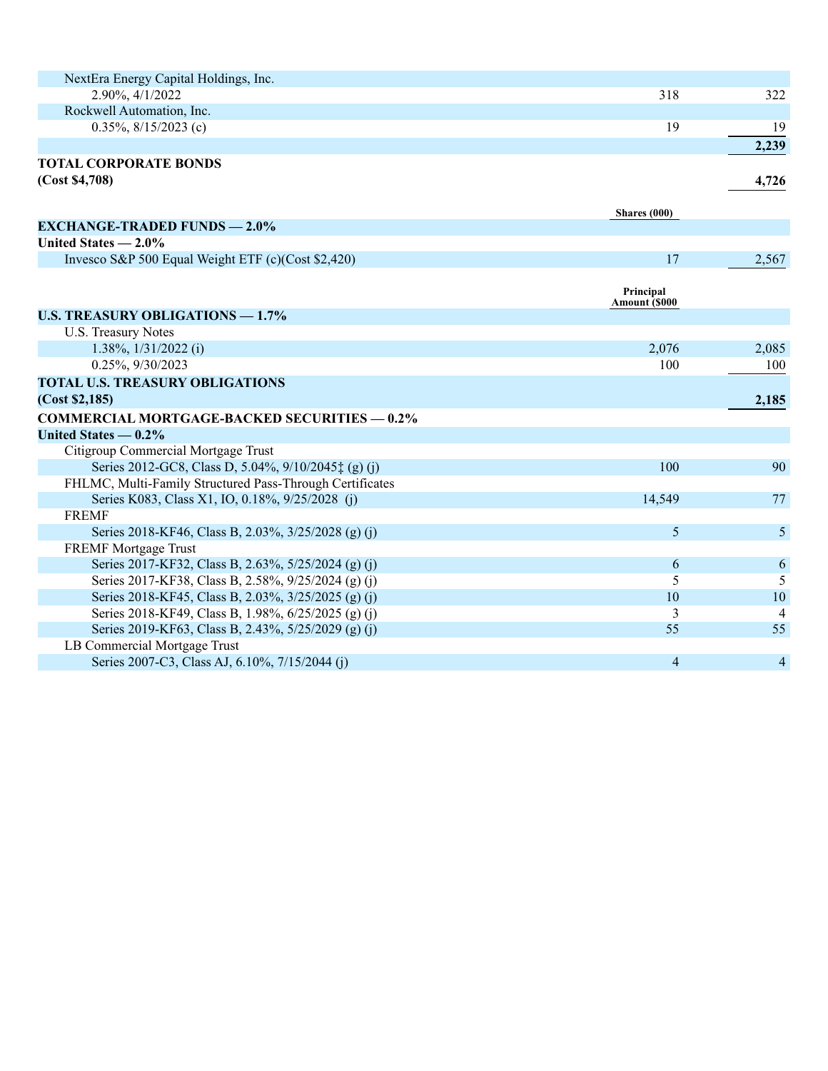| | | |
|---|---|---|
| NextEra Energy Capital Holdings, Inc. | | |
| 2.90%, 4/1/2022 | 318 | 322 |
| Rockwell Automation, Inc. | | |
| 0.35%, 8/15/2023 (c) | 19 | 19 |
| | | **2,239** |
| **TOTAL CORPORATE BONDS** | | |
| **(Cost $4,708)** | | **4,726** |
| | **Shares (000)** | |
| **EXCHANGE-TRADED FUNDS — 2.0%** | | |
| **United States — 2.0%** | | |
| Invesco S&P 500 Equal Weight ETF (c)(Cost $2,420) | 17 | 2,567 |
| | **Principal Amount ($000** | |
| **U.S. TREASURY OBLIGATIONS — 1.7%** | | |
| U.S. Treasury Notes | | |
| 1.38%, 1/31/2022 (i) | 2,076 | 2,085 |
| 0.25%, 9/30/2023 | 100 | 100 |
| **TOTAL U.S. TREASURY OBLIGATIONS** | | |
| **(Cost $2,185)** | | **2,185** |
| **COMMERCIAL MORTGAGE-BACKED SECURITIES — 0.2%** | | |
| **United States — 0.2%** | | |
| Citigroup Commercial Mortgage Trust | | |
| Series 2012-GC8, Class D, 5.04%, 9/10/2045‡ (g) (j) | 100 | 90 |
| FHLMC, Multi-Family Structured Pass-Through Certificates | | |
| Series K083, Class X1, IO, 0.18%, 9/25/2028 (j) | 14,549 | 77 |
| FREMF | | |
| Series 2018-KF46, Class B, 2.03%, 3/25/2028 (g) (j) | 5 | 5 |
| FREMF Mortgage Trust | | |
| Series 2017-KF32, Class B, 2.63%, 5/25/2024 (g) (j) | 6 | 6 |
| Series 2017-KF38, Class B, 2.58%, 9/25/2024 (g) (j) | 5 | 5 |
| Series 2018-KF45, Class B, 2.03%, 3/25/2025 (g) (j) | 10 | 10 |
| Series 2018-KF49, Class B, 1.98%, 6/25/2025 (g) (j) | 3 | 4 |
| Series 2019-KF63, Class B, 2.43%, 5/25/2029 (g) (j) | 55 | 55 |
| LB Commercial Mortgage Trust | | |
| Series 2007-C3, Class AJ, 6.10%, 7/15/2044 (j) | 4 | 4 |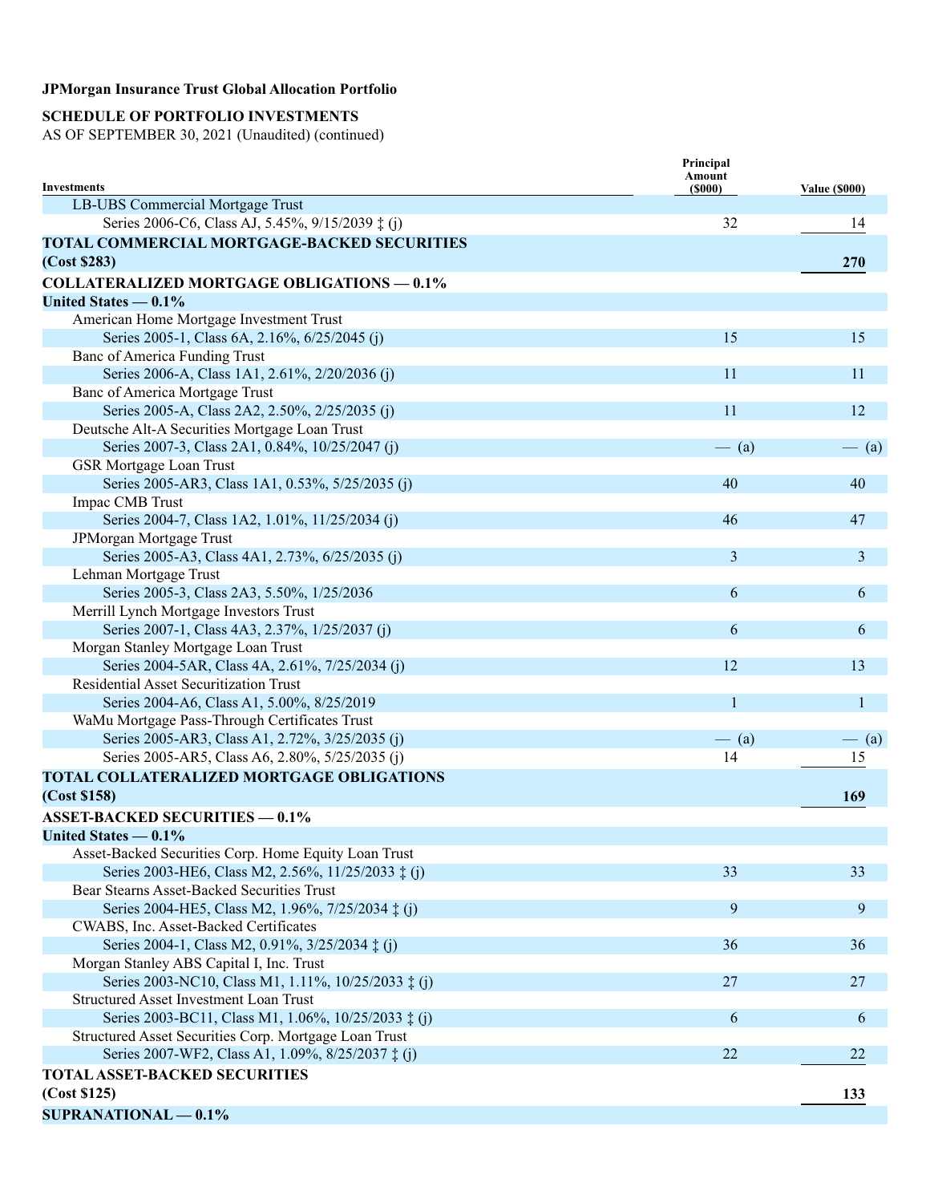**JPMorgan Insurance Trust Global Allocation Portfolio**

**SCHEDULE OF PORTFOLIO INVESTMENTS**
AS OF SEPTEMBER 30, 2021 (Unaudited) (continued)

| Investments | Principal Amount ($000) | Value ($000) |
|---|---|---|
| LB-UBS Commercial Mortgage Trust | | |
| Series 2006-C6, Class AJ, 5.45%, 9/15/2039 ‡ (j) | 32 | 14 |
| **TOTAL COMMERCIAL MORTGAGE-BACKED SECURITIES (Cost $283)** | | **270** |
| **COLLATERALIZED MORTGAGE OBLIGATIONS — 0.1%** | | |
| **United States — 0.1%** | | |
| American Home Mortgage Investment Trust | | |
| Series 2005-1, Class 6A, 2.16%, 6/25/2045 (j) | 15 | 15 |
| Banc of America Funding Trust | | |
| Series 2006-A, Class 1A1, 2.61%, 2/20/2036 (j) | 11 | 11 |
| Banc of America Mortgage Trust | | |
| Series 2005-A, Class 2A2, 2.50%, 2/25/2035 (j) | 11 | 12 |
| Deutsche Alt-A Securities Mortgage Loan Trust | | |
| Series 2007-3, Class 2A1, 0.84%, 10/25/2047 (j) | — (a) | — (a) |
| GSR Mortgage Loan Trust | | |
| Series 2005-AR3, Class 1A1, 0.53%, 5/25/2035 (j) | 40 | 40 |
| Impac CMB Trust | | |
| Series 2004-7, Class 1A2, 1.01%, 11/25/2034 (j) | 46 | 47 |
| JPMorgan Mortgage Trust | | |
| Series 2005-A3, Class 4A1, 2.73%, 6/25/2035 (j) | 3 | 3 |
| Lehman Mortgage Trust | | |
| Series 2005-3, Class 2A3, 5.50%, 1/25/2036 | 6 | 6 |
| Merrill Lynch Mortgage Investors Trust | | |
| Series 2007-1, Class 4A3, 2.37%, 1/25/2037 (j) | 6 | 6 |
| Morgan Stanley Mortgage Loan Trust | | |
| Series 2004-5AR, Class 4A, 2.61%, 7/25/2034 (j) | 12 | 13 |
| Residential Asset Securitization Trust | | |
| Series 2004-A6, Class A1, 5.00%, 8/25/2019 | 1 | 1 |
| WaMu Mortgage Pass-Through Certificates Trust | | |
| Series 2005-AR3, Class A1, 2.72%, 3/25/2035 (j) | — (a) | — (a) |
| Series 2005-AR5, Class A6, 2.80%, 5/25/2035 (j) | 14 | 15 |
| **TOTAL COLLATERALIZED MORTGAGE OBLIGATIONS (Cost $158)** | | **169** |
| **ASSET-BACKED SECURITIES — 0.1%** | | |
| **United States — 0.1%** | | |
| Asset-Backed Securities Corp. Home Equity Loan Trust | | |
| Series 2003-HE6, Class M2, 2.56%, 11/25/2033 ‡ (j) | 33 | 33 |
| Bear Stearns Asset-Backed Securities Trust | | |
| Series 2004-HE5, Class M2, 1.96%, 7/25/2034 ‡ (j) | 9 | 9 |
| CWABS, Inc. Asset-Backed Certificates | | |
| Series 2004-1, Class M2, 0.91%, 3/25/2034 ‡ (j) | 36 | 36 |
| Morgan Stanley ABS Capital I, Inc. Trust | | |
| Series 2003-NC10, Class M1, 1.11%, 10/25/2033 ‡ (j) | 27 | 27 |
| Structured Asset Investment Loan Trust | | |
| Series 2003-BC11, Class M1, 1.06%, 10/25/2033 ‡ (j) | 6 | 6 |
| Structured Asset Securities Corp. Mortgage Loan Trust | | |
| Series 2007-WF2, Class A1, 1.09%, 8/25/2037 ‡ (j) | 22 | 22 |
| **TOTAL ASSET-BACKED SECURITIES (Cost $125)** | | **133** |
| **SUPRANATIONAL — 0.1%** | | |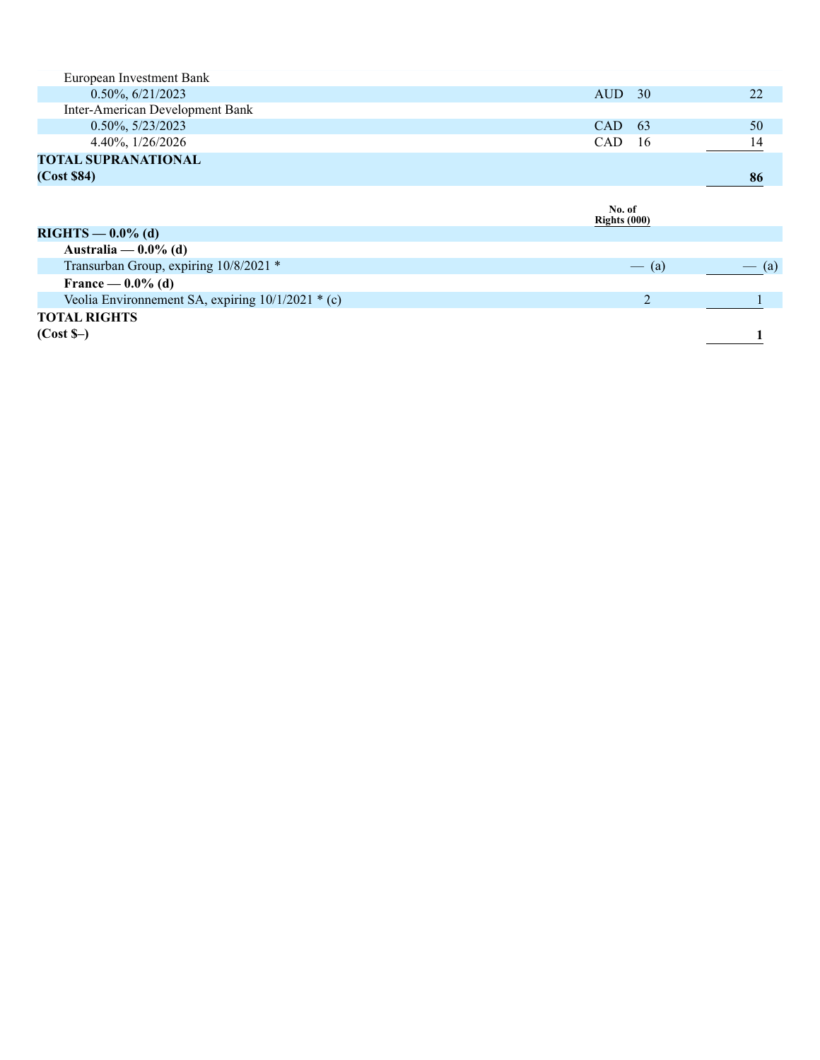| | | |
|---|---|---|
| European Investment Bank | | |
| 0.50%, 6/21/2023 | AUD 30 | 22 |
| Inter-American Development Bank | | |
| 0.50%, 5/23/2023 | CAD 63 | 50 |
| 4.40%, 1/26/2026 | CAD 16 | 14 |
| **TOTAL SUPRANATIONAL** | | |
| **(Cost $84)** | | **86** |

| | No. of Rights (000) | |
|---|---|---|
| **RIGHTS — 0.0% (d)** | | |
| **Australia — 0.0% (d)** | | |
| Transurban Group, expiring 10/8/2021 * | — (a) | — (a) |
| **France — 0.0% (d)** | | |
| Veolia Environnement SA, expiring 10/1/2021 * (c) | 2 | 1 |
| **TOTAL RIGHTS** | | |
| **(Cost $–)** | | **1** |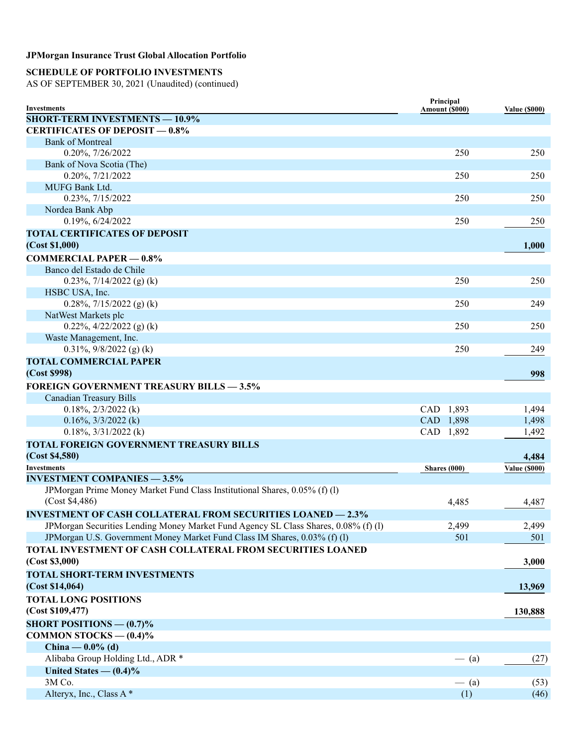**JPMorgan Insurance Trust Global Allocation Portfolio**

**SCHEDULE OF PORTFOLIO INVESTMENTS**
AS OF SEPTEMBER 30, 2021 (Unaudited) (continued)

| Investments | Principal Amount ($000) | Value ($000) |
|---|---|---|
| **SHORT-TERM INVESTMENTS — 10.9%** | | |
| **CERTIFICATES OF DEPOSIT — 0.8%** | | |
| Bank of Montreal | | |
| 0.20%, 7/26/2022 | 250 | 250 |
| Bank of Nova Scotia (The) | | |
| 0.20%, 7/21/2022 | 250 | 250 |
| MUFG Bank Ltd. | | |
| 0.23%, 7/15/2022 | 250 | 250 |
| Nordea Bank Abp | | |
| 0.19%, 6/24/2022 | 250 | 250 |
| **TOTAL CERTIFICATES OF DEPOSIT (Cost $1,000)** | | **1,000** |
| **COMMERCIAL PAPER — 0.8%** | | |
| Banco del Estado de Chile | | |
| 0.23%, 7/14/2022 (g) (k) | 250 | 250 |
| HSBC USA, Inc. | | |
| 0.28%, 7/15/2022 (g) (k) | 250 | 249 |
| NatWest Markets plc | | |
| 0.22%, 4/22/2022 (g) (k) | 250 | 250 |
| Waste Management, Inc. | | |
| 0.31%, 9/8/2022 (g) (k) | 250 | 249 |
| **TOTAL COMMERCIAL PAPER (Cost $998)** | | **998** |
| **FOREIGN GOVERNMENT TREASURY BILLS — 3.5%** | | |
| Canadian Treasury Bills | | |
| 0.18%, 2/3/2022 (k) | CAD 1,893 | 1,494 |
| 0.16%, 3/3/2022 (k) | CAD 1,898 | 1,498 |
| 0.18%, 3/31/2022 (k) | CAD 1,892 | 1,492 |
| **TOTAL FOREIGN GOVERNMENT TREASURY BILLS (Cost $4,580)** | | **4,484** |

| Investments | Shares (000) | Value ($000) |
|---|---|---|
| **INVESTMENT COMPANIES — 3.5%** | | |
| JPMorgan Prime Money Market Fund Class Institutional Shares, 0.05% (f) (l) (Cost $4,486) | 4,485 | 4,487 |
| **INVESTMENT OF CASH COLLATERAL FROM SECURITIES LOANED — 2.3%** | | |
| JPMorgan Securities Lending Money Market Fund Agency SL Class Shares, 0.08% (f) (l) | 2,499 | 2,499 |
| JPMorgan U.S. Government Money Market Fund Class IM Shares, 0.03% (f) (l) | 501 | 501 |
| **TOTAL INVESTMENT OF CASH COLLATERAL FROM SECURITIES LOANED (Cost $3,000)** | | **3,000** |
| **TOTAL SHORT-TERM INVESTMENTS (Cost $14,064)** | | **13,969** |
| **TOTAL LONG POSITIONS (Cost $109,477)** | | **130,888** |
| **SHORT POSITIONS — (0.7)%** | | |
| **COMMON STOCKS — (0.4)%** | | |
| **China — 0.0% (d)** | | |
| Alibaba Group Holding Ltd., ADR * | — (a) | (27) |
| **United States — (0.4)%** | | |
| 3M Co. | — (a) | (53) |
| Alteryx, Inc., Class A * | (1) | (46) |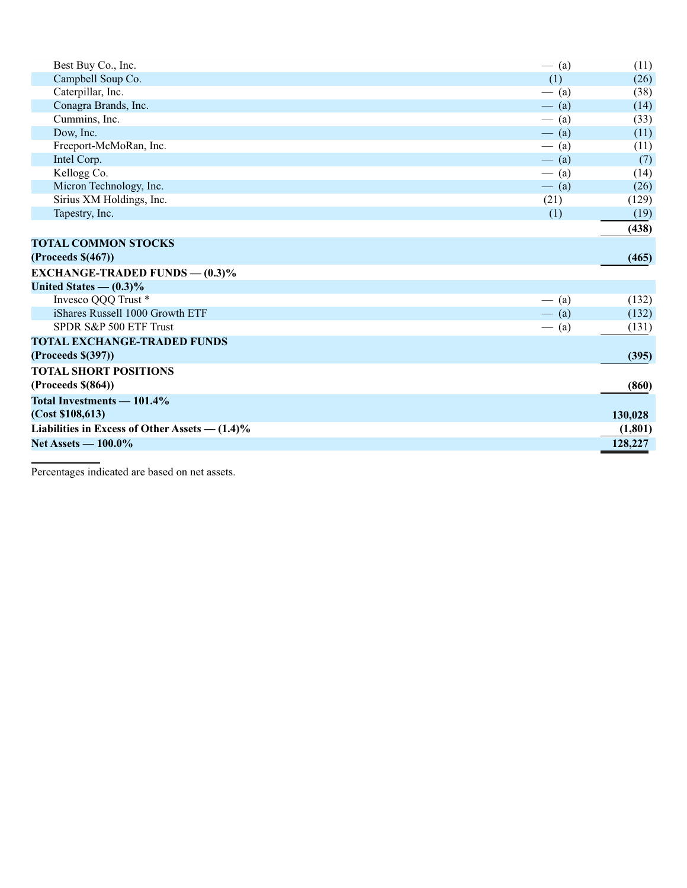| | | |
|---|---|---|
| Best Buy Co., Inc. | — (a) | (11) |
| Campbell Soup Co. | (1) | (26) |
| Caterpillar, Inc. | — (a) | (38) |
| Conagra Brands, Inc. | — (a) | (14) |
| Cummins, Inc. | — (a) | (33) |
| Dow, Inc. | — (a) | (11) |
| Freeport-McMoRan, Inc. | — (a) | (11) |
| Intel Corp. | — (a) | (7) |
| Kellogg Co. | — (a) | (14) |
| Micron Technology, Inc. | — (a) | (26) |
| Sirius XM Holdings, Inc. | (21) | (129) |
| Tapestry, Inc. | (1) | (19) |
| | | **(438)** |
| **TOTAL COMMON STOCKS (Proceeds $(467))** | | **(465)** |
| **EXCHANGE-TRADED FUNDS — (0.3)%** | | |
| **United States — (0.3)%** | | |
| Invesco QQQ Trust * | — (a) | (132) |
| iShares Russell 1000 Growth ETF | — (a) | (132) |
| SPDR S&P 500 ETF Trust | — (a) | (131) |
| **TOTAL EXCHANGE-TRADED FUNDS (Proceeds $(397))** | | **(395)** |
| **TOTAL SHORT POSITIONS (Proceeds $(864))** | | **(860)** |
| **Total Investments — 101.4% (Cost $108,613)** | | **130,028** |
| **Liabilities in Excess of Other Assets — (1.4)%** | | **(1,801)** |
| **Net Assets — 100.0%** | | **128,227** |

Percentages indicated are based on net assets.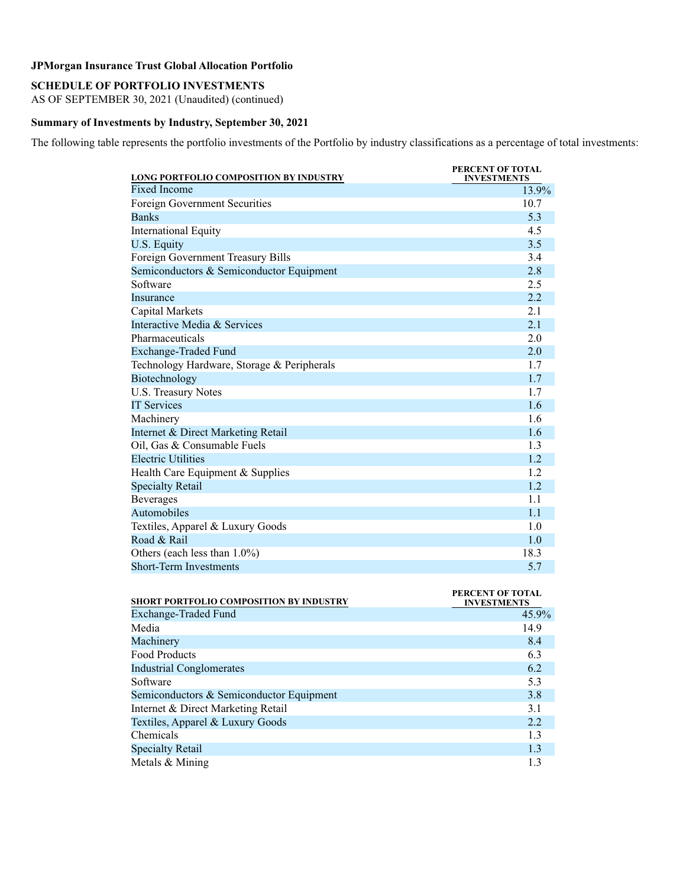**JPMorgan Insurance Trust Global Allocation Portfolio**

**SCHEDULE OF PORTFOLIO INVESTMENTS**

AS OF SEPTEMBER 30, 2021 (Unaudited) (continued)

**Summary of Investments by Industry, September 30, 2021**

The following table represents the portfolio investments of the Portfolio by industry classifications as a percentage of total investments:

| LONG PORTFOLIO COMPOSITION BY INDUSTRY | PERCENT OF TOTAL INVESTMENTS |
|---|---|
| Fixed Income | 13.9% |
| Foreign Government Securities | 10.7 |
| Banks | 5.3 |
| International Equity | 4.5 |
| U.S. Equity | 3.5 |
| Foreign Government Treasury Bills | 3.4 |
| Semiconductors & Semiconductor Equipment | 2.8 |
| Software | 2.5 |
| Insurance | 2.2 |
| Capital Markets | 2.1 |
| Interactive Media & Services | 2.1 |
| Pharmaceuticals | 2.0 |
| Exchange-Traded Fund | 2.0 |
| Technology Hardware, Storage & Peripherals | 1.7 |
| Biotechnology | 1.7 |
| U.S. Treasury Notes | 1.7 |
| IT Services | 1.6 |
| Machinery | 1.6 |
| Internet & Direct Marketing Retail | 1.6 |
| Oil, Gas & Consumable Fuels | 1.3 |
| Electric Utilities | 1.2 |
| Health Care Equipment & Supplies | 1.2 |
| Specialty Retail | 1.2 |
| Beverages | 1.1 |
| Automobiles | 1.1 |
| Textiles, Apparel & Luxury Goods | 1.0 |
| Road & Rail | 1.0 |
| Others (each less than 1.0%) | 18.3 |
| Short-Term Investments | 5.7 |

| SHORT PORTFOLIO COMPOSITION BY INDUSTRY | PERCENT OF TOTAL INVESTMENTS |
|---|---|
| Exchange-Traded Fund | 45.9% |
| Media | 14.9 |
| Machinery | 8.4 |
| Food Products | 6.3 |
| Industrial Conglomerates | 6.2 |
| Software | 5.3 |
| Semiconductors & Semiconductor Equipment | 3.8 |
| Internet & Direct Marketing Retail | 3.1 |
| Textiles, Apparel & Luxury Goods | 2.2 |
| Chemicals | 1.3 |
| Specialty Retail | 1.3 |
| Metals & Mining | 1.3 |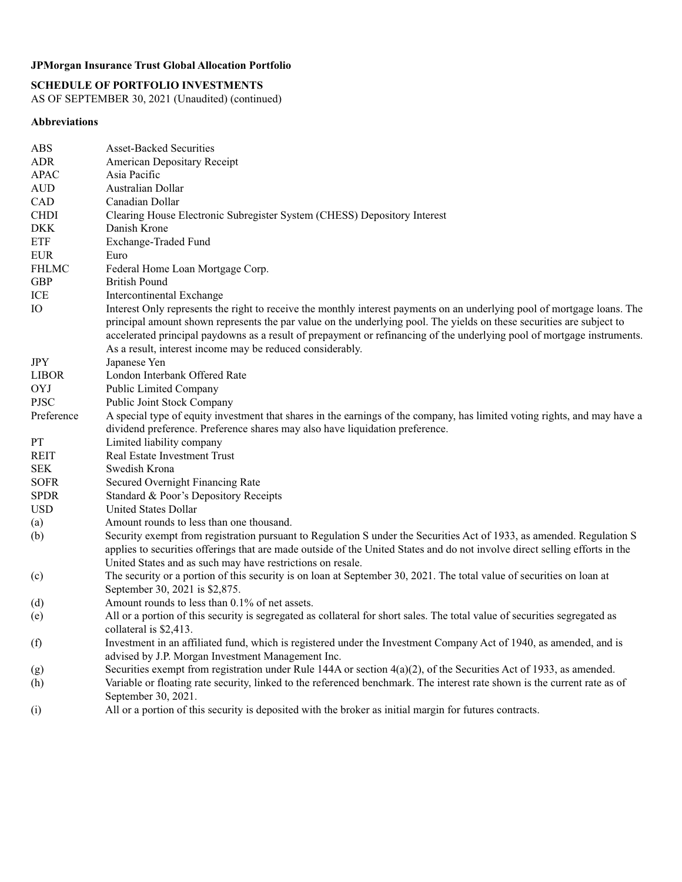**JPMorgan Insurance Trust Global Allocation Portfolio**

**SCHEDULE OF PORTFOLIO INVESTMENTS**

AS OF SEPTEMBER 30, 2021 (Unaudited) (continued)

**Abbreviations**

| | |
|---|---|
| ABS | Asset-Backed Securities |
| ADR | American Depositary Receipt |
| APAC | Asia Pacific |
| AUD | Australian Dollar |
| CAD | Canadian Dollar |
| CHDI | Clearing House Electronic Subregister System (CHESS) Depository Interest |
| DKK | Danish Krone |
| ETF | Exchange-Traded Fund |
| EUR | Euro |
| FHLMC | Federal Home Loan Mortgage Corp. |
| GBP | British Pound |
| ICE | Intercontinental Exchange |
| IO | Interest Only represents the right to receive the monthly interest payments on an underlying pool of mortgage loans. The principal amount shown represents the par value on the underlying pool. The yields on these securities are subject to accelerated principal paydowns as a result of prepayment or refinancing of the underlying pool of mortgage instruments. As a result, interest income may be reduced considerably. |
| JPY | Japanese Yen |
| LIBOR | London Interbank Offered Rate |
| OYJ | Public Limited Company |
| PJSC | Public Joint Stock Company |
| Preference | A special type of equity investment that shares in the earnings of the company, has limited voting rights, and may have a dividend preference. Preference shares may also have liquidation preference. |
| PT | Limited liability company |
| REIT | Real Estate Investment Trust |
| SEK | Swedish Krona |
| SOFR | Secured Overnight Financing Rate |
| SPDR | Standard & Poor's Depository Receipts |
| USD | United States Dollar |
| (a) | Amount rounds to less than one thousand. |
| (b) | Security exempt from registration pursuant to Regulation S under the Securities Act of 1933, as amended. Regulation S applies to securities offerings that are made outside of the United States and do not involve direct selling efforts in the United States and as such may have restrictions on resale. |
| (c) | The security or a portion of this security is on loan at September 30, 2021. The total value of securities on loan at September 30, 2021 is $2,875. |
| (d) | Amount rounds to less than 0.1% of net assets. |
| (e) | All or a portion of this security is segregated as collateral for short sales. The total value of securities segregated as collateral is $2,413. |
| (f) | Investment in an affiliated fund, which is registered under the Investment Company Act of 1940, as amended, and is advised by J.P. Morgan Investment Management Inc. |
| (g) | Securities exempt from registration under Rule 144A or section 4(a)(2), of the Securities Act of 1933, as amended. |
| (h) | Variable or floating rate security, linked to the referenced benchmark. The interest rate shown is the current rate as of September 30, 2021. |
| (i) | All or a portion of this security is deposited with the broker as initial margin for futures contracts. |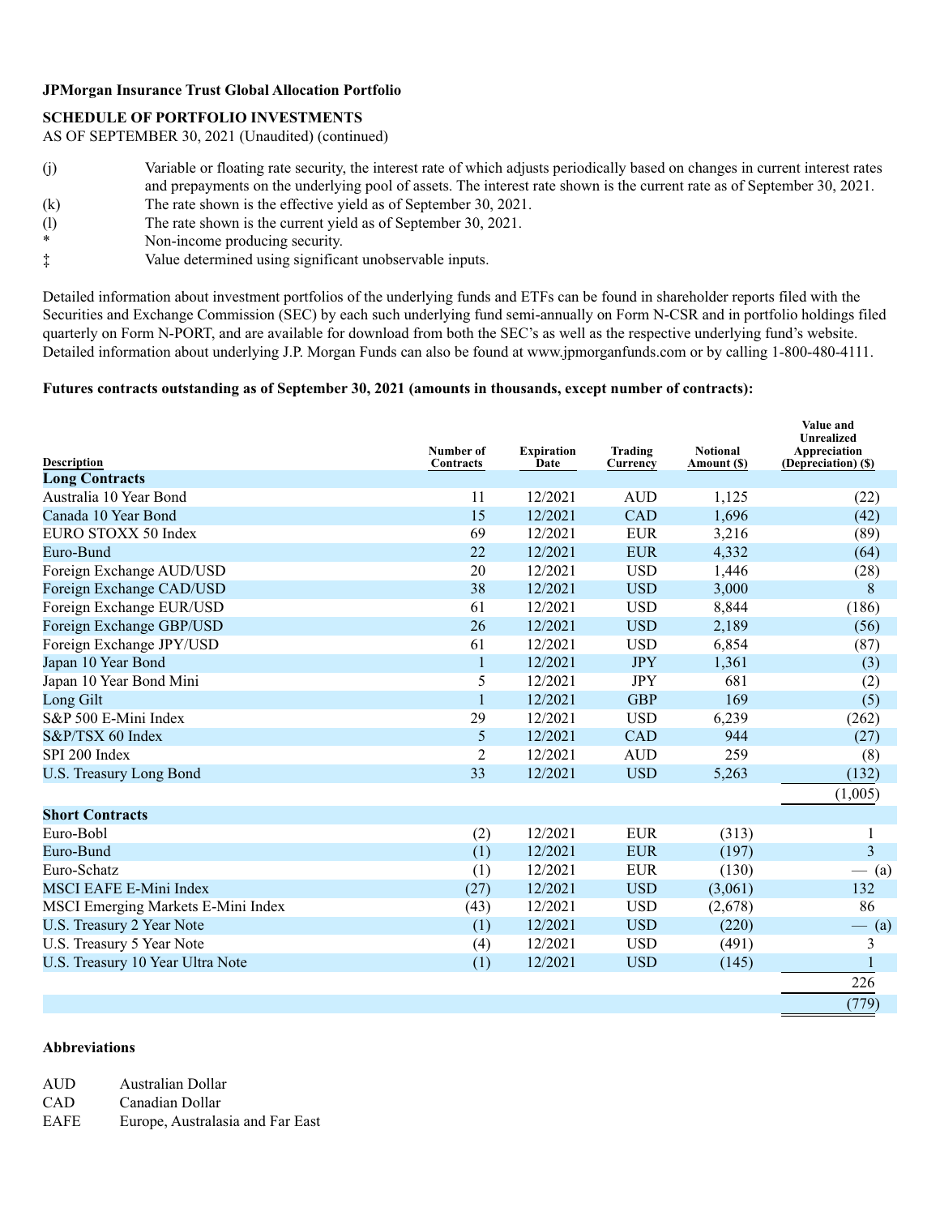**JPMorgan Insurance Trust Global Allocation Portfolio**

**SCHEDULE OF PORTFOLIO INVESTMENTS**

AS OF SEPTEMBER 30, 2021 (Unaudited) (continued)

(j) Variable or floating rate security, the interest rate of which adjusts periodically based on changes in current interest rates and prepayments on the underlying pool of assets. The interest rate shown is the current rate as of September 30, 2021.

(k) The rate shown is the effective yield as of September 30, 2021.

(l) The rate shown is the current yield as of September 30, 2021.

* Non-income producing security.

‡ Value determined using significant unobservable inputs.

Detailed information about investment portfolios of the underlying funds and ETFs can be found in shareholder reports filed with the Securities and Exchange Commission (SEC) by each such underlying fund semi-annually on Form N-CSR and in portfolio holdings filed quarterly on Form N-PORT, and are available for download from both the SEC's as well as the respective underlying fund's website. Detailed information about underlying J.P. Morgan Funds can also be found at www.jpmorganfunds.com or by calling 1-800-480-4111.

**Futures contracts outstanding as of September 30, 2021 (amounts in thousands, except number of contracts):**

| Description | Number of Contracts | Expiration Date | Trading Currency | Notional Amount ($) | Value and Unrealized Appreciation (Depreciation) ($) |
|---|---|---|---|---|---|
| **Long Contracts** | | | | | |
| Australia 10 Year Bond | 11 | 12/2021 | AUD | 1,125 | (22) |
| Canada 10 Year Bond | 15 | 12/2021 | CAD | 1,696 | (42) |
| EURO STOXX 50 Index | 69 | 12/2021 | EUR | 3,216 | (89) |
| Euro-Bund | 22 | 12/2021 | EUR | 4,332 | (64) |
| Foreign Exchange AUD/USD | 20 | 12/2021 | USD | 1,446 | (28) |
| Foreign Exchange CAD/USD | 38 | 12/2021 | USD | 3,000 | 8 |
| Foreign Exchange EUR/USD | 61 | 12/2021 | USD | 8,844 | (186) |
| Foreign Exchange GBP/USD | 26 | 12/2021 | USD | 2,189 | (56) |
| Foreign Exchange JPY/USD | 61 | 12/2021 | USD | 6,854 | (87) |
| Japan 10 Year Bond | 1 | 12/2021 | JPY | 1,361 | (3) |
| Japan 10 Year Bond Mini | 5 | 12/2021 | JPY | 681 | (2) |
| Long Gilt | 1 | 12/2021 | GBP | 169 | (5) |
| S&P 500 E-Mini Index | 29 | 12/2021 | USD | 6,239 | (262) |
| S&P/TSX 60 Index | 5 | 12/2021 | CAD | 944 | (27) |
| SPI 200 Index | 2 | 12/2021 | AUD | 259 | (8) |
| U.S. Treasury Long Bond | 33 | 12/2021 | USD | 5,263 | (132) |
| | | | | | (1,005) |
| **Short Contracts** | | | | | |
| Euro-Bobl | (2) | 12/2021 | EUR | (313) | 1 |
| Euro-Bund | (1) | 12/2021 | EUR | (197) | 3 |
| Euro-Schatz | (1) | 12/2021 | EUR | (130) | — (a) |
| MSCI EAFE E-Mini Index | (27) | 12/2021 | USD | (3,061) | 132 |
| MSCI Emerging Markets E-Mini Index | (43) | 12/2021 | USD | (2,678) | 86 |
| U.S. Treasury 2 Year Note | (1) | 12/2021 | USD | (220) | — (a) |
| U.S. Treasury 5 Year Note | (4) | 12/2021 | USD | (491) | 3 |
| U.S. Treasury 10 Year Ultra Note | (1) | 12/2021 | USD | (145) | 1 |
| | | | | | 226 |
| | | | | | (779) |

**Abbreviations**

| | |
|---|---|
| AUD | Australian Dollar |
| CAD | Canadian Dollar |
| EAFE | Europe, Australasia and Far East |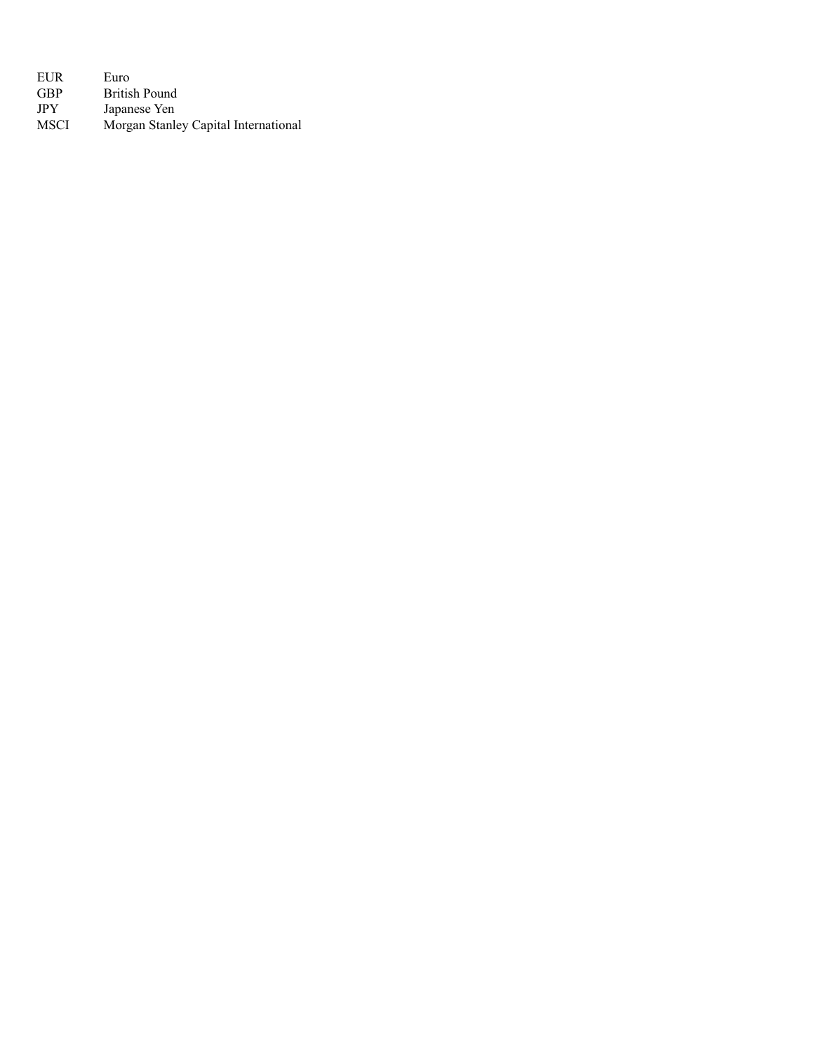| | |
|---|---|
| EUR | Euro |
| GBP | British Pound |
| JPY | Japanese Yen |
| MSCI | Morgan Stanley Capital International |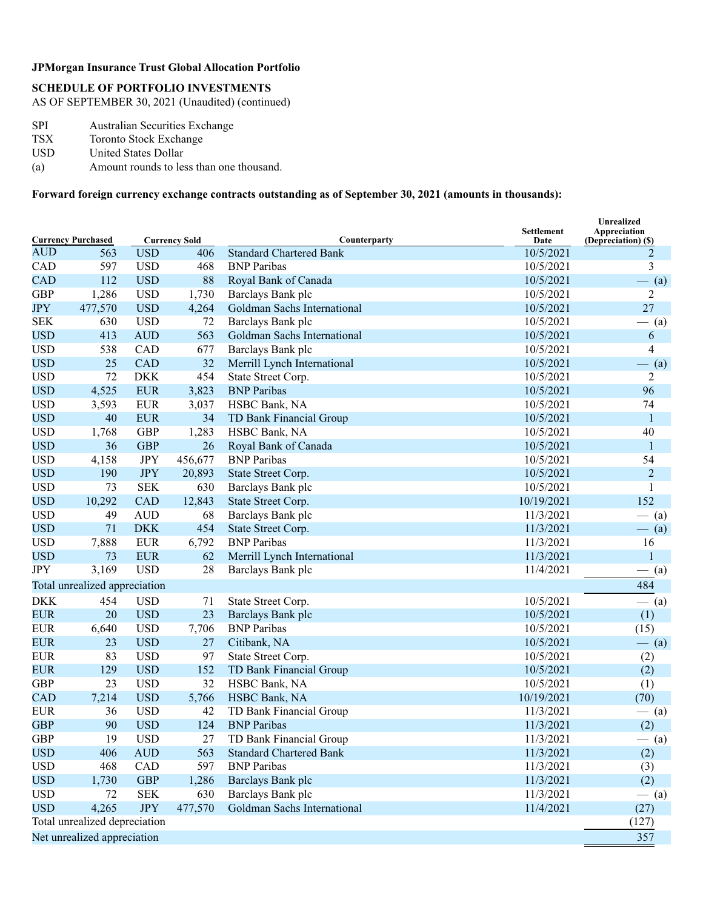**JPMorgan Insurance Trust Global Allocation Portfolio**

**SCHEDULE OF PORTFOLIO INVESTMENTS**
AS OF SEPTEMBER 30, 2021 (Unaudited) (continued)

| | |
|---|---|
| SPI | Australian Securities Exchange |
| TSX | Toronto Stock Exchange |
| USD | United States Dollar |
| (a) | Amount rounds to less than one thousand. |

**Forward foreign currency exchange contracts outstanding as of September 30, 2021 (amounts in thousands):**

| Currency Purchased | | Currency Sold | | Counterparty | Settlement Date | Unrealized Appreciation (Depreciation) ($) |
|---|---|---|---|---|---|---|
| AUD | 563 | USD | 406 | Standard Chartered Bank | 10/5/2021 | 2 |
| CAD | 597 | USD | 468 | BNP Paribas | 10/5/2021 | 3 |
| CAD | 112 | USD | 88 | Royal Bank of Canada | 10/5/2021 | — (a) |
| GBP | 1,286 | USD | 1,730 | Barclays Bank plc | 10/5/2021 | 2 |
| JPY | 477,570 | USD | 4,264 | Goldman Sachs International | 10/5/2021 | 27 |
| SEK | 630 | USD | 72 | Barclays Bank plc | 10/5/2021 | — (a) |
| USD | 413 | AUD | 563 | Goldman Sachs International | 10/5/2021 | 6 |
| USD | 538 | CAD | 677 | Barclays Bank plc | 10/5/2021 | 4 |
| USD | 25 | CAD | 32 | Merrill Lynch International | 10/5/2021 | — (a) |
| USD | 72 | DKK | 454 | State Street Corp. | 10/5/2021 | 2 |
| USD | 4,525 | EUR | 3,823 | BNP Paribas | 10/5/2021 | 96 |
| USD | 3,593 | EUR | 3,037 | HSBC Bank, NA | 10/5/2021 | 74 |
| USD | 40 | EUR | 34 | TD Bank Financial Group | 10/5/2021 | 1 |
| USD | 1,768 | GBP | 1,283 | HSBC Bank, NA | 10/5/2021 | 40 |
| USD | 36 | GBP | 26 | Royal Bank of Canada | 10/5/2021 | 1 |
| USD | 4,158 | JPY | 456,677 | BNP Paribas | 10/5/2021 | 54 |
| USD | 190 | JPY | 20,893 | State Street Corp. | 10/5/2021 | 2 |
| USD | 73 | SEK | 630 | Barclays Bank plc | 10/5/2021 | 1 |
| USD | 10,292 | CAD | 12,843 | State Street Corp. | 10/19/2021 | 152 |
| USD | 49 | AUD | 68 | Barclays Bank plc | 11/3/2021 | — (a) |
| USD | 71 | DKK | 454 | State Street Corp. | 11/3/2021 | — (a) |
| USD | 7,888 | EUR | 6,792 | BNP Paribas | 11/3/2021 | 16 |
| USD | 73 | EUR | 62 | Merrill Lynch International | 11/3/2021 | 1 |
| JPY | 3,169 | USD | 28 | Barclays Bank plc | 11/4/2021 | — (a) |
| Total unrealized appreciation | | | | | | 484 |
| DKK | 454 | USD | 71 | State Street Corp. | 10/5/2021 | — (a) |
| EUR | 20 | USD | 23 | Barclays Bank plc | 10/5/2021 | (1) |
| EUR | 6,640 | USD | 7,706 | BNP Paribas | 10/5/2021 | (15) |
| EUR | 23 | USD | 27 | Citibank, NA | 10/5/2021 | — (a) |
| EUR | 83 | USD | 97 | State Street Corp. | 10/5/2021 | (2) |
| EUR | 129 | USD | 152 | TD Bank Financial Group | 10/5/2021 | (2) |
| GBP | 23 | USD | 32 | HSBC Bank, NA | 10/5/2021 | (1) |
| CAD | 7,214 | USD | 5,766 | HSBC Bank, NA | 10/19/2021 | (70) |
| EUR | 36 | USD | 42 | TD Bank Financial Group | 11/3/2021 | — (a) |
| GBP | 90 | USD | 124 | BNP Paribas | 11/3/2021 | (2) |
| GBP | 19 | USD | 27 | TD Bank Financial Group | 11/3/2021 | — (a) |
| USD | 406 | AUD | 563 | Standard Chartered Bank | 11/3/2021 | (2) |
| USD | 468 | CAD | 597 | BNP Paribas | 11/3/2021 | (3) |
| USD | 1,730 | GBP | 1,286 | Barclays Bank plc | 11/3/2021 | (2) |
| USD | 72 | SEK | 630 | Barclays Bank plc | 11/3/2021 | — (a) |
| USD | 4,265 | JPY | 477,570 | Goldman Sachs International | 11/4/2021 | (27) |
| Total unrealized depreciation | | | | | | (127) |
| Net unrealized appreciation | | | | | | 357 |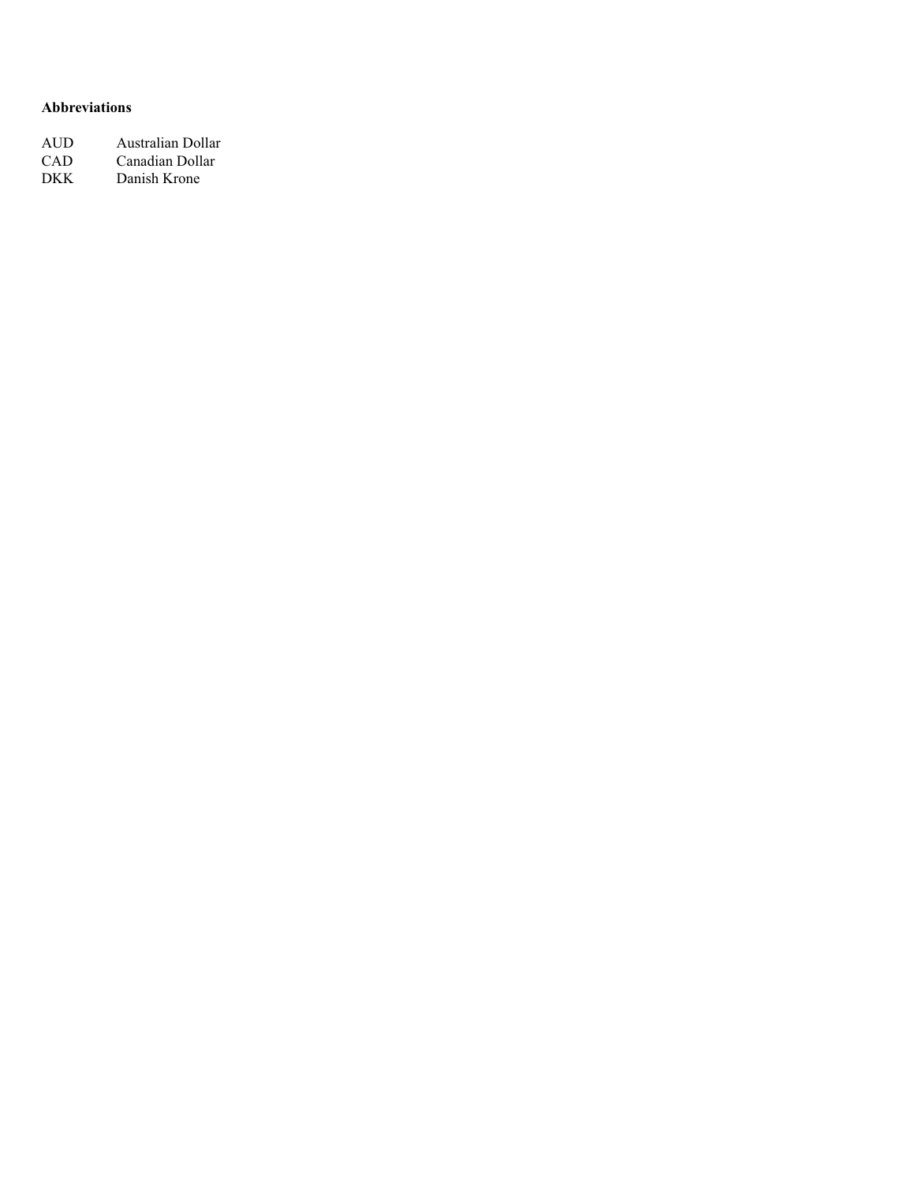**Abbreviations**

| | |
|---|---|
| AUD | Australian Dollar |
| CAD | Canadian Dollar |
| DKK | Danish Krone |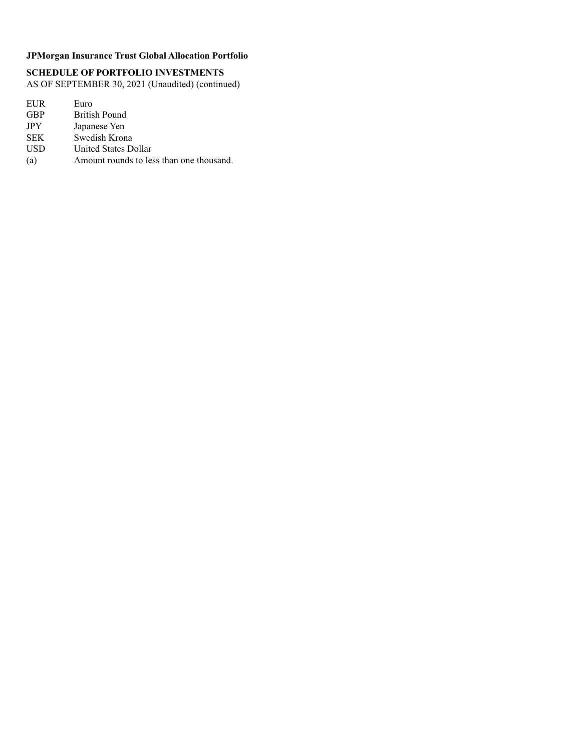**JPMorgan Insurance Trust Global Allocation Portfolio**

**SCHEDULE OF PORTFOLIO INVESTMENTS**
AS OF SEPTEMBER 30, 2021 (Unaudited) (continued)

| | |
|---|---|
| EUR | Euro |
| GBP | British Pound |
| JPY | Japanese Yen |
| SEK | Swedish Krona |
| USD | United States Dollar |
| (a) | Amount rounds to less than one thousand. |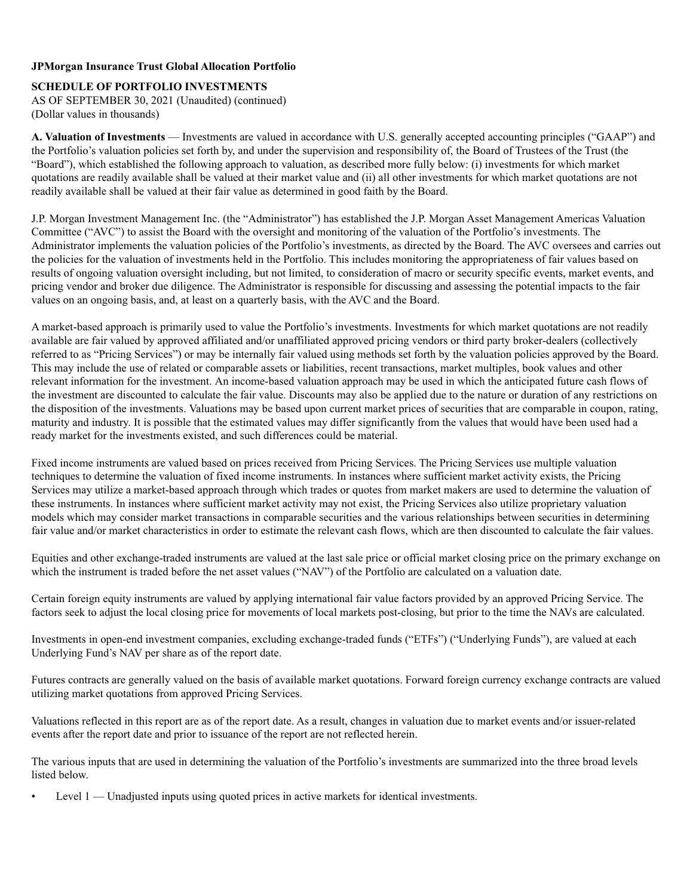**JPMorgan Insurance Trust Global Allocation Portfolio**

**SCHEDULE OF PORTFOLIO INVESTMENTS**
AS OF SEPTEMBER 30, 2021 (Unaudited) (continued)
(Dollar values in thousands)

**A. Valuation of Investments** — Investments are valued in accordance with U.S. generally accepted accounting principles ("GAAP") and the Portfolio's valuation policies set forth by, and under the supervision and responsibility of, the Board of Trustees of the Trust (the "Board"), which established the following approach to valuation, as described more fully below: (i) investments for which market quotations are readily available shall be valued at their market value and (ii) all other investments for which market quotations are not readily available shall be valued at their fair value as determined in good faith by the Board.

J.P. Morgan Investment Management Inc. (the "Administrator") has established the J.P. Morgan Asset Management Americas Valuation Committee ("AVC") to assist the Board with the oversight and monitoring of the valuation of the Portfolio's investments. The Administrator implements the valuation policies of the Portfolio's investments, as directed by the Board. The AVC oversees and carries out the policies for the valuation of investments held in the Portfolio. This includes monitoring the appropriateness of fair values based on results of ongoing valuation oversight including, but not limited, to consideration of macro or security specific events, market events, and pricing vendor and broker due diligence. The Administrator is responsible for discussing and assessing the potential impacts to the fair values on an ongoing basis, and, at least on a quarterly basis, with the AVC and the Board.

A market-based approach is primarily used to value the Portfolio's investments. Investments for which market quotations are not readily available are fair valued by approved affiliated and/or unaffiliated approved pricing vendors or third party broker-dealers (collectively referred to as "Pricing Services") or may be internally fair valued using methods set forth by the valuation policies approved by the Board. This may include the use of related or comparable assets or liabilities, recent transactions, market multiples, book values and other relevant information for the investment. An income-based valuation approach may be used in which the anticipated future cash flows of the investment are discounted to calculate the fair value. Discounts may also be applied due to the nature or duration of any restrictions on the disposition of the investments. Valuations may be based upon current market prices of securities that are comparable in coupon, rating, maturity and industry. It is possible that the estimated values may differ significantly from the values that would have been used had a ready market for the investments existed, and such differences could be material.

Fixed income instruments are valued based on prices received from Pricing Services. The Pricing Services use multiple valuation techniques to determine the valuation of fixed income instruments. In instances where sufficient market activity exists, the Pricing Services may utilize a market-based approach through which trades or quotes from market makers are used to determine the valuation of these instruments. In instances where sufficient market activity may not exist, the Pricing Services also utilize proprietary valuation models which may consider market transactions in comparable securities and the various relationships between securities in determining fair value and/or market characteristics in order to estimate the relevant cash flows, which are then discounted to calculate the fair values.

Equities and other exchange-traded instruments are valued at the last sale price or official market closing price on the primary exchange on which the instrument is traded before the net asset values ("NAV") of the Portfolio are calculated on a valuation date.

Certain foreign equity instruments are valued by applying international fair value factors provided by an approved Pricing Service. The factors seek to adjust the local closing price for movements of local markets post-closing, but prior to the time the NAVs are calculated.

Investments in open-end investment companies, excluding exchange-traded funds ("ETFs") ("Underlying Funds"), are valued at each Underlying Fund's NAV per share as of the report date.

Futures contracts are generally valued on the basis of available market quotations. Forward foreign currency exchange contracts are valued utilizing market quotations from approved Pricing Services.

Valuations reflected in this report are as of the report date. As a result, changes in valuation due to market events and/or issuer-related events after the report date and prior to issuance of the report are not reflected herein.

The various inputs that are used in determining the valuation of the Portfolio's investments are summarized into the three broad levels listed below.

- Level 1 — Unadjusted inputs using quoted prices in active markets for identical investments.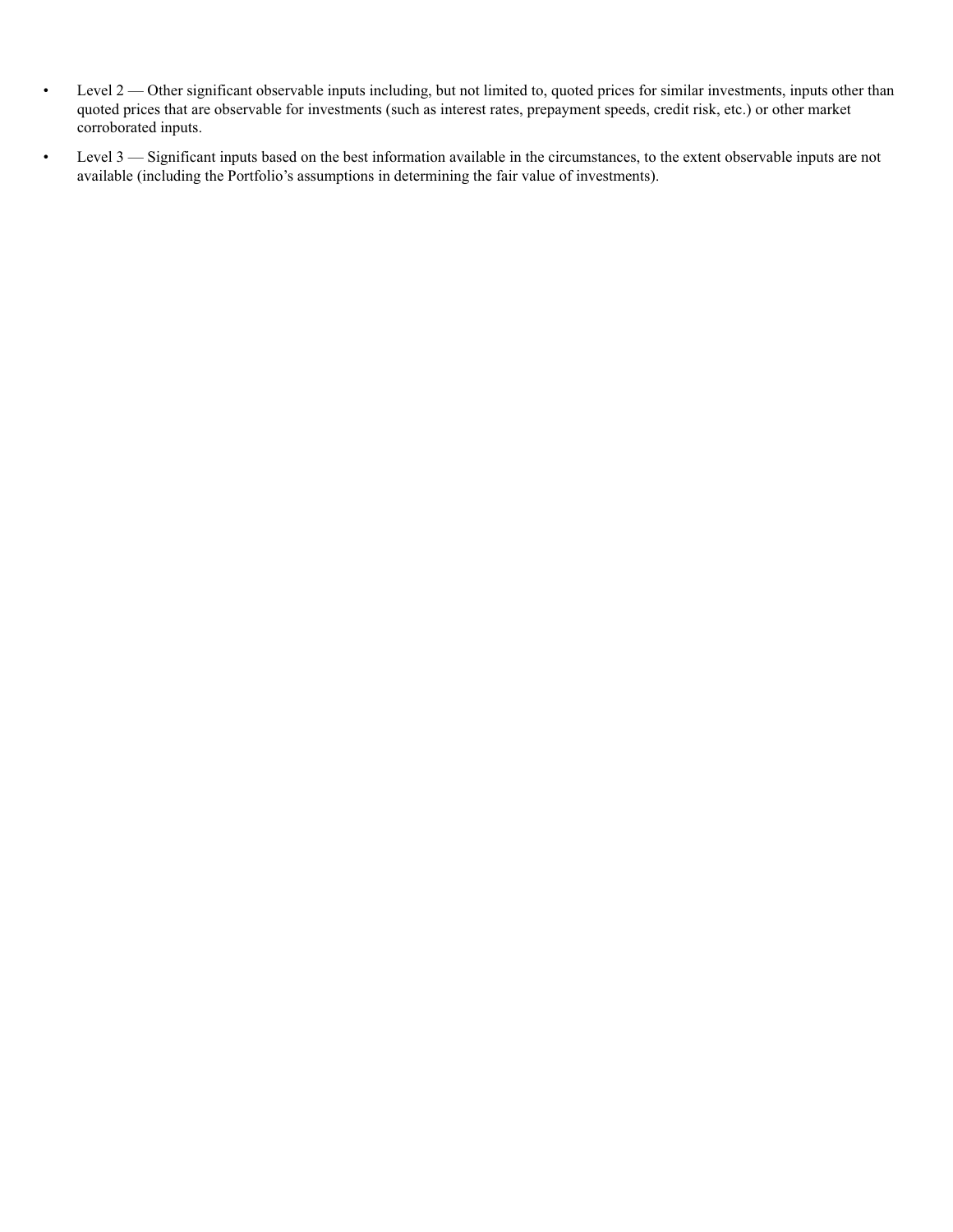- Level 2 — Other significant observable inputs including, but not limited to, quoted prices for similar investments, inputs other than quoted prices that are observable for investments (such as interest rates, prepayment speeds, credit risk, etc.) or other market corroborated inputs.
- Level 3 — Significant inputs based on the best information available in the circumstances, to the extent observable inputs are not available (including the Portfolio's assumptions in determining the fair value of investments).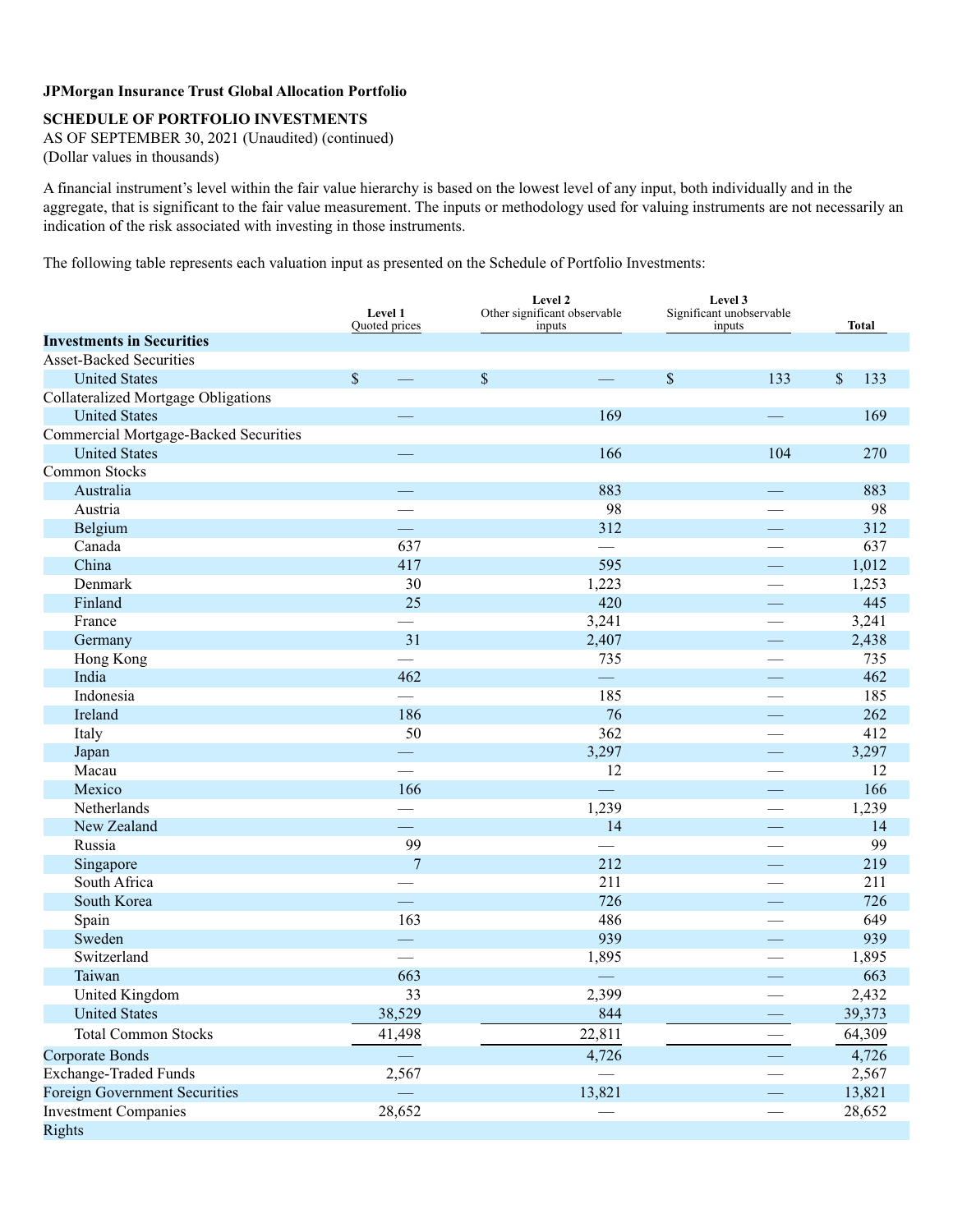**JPMorgan Insurance Trust Global Allocation Portfolio**

**SCHEDULE OF PORTFOLIO INVESTMENTS**

AS OF SEPTEMBER 30, 2021 (Unaudited) (continued)

(Dollar values in thousands)

A financial instrument's level within the fair value hierarchy is based on the lowest level of any input, both individually and in the aggregate, that is significant to the fair value measurement. The inputs or methodology used for valuing instruments are not necessarily an indication of the risk associated with investing in those instruments.

The following table represents each valuation input as presented on the Schedule of Portfolio Investments:

| | Level 1 Quoted prices | Level 2 Other significant observable inputs | Level 3 Significant unobservable inputs | Total |
|---|---|---|---|---|
| **Investments in Securities** | | | | |
| Asset-Backed Securities | | | | |
| United States | $ — | $ — | $ 133 | $ 133 |
| Collateralized Mortgage Obligations | | | | |
| United States | — | 169 | — | 169 |
| Commercial Mortgage-Backed Securities | | | | |
| United States | — | 166 | 104 | 270 |
| Common Stocks | | | | |
| Australia | — | 883 | — | 883 |
| Austria | — | 98 | — | 98 |
| Belgium | — | 312 | — | 312 |
| Canada | 637 | — | — | 637 |
| China | 417 | 595 | — | 1,012 |
| Denmark | 30 | 1,223 | — | 1,253 |
| Finland | 25 | 420 | — | 445 |
| France | — | 3,241 | — | 3,241 |
| Germany | 31 | 2,407 | — | 2,438 |
| Hong Kong | — | 735 | — | 735 |
| India | 462 | — | — | 462 |
| Indonesia | — | 185 | — | 185 |
| Ireland | 186 | 76 | — | 262 |
| Italy | 50 | 362 | — | 412 |
| Japan | — | 3,297 | — | 3,297 |
| Macau | — | 12 | — | 12 |
| Mexico | 166 | — | — | 166 |
| Netherlands | — | 1,239 | — | 1,239 |
| New Zealand | — | 14 | — | 14 |
| Russia | 99 | — | — | 99 |
| Singapore | 7 | 212 | — | 219 |
| South Africa | — | 211 | — | 211 |
| South Korea | — | 726 | — | 726 |
| Spain | 163 | 486 | — | 649 |
| Sweden | — | 939 | — | 939 |
| Switzerland | — | 1,895 | — | 1,895 |
| Taiwan | 663 | — | — | 663 |
| United Kingdom | 33 | 2,399 | — | 2,432 |
| United States | 38,529 | 844 | — | 39,373 |
| Total Common Stocks | 41,498 | 22,811 | — | 64,309 |
| Corporate Bonds | — | 4,726 | — | 4,726 |
| Exchange-Traded Funds | 2,567 | — | — | 2,567 |
| Foreign Government Securities | — | 13,821 | — | 13,821 |
| Investment Companies | 28,652 | — | — | 28,652 |
| Rights | | | | |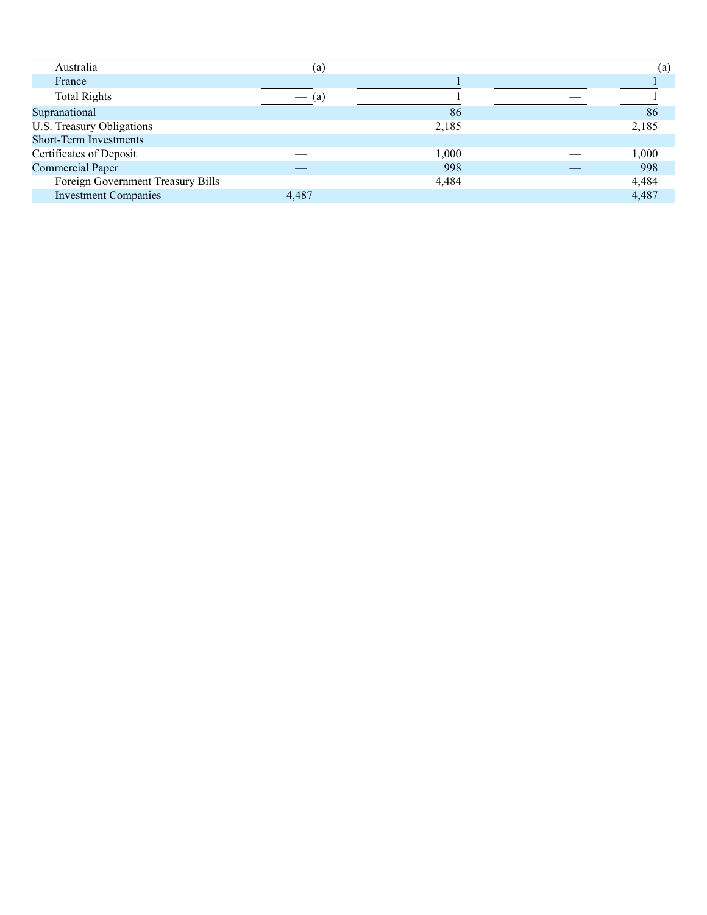| | | | | |
|---|---|---|---|---|
| Australia | — (a) | — | — | — (a) |
| France | — | 1 | — | 1 |
| Total Rights | — (a) | 1 | — | 1 |
| Supranational | — | 86 | — | 86 |
| U.S. Treasury Obligations | — | 2,185 | — | 2,185 |
| Short-Term Investments | | | | |
| Certificates of Deposit | — | 1,000 | — | 1,000 |
| Commercial Paper | — | 998 | — | 998 |
| Foreign Government Treasury Bills | — | 4,484 | — | 4,484 |
| Investment Companies | 4,487 | — | — | 4,487 |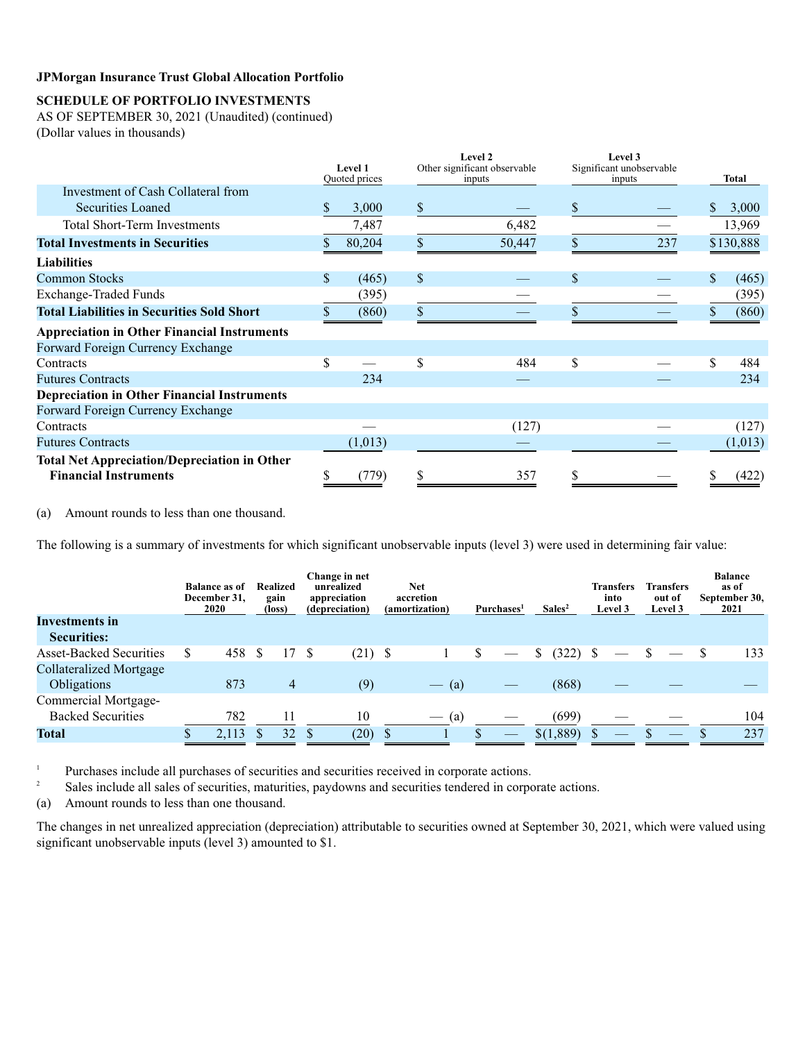**JPMorgan Insurance Trust Global Allocation Portfolio**

**SCHEDULE OF PORTFOLIO INVESTMENTS**

AS OF SEPTEMBER 30, 2021 (Unaudited) (continued)

(Dollar values in thousands)

| | Level 1 Quoted prices | Level 2 Other significant observable inputs | Level 3 Significant unobservable inputs | Total |
|---|---|---|---|---|
| Investment of Cash Collateral from Securities Loaned | $ 3,000 | $ — | $ — | $ 3,000 |
| Total Short-Term Investments | 7,487 | 6,482 | — | 13,969 |
| **Total Investments in Securities** | $ 80,204 | $ 50,447 | $ 237 | $130,888 |
| **Liabilities** | | | | |
| Common Stocks | $ (465) | $ — | $ — | $ (465) |
| Exchange-Traded Funds | (395) | — | — | (395) |
| **Total Liabilities in Securities Sold Short** | $ (860) | $ — | $ — | $ (860) |
| **Appreciation in Other Financial Instruments** | | | | |
| Forward Foreign Currency Exchange Contracts | $ — | $ 484 | $ — | $ 484 |
| Futures Contracts | 234 | — | — | 234 |
| **Depreciation in Other Financial Instruments** | | | | |
| Forward Foreign Currency Exchange Contracts | — | (127) | — | (127) |
| Futures Contracts | (1,013) | — | — | (1,013) |
| **Total Net Appreciation/Depreciation in Other Financial Instruments** | $ (779) | $ 357 | $ — | $ (422) |

(a) Amount rounds to less than one thousand.

The following is a summary of investments for which significant unobservable inputs (level 3) were used in determining fair value:

| | Balance as of December 31, 2020 | Realized gain (loss) | Change in net unrealized appreciation (depreciation) | Net accretion (amortization) | Purchases[1] | Sales[2] | Transfers into Level 3 | Transfers out of Level 3 | Balance as of September 30, 2021 |
|---|---|---|---|---|---|---|---|---|---|
| **Investments in Securities:** | | | | | | | | | |
| Asset-Backed Securities | $ 458 | $ 17 | $ (21) | $ 1 | $ — | $ (322) | $ — | $ — | $ 133 |
| Collateralized Mortgage Obligations | 873 | 4 | (9) | — (a) | — | (868) | — | — | — |
| Commercial Mortgage-Backed Securities | 782 | 11 | 10 | — (a) | — | (699) | — | — | 104 |
| **Total** | $ 2,113 | $ 32 | $ (20) | $ 1 | $ — | $(1,889) | $ — | $ — | $ 237 |

[1] Purchases include all purchases of securities and securities received in corporate actions.

[2] Sales include all sales of securities, maturities, paydowns and securities tendered in corporate actions.

(a) Amount rounds to less than one thousand.

The changes in net unrealized appreciation (depreciation) attributable to securities owned at September 30, 2021, which were valued using significant unobservable inputs (level 3) amounted to $1.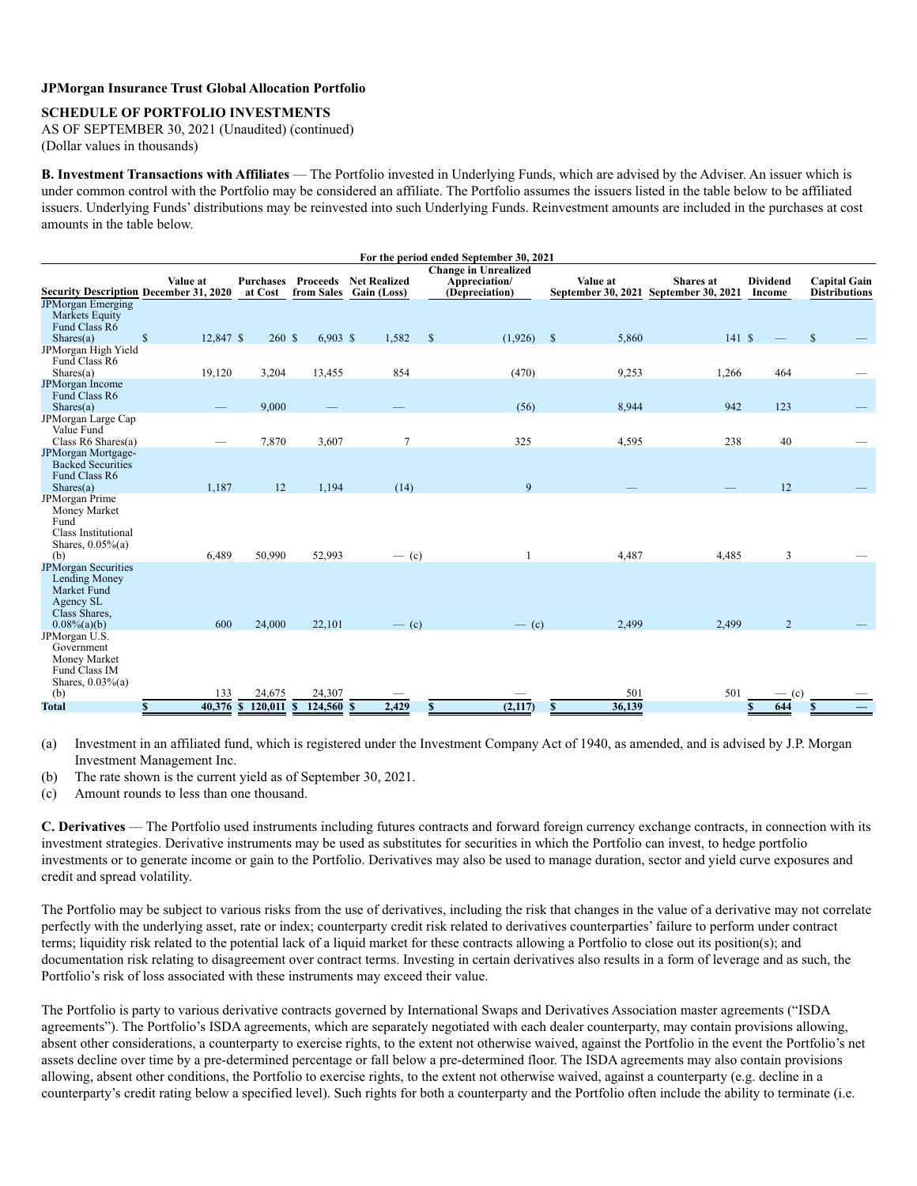**JPMorgan Insurance Trust Global Allocation Portfolio**

**SCHEDULE OF PORTFOLIO INVESTMENTS**

AS OF SEPTEMBER 30, 2021 (Unaudited) (continued)

(Dollar values in thousands)

**B. Investment Transactions with Affiliates** — The Portfolio invested in Underlying Funds, which are advised by the Adviser. An issuer which is under common control with the Portfolio may be considered an affiliate. The Portfolio assumes the issuers listed in the table below to be affiliated issuers. Underlying Funds' distributions may be reinvested into such Underlying Funds. Reinvestment amounts are included in the purchases at cost amounts in the table below.

| For the period ended September 30, 2021 | | | | | | | | | |
|---|---|---|---|---|---|---|---|---|---|
| Security Description | Value at December 31, 2020 | Purchases at Cost | Proceeds from Sales | Net Realized Gain (Loss) | Change in Unrealized Appreciation/ (Depreciation) | Value at September 30, 2021 | Shares at September 30, 2021 | Dividend Income | Capital Gain Distributions |
| JPMorgan Emerging Markets Equity Fund Class R6 Shares(a) | $ 12,847 | $ 260 | $ 6,903 | $ 1,582 | $ (1,926) | $ 5,860 | 141 | $ — | $ — |
| JPMorgan High Yield Fund Class R6 Shares(a) | 19,120 | 3,204 | 13,455 | 854 | (470) | 9,253 | 1,266 | 464 | — |
| JPMorgan Income Fund Class R6 Shares(a) | — | 9,000 | — | — | (56) | 8,944 | 942 | 123 | — |
| JPMorgan Large Cap Value Fund Class R6 Shares(a) | — | 7,870 | 3,607 | 7 | 325 | 4,595 | 238 | 40 | — |
| JPMorgan Mortgage-Backed Securities Fund Class R6 Shares(a) | 1,187 | 12 | 1,194 | (14) | 9 | — | — | 12 | — |
| JPMorgan Prime Money Market Fund Class Institutional Shares, 0.05%(a)(b) | 6,489 | 50,990 | 52,993 | — (c) | 1 | 4,487 | 4,485 | 3 | — |
| JPMorgan Securities Lending Money Market Fund Agency SL Class Shares, 0.08%(a)(b) | 600 | 24,000 | 22,101 | — (c) | — (c) | 2,499 | 2,499 | 2 | — |
| JPMorgan U.S. Government Money Market Fund Class IM Shares, 0.03%(a)(b) | 133 | 24,675 | 24,307 | — | — | 501 | 501 | — (c) | — |
| **Total** | **$ 40,376** | **$ 120,011** | **$ 124,560** | **$ 2,429** | **$ (2,117)** | **$ 36,139** | | **$ 644** | **$ —** |

(a) Investment in an affiliated fund, which is registered under the Investment Company Act of 1940, as amended, and is advised by J.P. Morgan Investment Management Inc.

(b) The rate shown is the current yield as of September 30, 2021.

(c) Amount rounds to less than one thousand.

**C. Derivatives** — The Portfolio used instruments including futures contracts and forward foreign currency exchange contracts, in connection with its investment strategies. Derivative instruments may be used as substitutes for securities in which the Portfolio can invest, to hedge portfolio investments or to generate income or gain to the Portfolio. Derivatives may also be used to manage duration, sector and yield curve exposures and credit and spread volatility.

The Portfolio may be subject to various risks from the use of derivatives, including the risk that changes in the value of a derivative may not correlate perfectly with the underlying asset, rate or index; counterparty credit risk related to derivatives counterparties' failure to perform under contract terms; liquidity risk related to the potential lack of a liquid market for these contracts allowing a Portfolio to close out its position(s); and documentation risk relating to disagreement over contract terms. Investing in certain derivatives also results in a form of leverage and as such, the Portfolio's risk of loss associated with these instruments may exceed their value.

The Portfolio is party to various derivative contracts governed by International Swaps and Derivatives Association master agreements ("ISDA agreements"). The Portfolio's ISDA agreements, which are separately negotiated with each dealer counterparty, may contain provisions allowing, absent other considerations, a counterparty to exercise rights, to the extent not otherwise waived, against the Portfolio in the event the Portfolio's net assets decline over time by a pre-determined percentage or fall below a pre-determined floor. The ISDA agreements may also contain provisions allowing, absent other conditions, the Portfolio to exercise rights, to the extent not otherwise waived, against a counterparty (e.g. decline in a counterparty's credit rating below a specified level). Such rights for both a counterparty and the Portfolio often include the ability to terminate (i.e.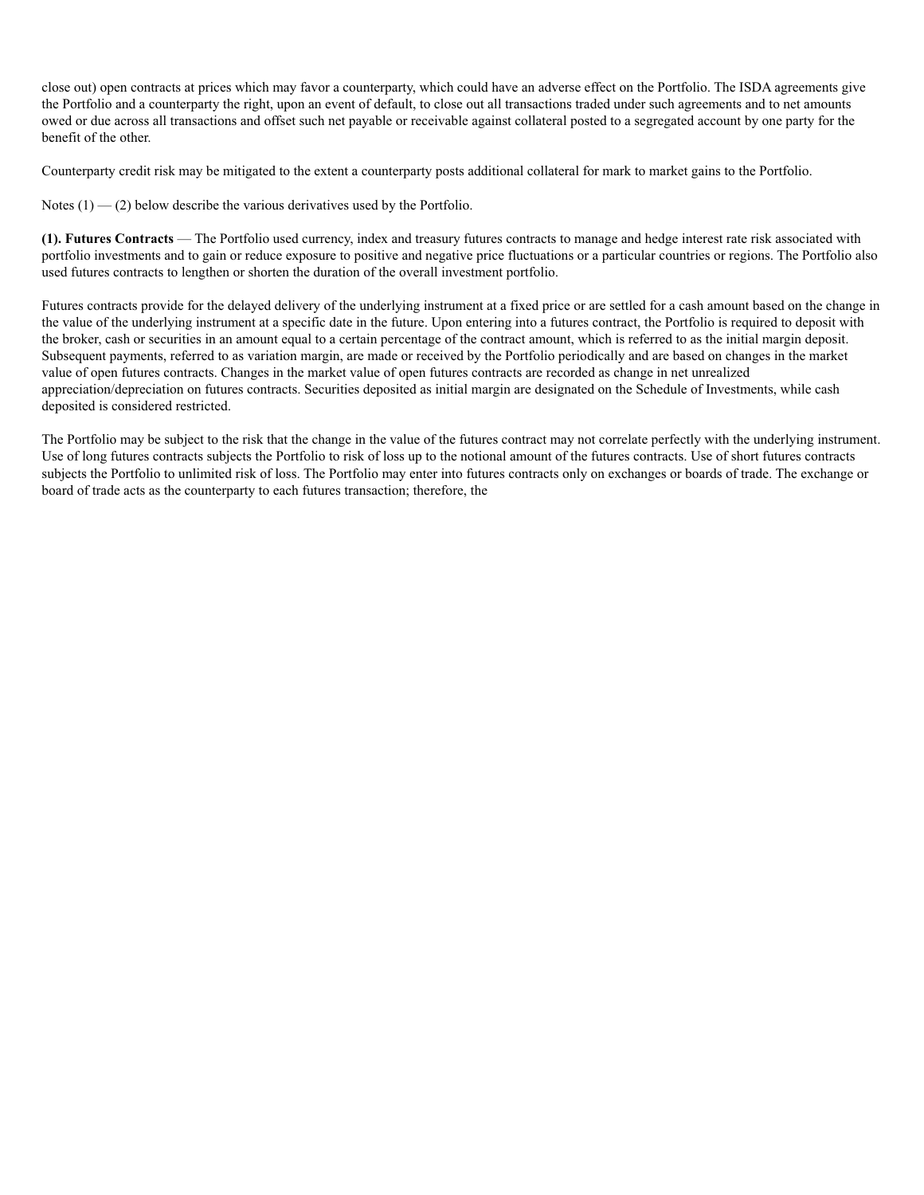close out) open contracts at prices which may favor a counterparty, which could have an adverse effect on the Portfolio. The ISDA agreements give the Portfolio and a counterparty the right, upon an event of default, to close out all transactions traded under such agreements and to net amounts owed or due across all transactions and offset such net payable or receivable against collateral posted to a segregated account by one party for the benefit of the other.

Counterparty credit risk may be mitigated to the extent a counterparty posts additional collateral for mark to market gains to the Portfolio.

Notes (1) — (2) below describe the various derivatives used by the Portfolio.

**(1). Futures Contracts** — The Portfolio used currency, index and treasury futures contracts to manage and hedge interest rate risk associated with portfolio investments and to gain or reduce exposure to positive and negative price fluctuations or a particular countries or regions. The Portfolio also used futures contracts to lengthen or shorten the duration of the overall investment portfolio.

Futures contracts provide for the delayed delivery of the underlying instrument at a fixed price or are settled for a cash amount based on the change in the value of the underlying instrument at a specific date in the future. Upon entering into a futures contract, the Portfolio is required to deposit with the broker, cash or securities in an amount equal to a certain percentage of the contract amount, which is referred to as the initial margin deposit. Subsequent payments, referred to as variation margin, are made or received by the Portfolio periodically and are based on changes in the market value of open futures contracts. Changes in the market value of open futures contracts are recorded as change in net unrealized appreciation/depreciation on futures contracts. Securities deposited as initial margin are designated on the Schedule of Investments, while cash deposited is considered restricted.

The Portfolio may be subject to the risk that the change in the value of the futures contract may not correlate perfectly with the underlying instrument. Use of long futures contracts subjects the Portfolio to risk of loss up to the notional amount of the futures contracts. Use of short futures contracts subjects the Portfolio to unlimited risk of loss. The Portfolio may enter into futures contracts only on exchanges or boards of trade. The exchange or board of trade acts as the counterparty to each futures transaction; therefore, the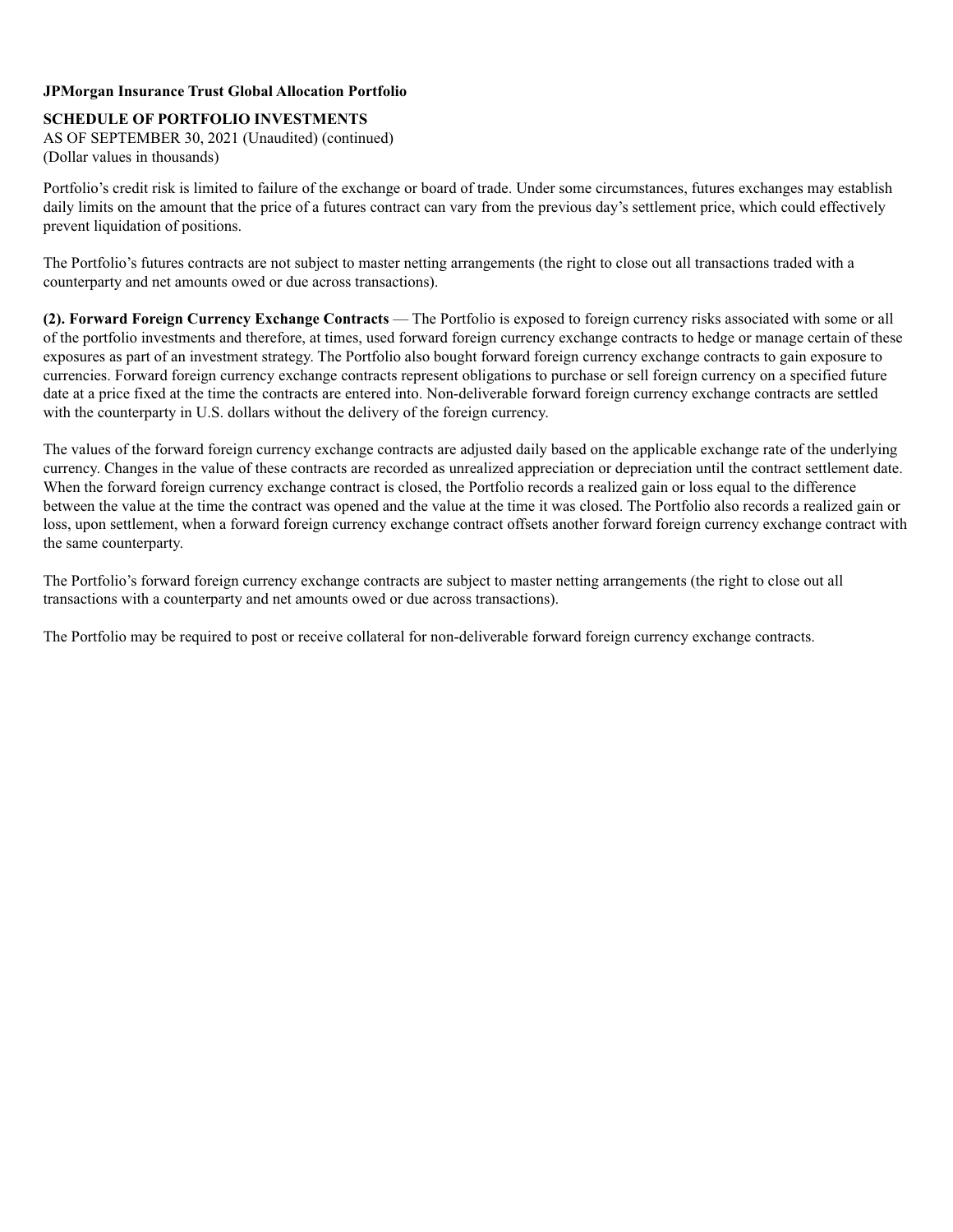**JPMorgan Insurance Trust Global Allocation Portfolio**

**SCHEDULE OF PORTFOLIO INVESTMENTS**
AS OF SEPTEMBER 30, 2021 (Unaudited) (continued)
(Dollar values in thousands)

Portfolio's credit risk is limited to failure of the exchange or board of trade. Under some circumstances, futures exchanges may establish daily limits on the amount that the price of a futures contract can vary from the previous day's settlement price, which could effectively prevent liquidation of positions.

The Portfolio's futures contracts are not subject to master netting arrangements (the right to close out all transactions traded with a counterparty and net amounts owed or due across transactions).

**(2). Forward Foreign Currency Exchange Contracts** — The Portfolio is exposed to foreign currency risks associated with some or all of the portfolio investments and therefore, at times, used forward foreign currency exchange contracts to hedge or manage certain of these exposures as part of an investment strategy. The Portfolio also bought forward foreign currency exchange contracts to gain exposure to currencies. Forward foreign currency exchange contracts represent obligations to purchase or sell foreign currency on a specified future date at a price fixed at the time the contracts are entered into. Non-deliverable forward foreign currency exchange contracts are settled with the counterparty in U.S. dollars without the delivery of the foreign currency.

The values of the forward foreign currency exchange contracts are adjusted daily based on the applicable exchange rate of the underlying currency. Changes in the value of these contracts are recorded as unrealized appreciation or depreciation until the contract settlement date. When the forward foreign currency exchange contract is closed, the Portfolio records a realized gain or loss equal to the difference between the value at the time the contract was opened and the value at the time it was closed. The Portfolio also records a realized gain or loss, upon settlement, when a forward foreign currency exchange contract offsets another forward foreign currency exchange contract with the same counterparty.

The Portfolio's forward foreign currency exchange contracts are subject to master netting arrangements (the right to close out all transactions with a counterparty and net amounts owed or due across transactions).

The Portfolio may be required to post or receive collateral for non-deliverable forward foreign currency exchange contracts.